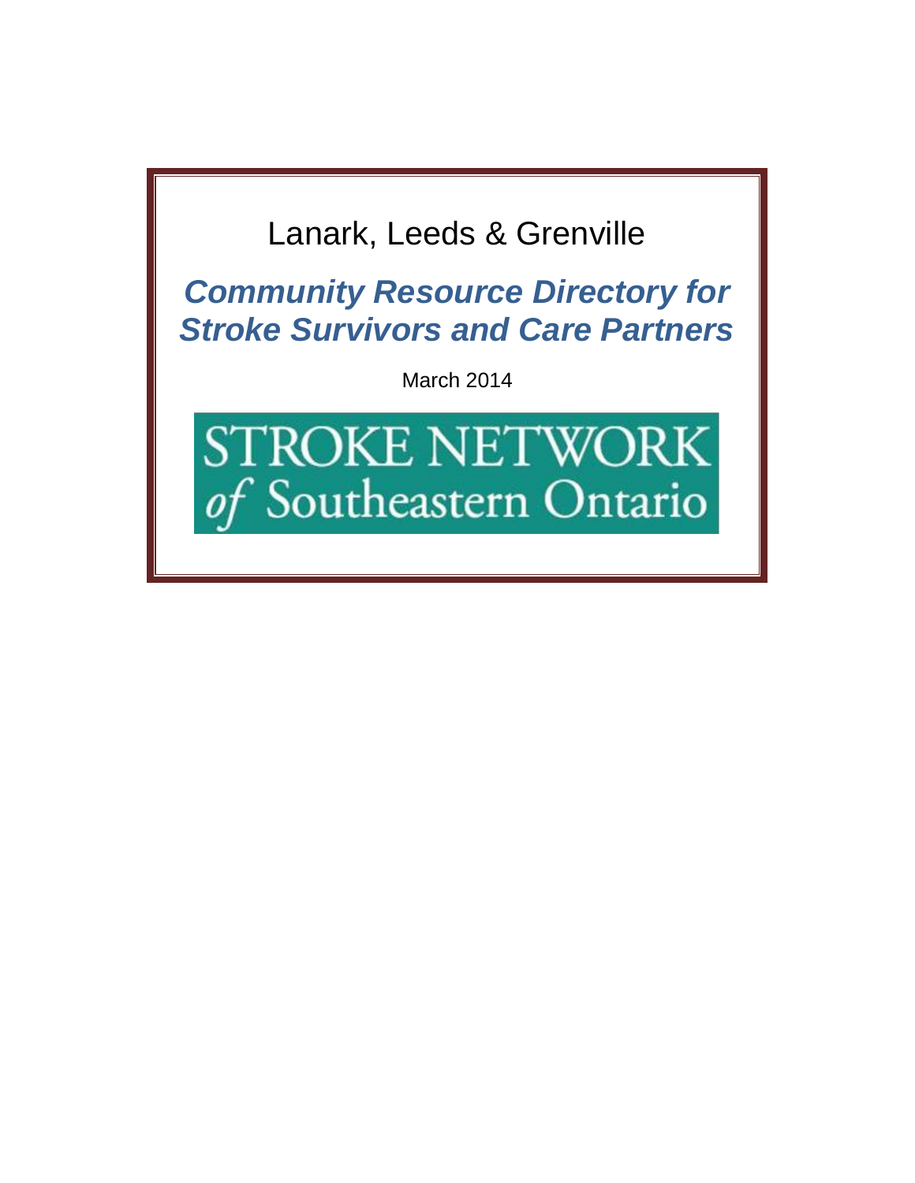Lanark, Leeds & Grenville

# *Community Resource Directory for Stroke Survivors and Care Partners*

March 2014

STROKE NETWORK *of* Southeastern Ontario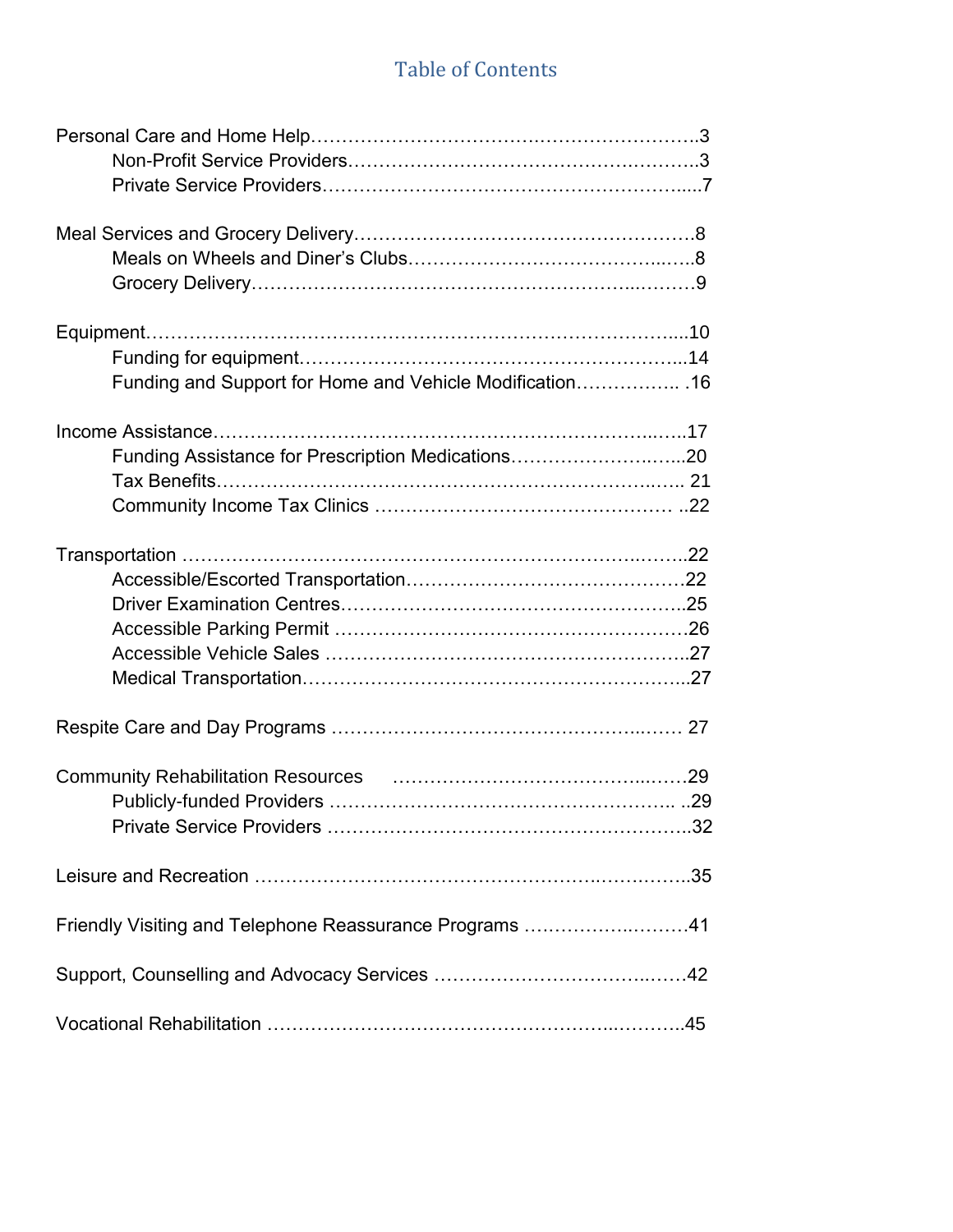# Table of Contents

Personal Care and Home Help……………………………………………………….3
- Non-Profit Service Providers…………………………………………….………..3
- Private Service Providers……………………………………………………......7

Meal Services and Grocery Delivery……………………………………………….8
- Meals on Wheels and Diner's Clubs……………………………………..…..8
- Grocery Delivery…………………………………………………………...………9

Equipment………………………………………………………………………….....10
- Funding for equipment……………………………………………………...14
- Funding and Support for Home and Vehicle Modification…………….. .16

Income Assistance……………………………………………………………...…..17
- Funding Assistance for Prescription Medications……………………..…...20
- Tax Benefits……………………………………………………………..….. 21
- Community Income Tax Clinics ……………………………………….. ..22

Transportation ……………………………………………………………..……..22
- Accessible/Escorted Transportation……………………………………22
- Driver Examination Centres………………………………………………..25
- Accessible Parking Permit ……………………………………………….26
- Accessible Vehicle Sales ………………………………………………..27
- Medical Transportation……………………………………………………...27

Respite Care and Day Programs …………………………………………...…… 27

Community Rehabilitation Resources ………………………………...……29
- Publicly-funded Providers ……………………………………………….. ..29
- Private Service Providers ………………………………………………...32

Leisure and Recreation ……………………………………………..…………..35

Friendly Visiting and Telephone Reassurance Programs …………..………41

Support, Counselling and Advocacy Services …………………………..……42

Vocational Rehabilitation ……………………………………………...………..45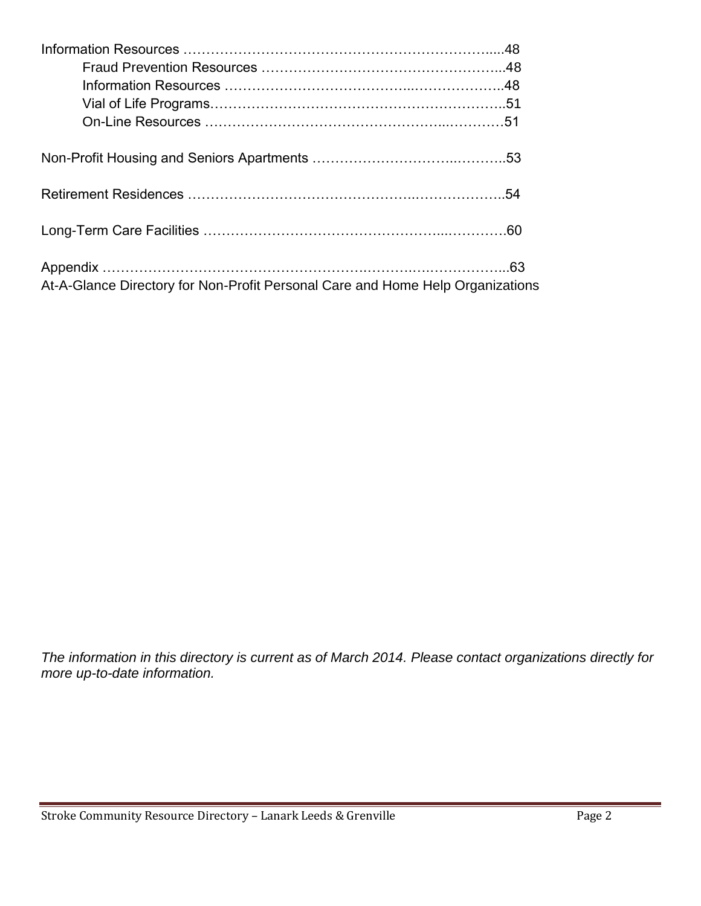Information Resources ………………………………………………………….....48

- Fraud Prevention Resources ……………………………………………...48
- Information Resources ……………………………...………………..48
- Vial of Life Programs………………………………………………………..51
- On-Line Resources …………….…………………………...…………51

Non-Profit Housing and Seniors Apartments ……………….……..………..53

Retirement Residences ……………………………………..………………..54

Long-Term Care Facilities ………………………………………...………….60

Appendix ……………………………………………….……….….……………...63
At-A-Glance Directory for Non-Profit Personal Care and Home Help Organizations

*The information in this directory is current as of March 2014. Please contact organizations directly for more up-to-date information.*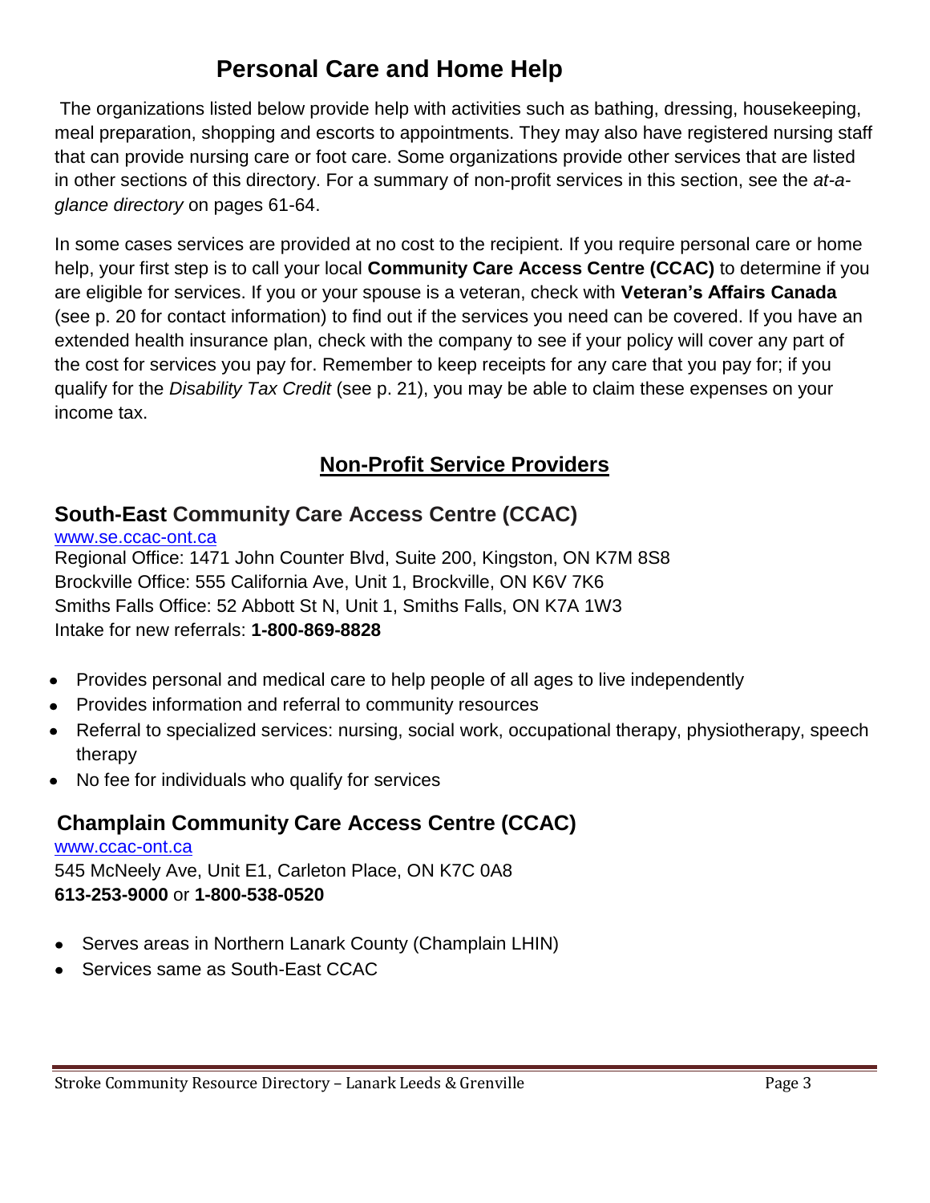# Personal Care and Home Help

The organizations listed below provide help with activities such as bathing, dressing, housekeeping, meal preparation, shopping and escorts to appointments. They may also have registered nursing staff that can provide nursing care or foot care. Some organizations provide other services that are listed in other sections of this directory. For a summary of non-profit services in this section, see the *at-a-glance directory* on pages 61-64.

In some cases services are provided at no cost to the recipient. If you require personal care or home help, your first step is to call your local **Community Care Access Centre (CCAC)** to determine if you are eligible for services. If you or your spouse is a veteran, check with **Veteran's Affairs Canada** (see p. 20 for contact information) to find out if the services you need can be covered. If you have an extended health insurance plan, check with the company to see if your policy will cover any part of the cost for services you pay for. Remember to keep receipts for any care that you pay for; if you qualify for the *Disability Tax Credit* (see p. 21), you may be able to claim these expenses on your income tax.

## Non-Profit Service Providers

### South-East Community Care Access Centre (CCAC)

www.se.ccac-ont.ca
Regional Office: 1471 John Counter Blvd, Suite 200, Kingston, ON K7M 8S8
Brockville Office: 555 California Ave, Unit 1, Brockville, ON K6V 7K6
Smiths Falls Office: 52 Abbott St N, Unit 1, Smiths Falls, ON K7A 1W3
Intake for new referrals: **1-800-869-8828**

- Provides personal and medical care to help people of all ages to live independently
- Provides information and referral to community resources
- Referral to specialized services: nursing, social work, occupational therapy, physiotherapy, speech therapy
- No fee for individuals who qualify for services

### Champlain Community Care Access Centre (CCAC)

www.ccac-ont.ca
545 McNeely Ave, Unit E1, Carleton Place, ON K7C 0A8
**613-253-9000** or **1-800-538-0520**

- Serves areas in Northern Lanark County (Champlain LHIN)
- Services same as South-East CCAC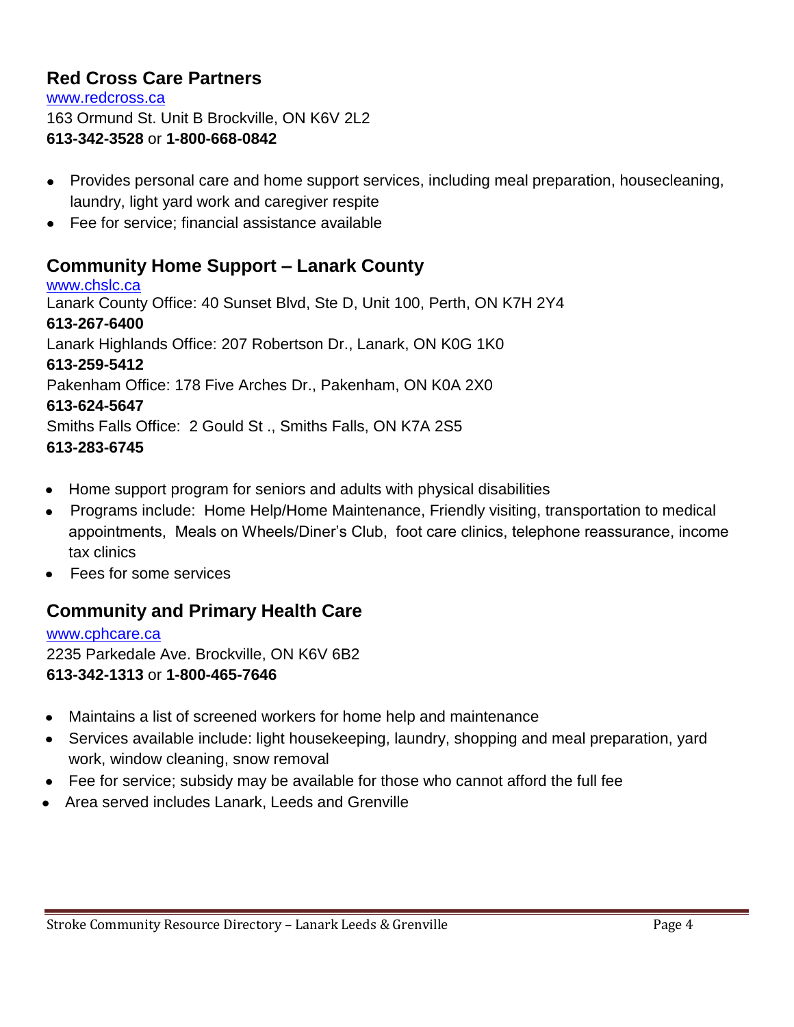## Red Cross Care Partners

www.redcross.ca
163 Ormund St. Unit B Brockville, ON K6V 2L2
**613-342-3528** or **1-800-668-0842**

- Provides personal care and home support services, including meal preparation, housecleaning, laundry, light yard work and caregiver respite
- Fee for service; financial assistance available

## Community Home Support – Lanark County

www.chslc.ca
Lanark County Office: 40 Sunset Blvd, Ste D, Unit 100, Perth, ON K7H 2Y4
**613-267-6400**
Lanark Highlands Office: 207 Robertson Dr., Lanark, ON K0G 1K0
**613-259-5412**
Pakenham Office: 178 Five Arches Dr., Pakenham, ON K0A 2X0
**613-624-5647**
Smiths Falls Office: 2 Gould St ., Smiths Falls, ON K7A 2S5
**613-283-6745**

- Home support program for seniors and adults with physical disabilities
- Programs include: Home Help/Home Maintenance, Friendly visiting, transportation to medical appointments, Meals on Wheels/Diner's Club, foot care clinics, telephone reassurance, income tax clinics
- Fees for some services

## Community and Primary Health Care

www.cphcare.ca
2235 Parkedale Ave. Brockville, ON K6V 6B2
**613-342-1313** or **1-800-465-7646**

- Maintains a list of screened workers for home help and maintenance
- Services available include: light housekeeping, laundry, shopping and meal preparation, yard work, window cleaning, snow removal
- Fee for service; subsidy may be available for those who cannot afford the full fee
- Area served includes Lanark, Leeds and Grenville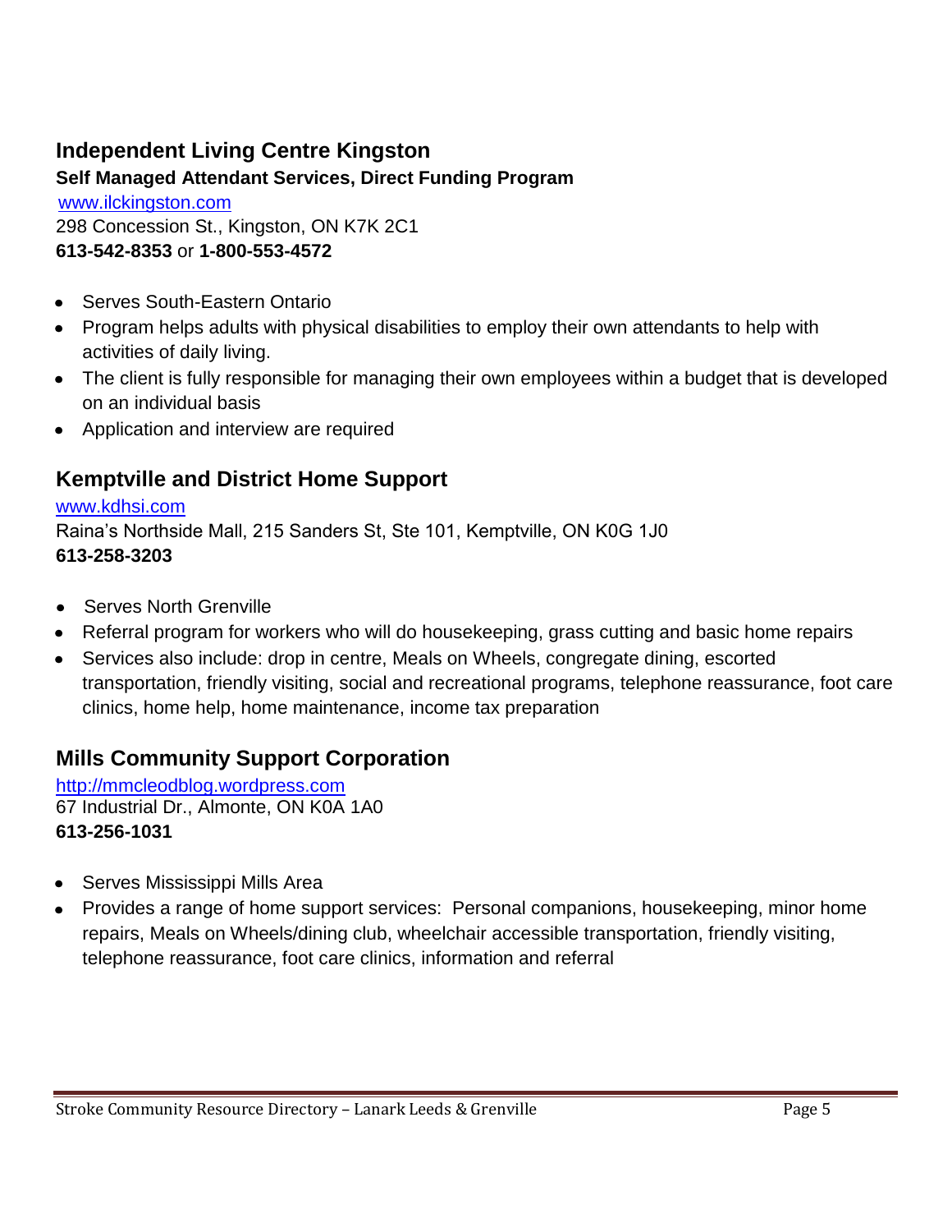## Independent Living Centre Kingston

**Self Managed Attendant Services, Direct Funding Program**

www.ilckingston.com

298 Concession St., Kingston, ON K7K 2C1

**613-542-8353** or **1-800-553-4572**

- Serves South-Eastern Ontario
- Program helps adults with physical disabilities to employ their own attendants to help with activities of daily living.
- The client is fully responsible for managing their own employees within a budget that is developed on an individual basis
- Application and interview are required

## Kemptville and District Home Support

www.kdhsi.com

Raina's Northside Mall, 215 Sanders St, Ste 101, Kemptville, ON K0G 1J0

**613-258-3203**

- Serves North Grenville
- Referral program for workers who will do housekeeping, grass cutting and basic home repairs
- Services also include: drop in centre, Meals on Wheels, congregate dining, escorted transportation, friendly visiting, social and recreational programs, telephone reassurance, foot care clinics, home help, home maintenance, income tax preparation

## Mills Community Support Corporation

http://mmcleodblog.wordpress.com

67 Industrial Dr., Almonte, ON K0A 1A0

**613-256-1031**

- Serves Mississippi Mills Area
- Provides a range of home support services: Personal companions, housekeeping, minor home repairs, Meals on Wheels/dining club, wheelchair accessible transportation, friendly visiting, telephone reassurance, foot care clinics, information and referral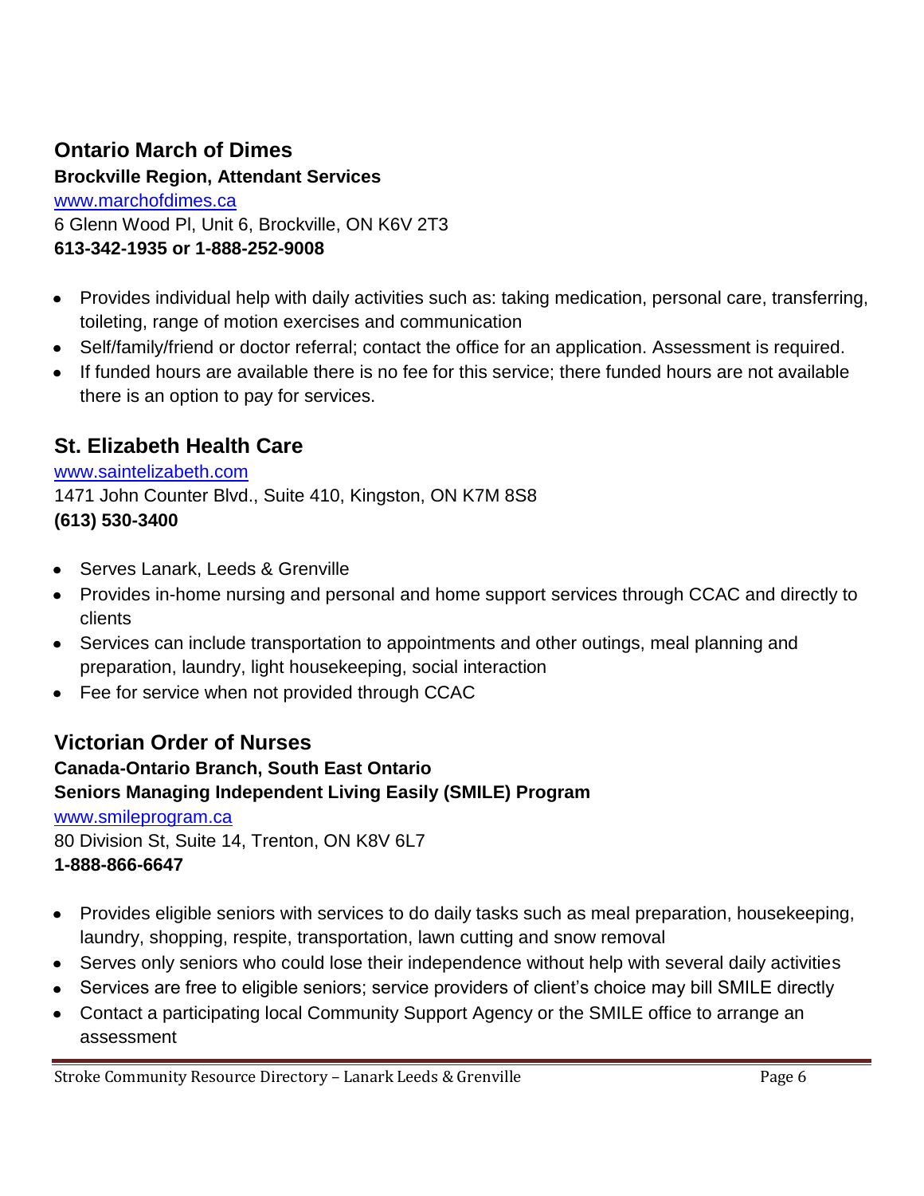## Ontario March of Dimes

**Brockville Region, Attendant Services**

[www.marchofdimes.ca](http://www.marchofdimes.ca)
6 Glenn Wood Pl, Unit 6, Brockville, ON K6V 2T3
**613-342-1935 or 1-888-252-9008**

- Provides individual help with daily activities such as: taking medication, personal care, transferring, toileting, range of motion exercises and communication
- Self/family/friend or doctor referral; contact the office for an application. Assessment is required.
- If funded hours are available there is no fee for this service; there funded hours are not available there is an option to pay for services.

## St. Elizabeth Health Care

[www.saintelizabeth.com](http://www.saintelizabeth.com)
1471 John Counter Blvd., Suite 410, Kingston, ON K7M 8S8
**(613) 530-3400**

- Serves Lanark, Leeds & Grenville
- Provides in-home nursing and personal and home support services through CCAC and directly to clients
- Services can include transportation to appointments and other outings, meal planning and preparation, laundry, light housekeeping, social interaction
- Fee for service when not provided through CCAC

## Victorian Order of Nurses

**Canada-Ontario Branch, South East Ontario**
**Seniors Managing Independent Living Easily (SMILE) Program**

[www.smileprogram.ca](http://www.smileprogram.ca)
80 Division St, Suite 14, Trenton, ON K8V 6L7
**1-888-866-6647**

- Provides eligible seniors with services to do daily tasks such as meal preparation, housekeeping, laundry, shopping, respite, transportation, lawn cutting and snow removal
- Serves only seniors who could lose their independence without help with several daily activities
- Services are free to eligible seniors; service providers of client's choice may bill SMILE directly
- Contact a participating local Community Support Agency or the SMILE office to arrange an assessment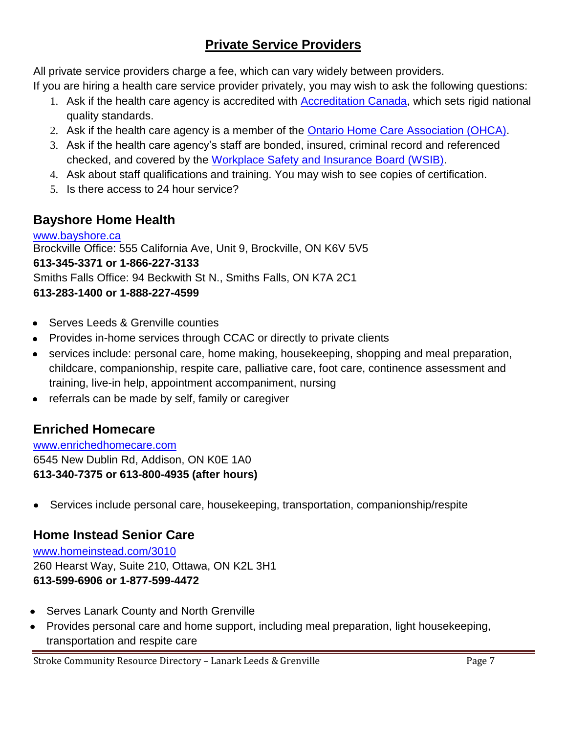## Private Service Providers

All private service providers charge a fee, which can vary widely between providers.
If you are hiring a health care service provider privately, you may wish to ask the following questions:

1. Ask if the health care agency is accredited with Accreditation Canada, which sets rigid national quality standards.
2. Ask if the health care agency is a member of the Ontario Home Care Association (OHCA).
3. Ask if the health care agency's staff are bonded, insured, criminal record and referenced checked, and covered by the Workplace Safety and Insurance Board (WSIB).
4. Ask about staff qualifications and training. You may wish to see copies of certification.
5. Is there access to 24 hour service?

### Bayshore Home Health

www.bayshore.ca
Brockville Office: 555 California Ave, Unit 9, Brockville, ON K6V 5V5
**613-345-3371 or 1-866-227-3133**
Smiths Falls Office: 94 Beckwith St N., Smiths Falls, ON K7A 2C1
**613-283-1400 or 1-888-227-4599**

- Serves Leeds & Grenville counties
- Provides in-home services through CCAC or directly to private clients
- services include: personal care, home making, housekeeping, shopping and meal preparation, childcare, companionship, respite care, palliative care, foot care, continence assessment and training, live-in help, appointment accompaniment, nursing
- referrals can be made by self, family or caregiver

### Enriched Homecare

www.enrichedhomecare.com
6545 New Dublin Rd, Addison, ON K0E 1A0
**613-340-7375 or 613-800-4935 (after hours)**

- Services include personal care, housekeeping, transportation, companionship/respite

### Home Instead Senior Care

www.homeinstead.com/3010
260 Hearst Way, Suite 210, Ottawa, ON K2L 3H1
**613-599-6906 or 1-877-599-4472**

- Serves Lanark County and North Grenville
- Provides personal care and home support, including meal preparation, light housekeeping, transportation and respite care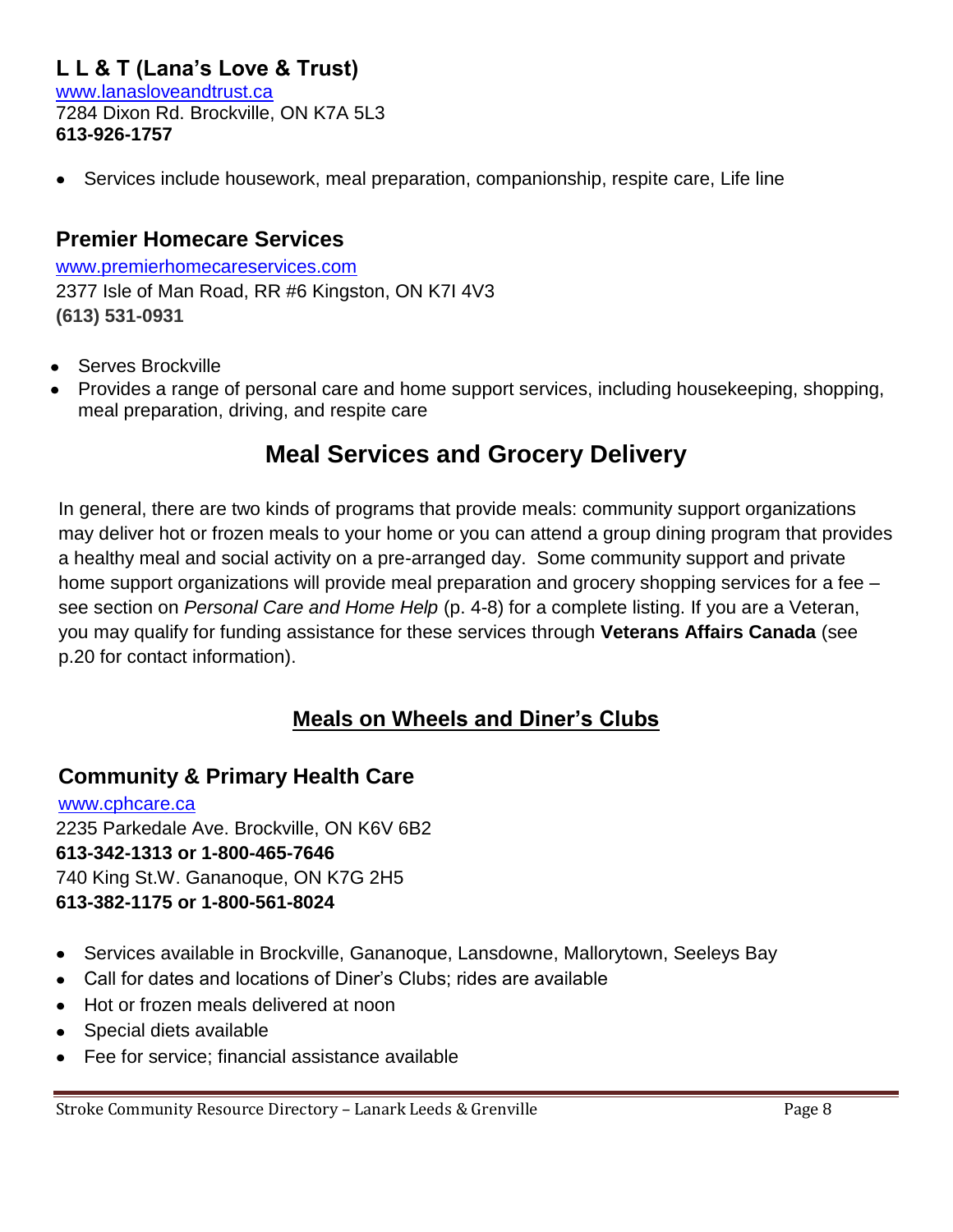### L L & T (Lana's Love & Trust)

[www.lanasloveandtrust.ca](http://www.lanasloveandtrust.ca)
7284 Dixon Rd. Brockville, ON K7A 5L3
**613-926-1757**

- Services include housework, meal preparation, companionship, respite care, Life line

### Premier Homecare Services

[www.premierhomecareservices.com](http://www.premierhomecareservices.com)
2377 Isle of Man Road, RR #6 Kingston, ON K7I 4V3
**(613) 531-0931**

- Serves Brockville
- Provides a range of personal care and home support services, including housekeeping, shopping, meal preparation, driving, and respite care

## Meal Services and Grocery Delivery

In general, there are two kinds of programs that provide meals: community support organizations may deliver hot or frozen meals to your home or you can attend a group dining program that provides a healthy meal and social activity on a pre-arranged day. Some community support and private home support organizations will provide meal preparation and grocery shopping services for a fee – see section on *Personal Care and Home Help* (p. 4-8) for a complete listing. If you are a Veteran, you may qualify for funding assistance for these services through **Veterans Affairs Canada** (see p.20 for contact information).

### Meals on Wheels and Diner's Clubs

### Community & Primary Health Care

[www.cphcare.ca](http://www.cphcare.ca)
2235 Parkedale Ave. Brockville, ON K6V 6B2
**613-342-1313 or 1-800-465-7646**
740 King St.W. Gananoque, ON K7G 2H5
**613-382-1175 or 1-800-561-8024**

- Services available in Brockville, Gananoque, Lansdowne, Mallorytown, Seeleys Bay
- Call for dates and locations of Diner's Clubs; rides are available
- Hot or frozen meals delivered at noon
- Special diets available
- Fee for service; financial assistance available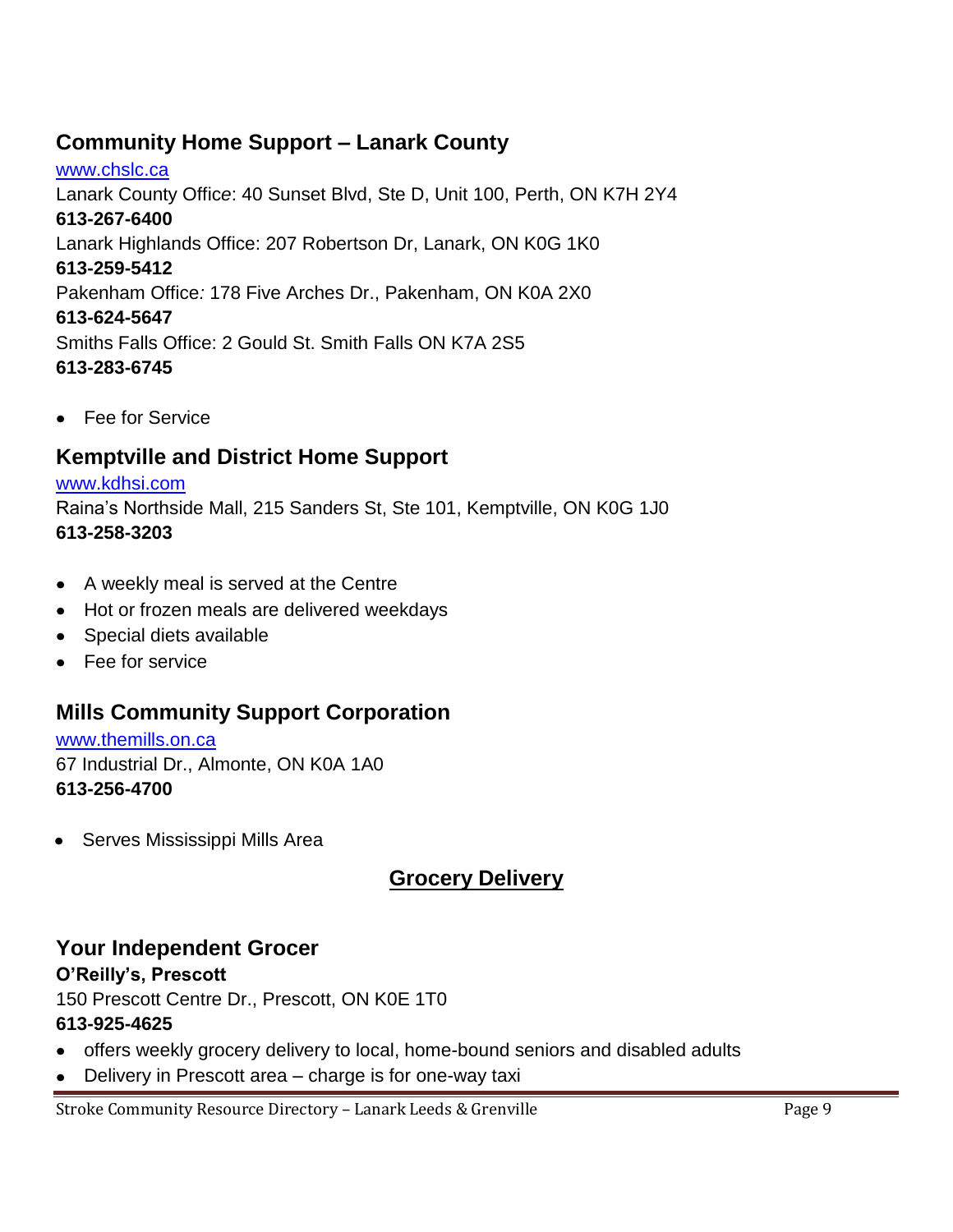## Community Home Support – Lanark County

[www.chslc.ca](http://www.chslc.ca)
Lanark County Office: 40 Sunset Blvd, Ste D, Unit 100, Perth, ON K7H 2Y4
**613-267-6400**
Lanark Highlands Office: 207 Robertson Dr, Lanark, ON K0G 1K0
**613-259-5412**
Pakenham Office: 178 Five Arches Dr., Pakenham, ON K0A 2X0
**613-624-5647**
Smiths Falls Office: 2 Gould St. Smith Falls ON K7A 2S5
**613-283-6745**

- Fee for Service

## Kemptville and District Home Support

[www.kdhsi.com](http://www.kdhsi.com)
Raina's Northside Mall, 215 Sanders St, Ste 101, Kemptville, ON K0G 1J0
**613-258-3203**

- A weekly meal is served at the Centre
- Hot or frozen meals are delivered weekdays
- Special diets available
- Fee for service

## Mills Community Support Corporation

[www.themills.on.ca](http://www.themills.on.ca)
67 Industrial Dr., Almonte, ON K0A 1A0
**613-256-4700**

- Serves Mississippi Mills Area

# Grocery Delivery

## Your Independent Grocer

**O'Reilly's, Prescott**
150 Prescott Centre Dr., Prescott, ON K0E 1T0
**613-925-4625**

- offers weekly grocery delivery to local, home-bound seniors and disabled adults
- Delivery in Prescott area – charge is for one-way taxi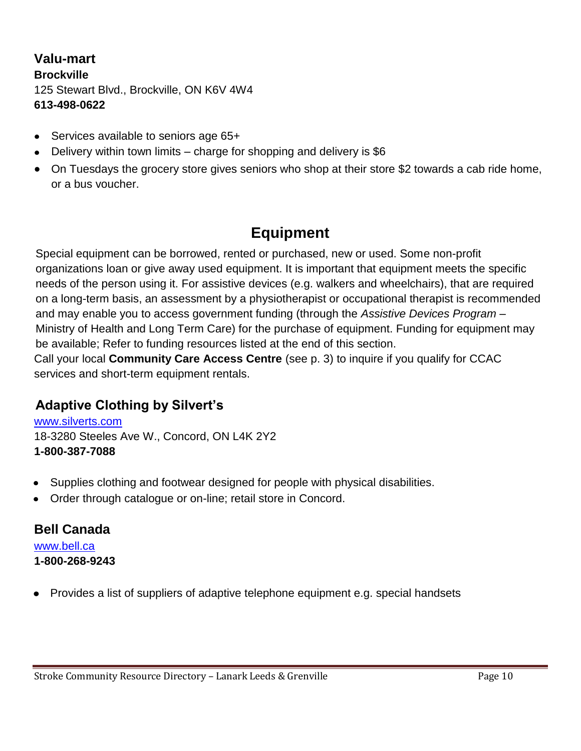### Valu-mart

**Brockville**
125 Stewart Blvd., Brockville, ON K6V 4W4
**613-498-0622**

- Services available to seniors age 65+
- Delivery within town limits – charge for shopping and delivery is $6
- On Tuesdays the grocery store gives seniors who shop at their store $2 towards a cab ride home, or a bus voucher.

## Equipment

Special equipment can be borrowed, rented or purchased, new or used. Some non-profit organizations loan or give away used equipment. It is important that equipment meets the specific needs of the person using it. For assistive devices (e.g. walkers and wheelchairs), that are required on a long-term basis, an assessment by a physiotherapist or occupational therapist is recommended and may enable you to access government funding (through the *Assistive Devices Program* – Ministry of Health and Long Term Care) for the purchase of equipment. Funding for equipment may be available; Refer to funding resources listed at the end of this section.

Call your local **Community Care Access Centre** (see p. 3) to inquire if you qualify for CCAC services and short-term equipment rentals.

### Adaptive Clothing by Silvert's

www.silverts.com
18-3280 Steeles Ave W., Concord, ON L4K 2Y2
**1-800-387-7088**

- Supplies clothing and footwear designed for people with physical disabilities.
- Order through catalogue or on-line; retail store in Concord.

### Bell Canada

www.bell.ca
**1-800-268-9243**

- Provides a list of suppliers of adaptive telephone equipment e.g. special handsets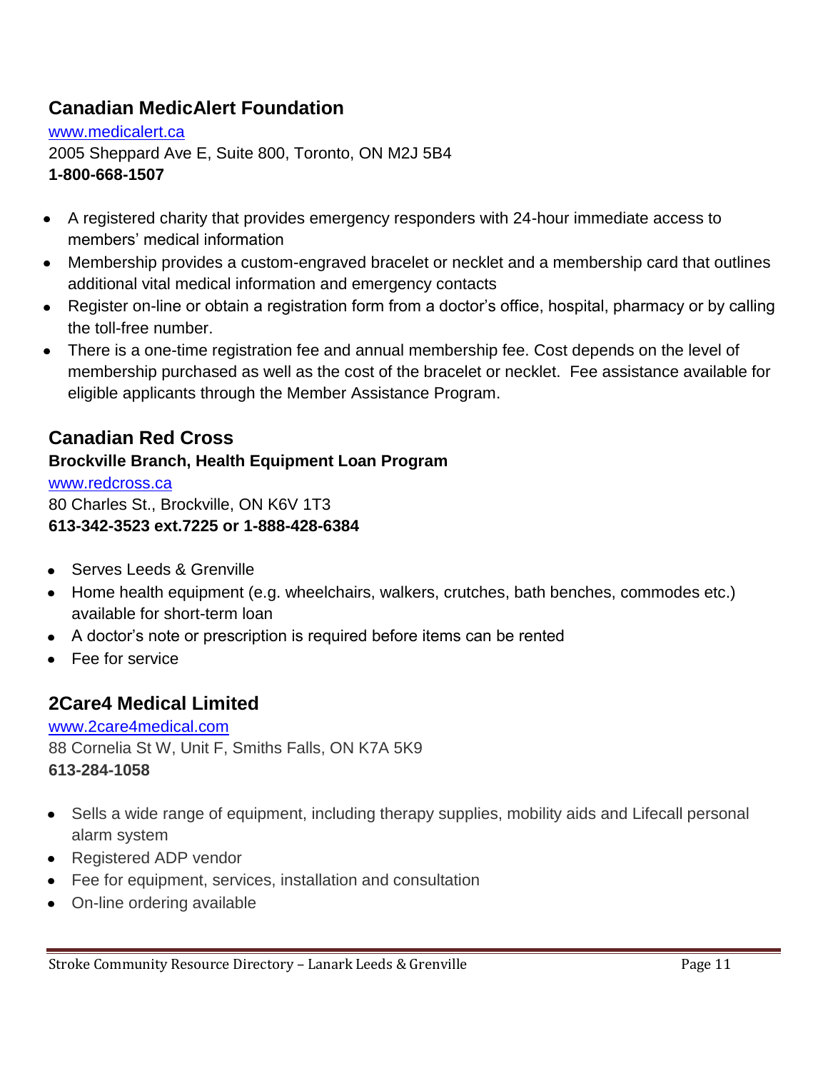## Canadian MedicAlert Foundation

www.medicalert.ca
2005 Sheppard Ave E, Suite 800, Toronto, ON M2J 5B4
**1-800-668-1507**

- A registered charity that provides emergency responders with 24-hour immediate access to members' medical information
- Membership provides a custom-engraved bracelet or necklet and a membership card that outlines additional vital medical information and emergency contacts
- Register on-line or obtain a registration form from a doctor's office, hospital, pharmacy or by calling the toll-free number.
- There is a one-time registration fee and annual membership fee. Cost depends on the level of membership purchased as well as the cost of the bracelet or necklet. Fee assistance available for eligible applicants through the Member Assistance Program.

## Canadian Red Cross

**Brockville Branch, Health Equipment Loan Program**

www.redcross.ca
80 Charles St., Brockville, ON K6V 1T3
**613-342-3523 ext.7225 or 1-888-428-6384**

- Serves Leeds & Grenville
- Home health equipment (e.g. wheelchairs, walkers, crutches, bath benches, commodes etc.) available for short-term loan
- A doctor's note or prescription is required before items can be rented
- Fee for service

## 2Care4 Medical Limited

www.2care4medical.com
88 Cornelia St W, Unit F, Smiths Falls, ON K7A 5K9
**613-284-1058**

- Sells a wide range of equipment, including therapy supplies, mobility aids and Lifecall personal alarm system
- Registered ADP vendor
- Fee for equipment, services, installation and consultation
- On-line ordering available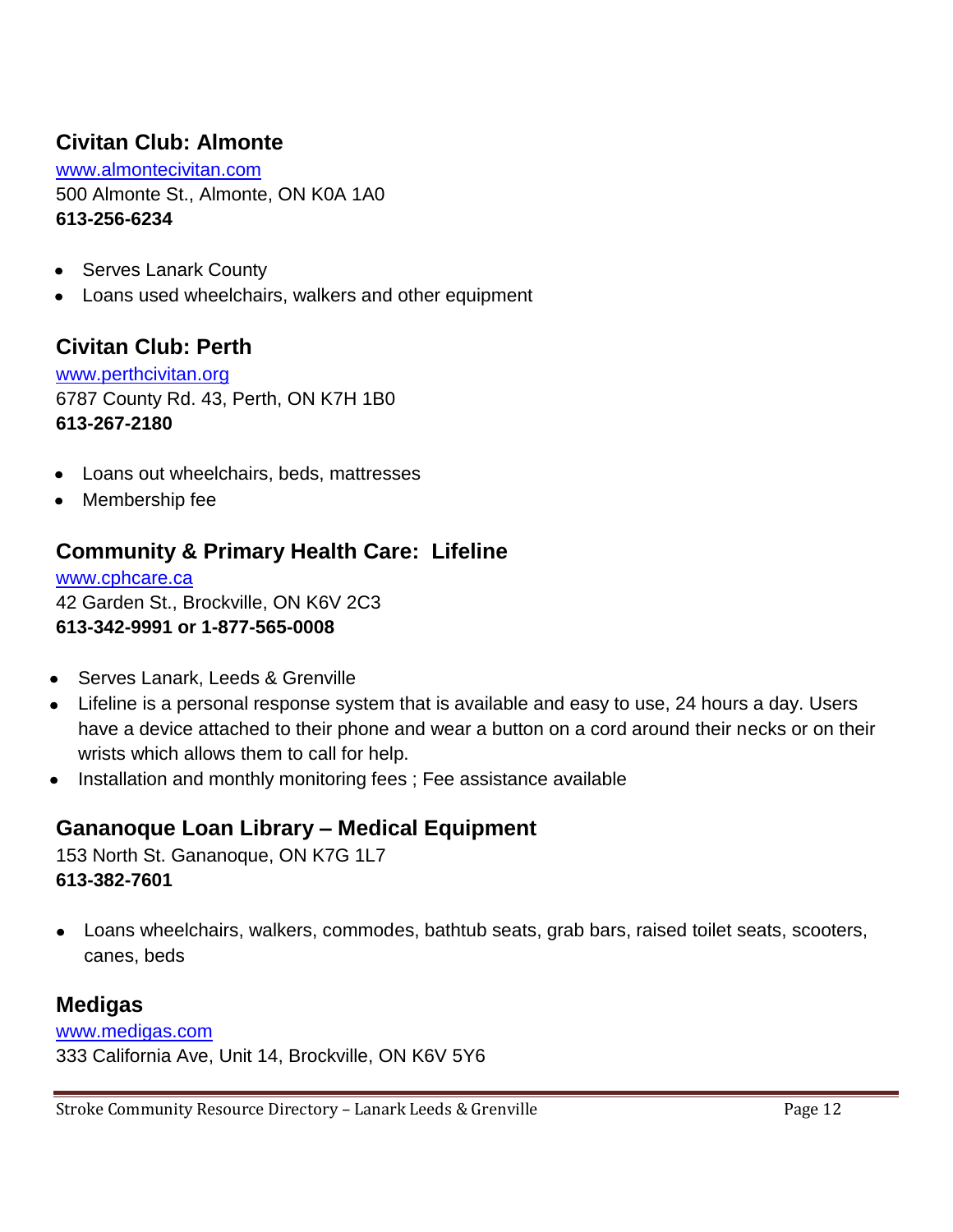## Civitan Club: Almonte

[www.almontecivitan.com](http://www.almontecivitan.com)
500 Almonte St., Almonte, ON K0A 1A0
**613-256-6234**

- Serves Lanark County
- Loans used wheelchairs, walkers and other equipment

## Civitan Club: Perth

[www.perthcivitan.org](http://www.perthcivitan.org)
6787 County Rd. 43, Perth, ON K7H 1B0
**613-267-2180**

- Loans out wheelchairs, beds, mattresses
- Membership fee

## Community & Primary Health Care: Lifeline

[www.cphcare.ca](http://www.cphcare.ca)
42 Garden St., Brockville, ON K6V 2C3
**613-342-9991 or 1-877-565-0008**

- Serves Lanark, Leeds & Grenville
- Lifeline is a personal response system that is available and easy to use, 24 hours a day. Users have a device attached to their phone and wear a button on a cord around their necks or on their wrists which allows them to call for help.
- Installation and monthly monitoring fees ; Fee assistance available

## Gananoque Loan Library – Medical Equipment

153 North St. Gananoque, ON K7G 1L7
**613-382-7601**

- Loans wheelchairs, walkers, commodes, bathtub seats, grab bars, raised toilet seats, scooters, canes, beds

## Medigas

[www.medigas.com](http://www.medigas.com)
333 California Ave, Unit 14, Brockville, ON K6V 5Y6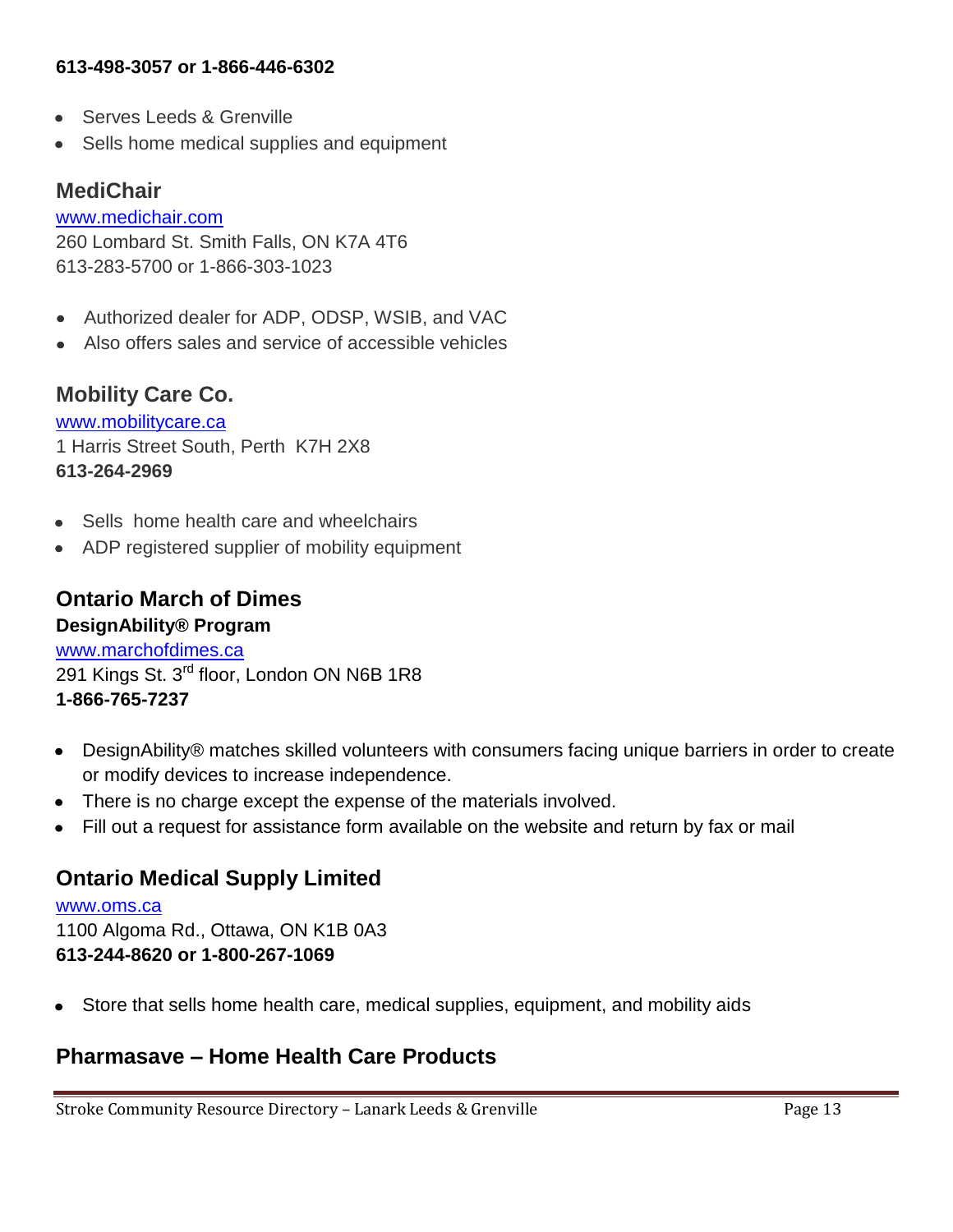**613-498-3057 or 1-866-446-6302**

- Serves Leeds & Grenville
- Sells home medical supplies and equipment

## MediChair

www.medichair.com
260 Lombard St. Smith Falls, ON K7A 4T6
613-283-5700 or 1-866-303-1023

- Authorized dealer for ADP, ODSP, WSIB, and VAC
- Also offers sales and service of accessible vehicles

## Mobility Care Co.

www.mobilitycare.ca
1 Harris Street South, Perth K7H 2X8
**613-264-2969**

- Sells home health care and wheelchairs
- ADP registered supplier of mobility equipment

## Ontario March of Dimes

**DesignAbility® Program**
www.marchofdimes.ca
291 Kings St. 3rd floor, London ON N6B 1R8
**1-866-765-7237**

- DesignAbility® matches skilled volunteers with consumers facing unique barriers in order to create or modify devices to increase independence.
- There is no charge except the expense of the materials involved.
- Fill out a request for assistance form available on the website and return by fax or mail

## Ontario Medical Supply Limited

www.oms.ca
1100 Algoma Rd., Ottawa, ON K1B 0A3
**613-244-8620 or 1-800-267-1069**

- Store that sells home health care, medical supplies, equipment, and mobility aids

## Pharmasave – Home Health Care Products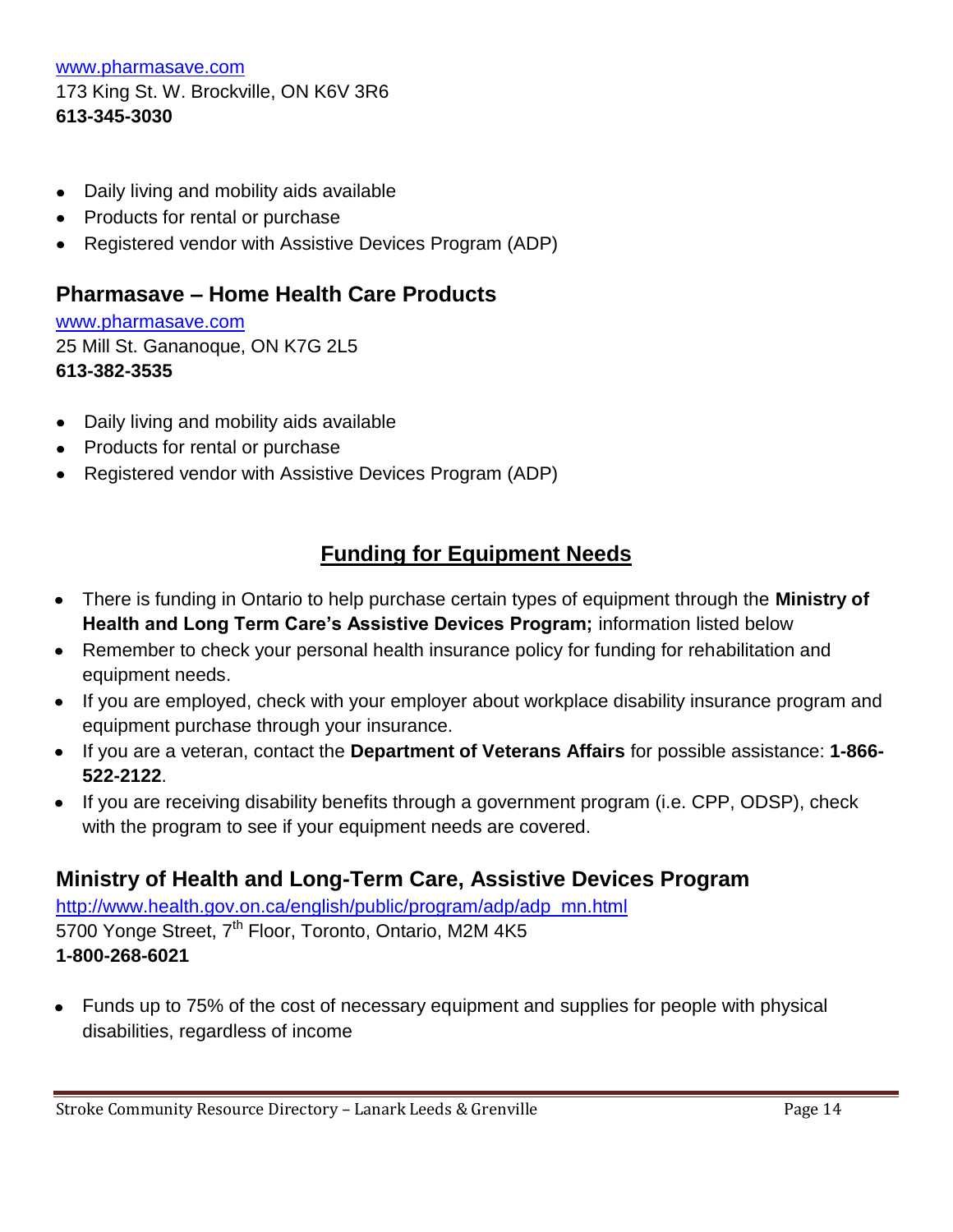[www.pharmasave.com](http://www.pharmasave.com)
173 King St. W. Brockville, ON K6V 3R6
**613-345-3030**

- Daily living and mobility aids available
- Products for rental or purchase
- Registered vendor with Assistive Devices Program (ADP)

### Pharmasave – Home Health Care Products

[www.pharmasave.com](http://www.pharmasave.com)
25 Mill St. Gananoque, ON K7G 2L5
**613-382-3535**

- Daily living and mobility aids available
- Products for rental or purchase
- Registered vendor with Assistive Devices Program (ADP)

## Funding for Equipment Needs

- There is funding in Ontario to help purchase certain types of equipment through the **Ministry of Health and Long Term Care's Assistive Devices Program;** information listed below
- Remember to check your personal health insurance policy for funding for rehabilitation and equipment needs.
- If you are employed, check with your employer about workplace disability insurance program and equipment purchase through your insurance.
- If you are a veteran, contact the **Department of Veterans Affairs** for possible assistance: **1-866-522-2122**.
- If you are receiving disability benefits through a government program (i.e. CPP, ODSP), check with the program to see if your equipment needs are covered.

### Ministry of Health and Long-Term Care, Assistive Devices Program

[http://www.health.gov.on.ca/english/public/program/adp/adp_mn.html](http://www.health.gov.on.ca/english/public/program/adp/adp_mn.html)
5700 Yonge Street, 7th Floor, Toronto, Ontario, M2M 4K5
**1-800-268-6021**

- Funds up to 75% of the cost of necessary equipment and supplies for people with physical disabilities, regardless of income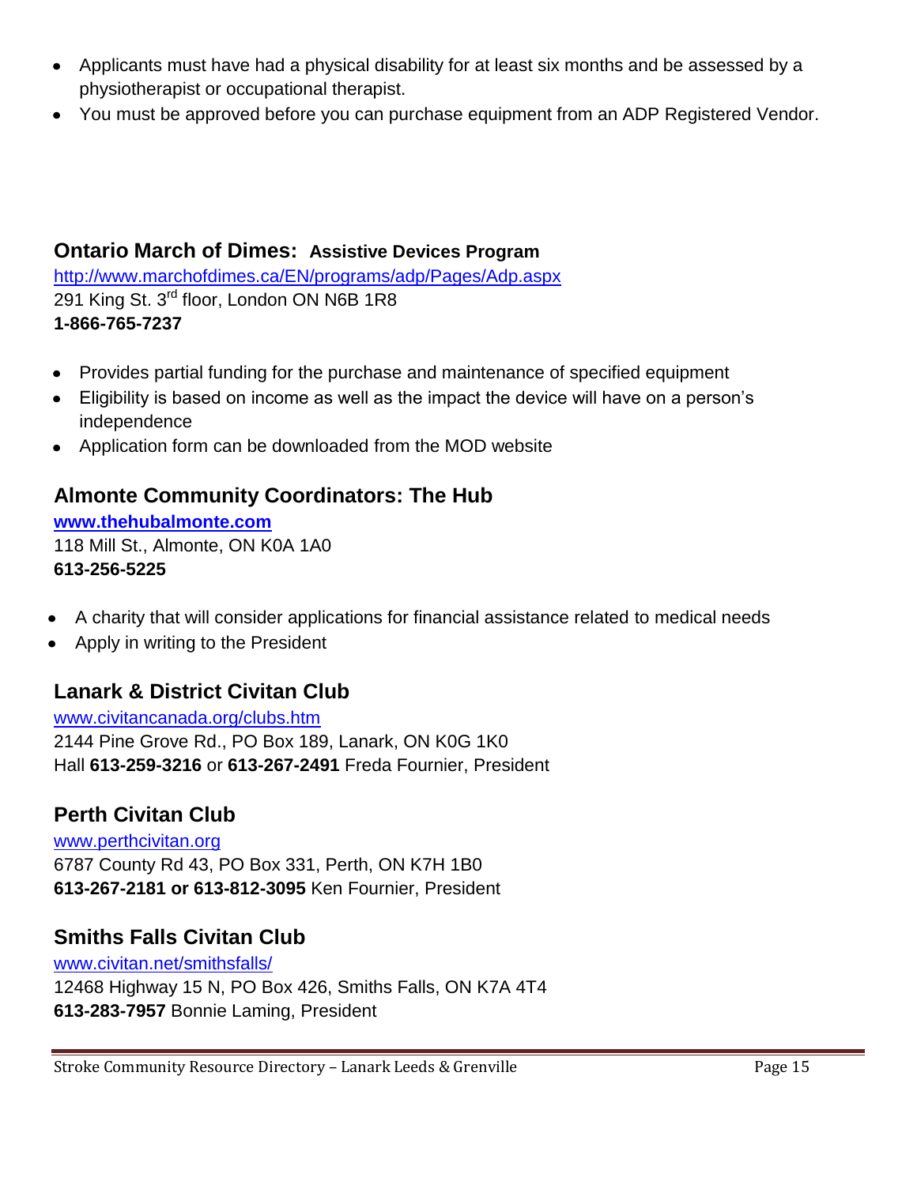- Applicants must have had a physical disability for at least six months and be assessed by a physiotherapist or occupational therapist.
- You must be approved before you can purchase equipment from an ADP Registered Vendor.

## Ontario March of Dimes: Assistive Devices Progam

http://www.marchofdimes.ca/EN/programs/adp/Pages/Adp.aspx
291 King St. 3rd floor, London ON N6B 1R8
**1-866-765-7237**

- Provides partial funding for the purchase and maintenance of specified equipment
- Eligibility is based on income as well as the impact the device will have on a person's independence
- Application form can be downloaded from the MOD website

## Almonte Community Coordinators: The Hub

**www.thehubalmonte.com**
118 Mill St., Almonte, ON K0A 1A0
**613-256-5225**

- A charity that will consider applications for financial assistance related to medical needs
- Apply in writing to the President

## Lanark & District Civitan Club

www.civitancanada.org/clubs.htm
2144 Pine Grove Rd., PO Box 189, Lanark, ON K0G 1K0
Hall **613-259-3216** or **613-267-2491** Freda Fournier, President

## Perth Civitan Club

www.perthcivitan.org
6787 County Rd 43, PO Box 331, Perth, ON K7H 1B0
**613-267-2181 or 613-812-3095** Ken Fournier, President

## Smiths Falls Civitan Club

www.civitan.net/smithsfalls/
12468 Highway 15 N, PO Box 426, Smiths Falls, ON K7A 4T4
**613-283-7957** Bonnie Laming, President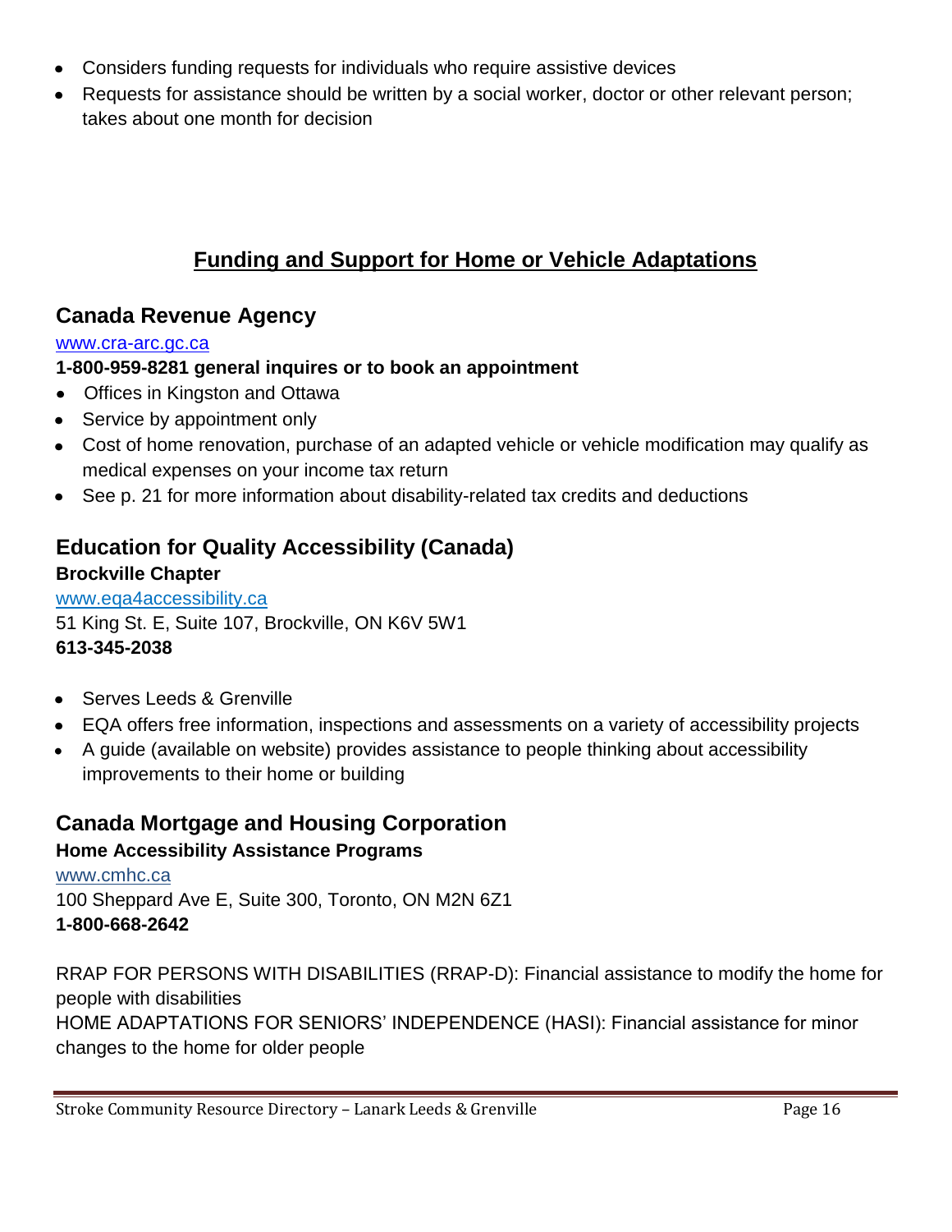- Considers funding requests for individuals who require assistive devices
- Requests for assistance should be written by a social worker, doctor or other relevant person; takes about one month for decision

## Funding and Support for Home or Vehicle Adaptations

### Canada Revenue Agency

www.cra-arc.gc.ca

**1-800-959-8281 general inquires or to book an appointment**

- Offices in Kingston and Ottawa
- Service by appointment only
- Cost of home renovation, purchase of an adapted vehicle or vehicle modification may qualify as medical expenses on your income tax return
- See p. 21 for more information about disability-related tax credits and deductions

### Education for Quality Accessibility (Canada)

**Brockville Chapter**

www.eqa4accessibility.ca

51 King St. E, Suite 107, Brockville, ON K6V 5W1

**613-345-2038**

- Serves Leeds & Grenville
- EQA offers free information, inspections and assessments on a variety of accessibility projects
- A guide (available on website) provides assistance to people thinking about accessibility improvements to their home or building

### Canada Mortgage and Housing Corporation

**Home Accessibility Assistance Programs**

www.cmhc.ca

100 Sheppard Ave E, Suite 300, Toronto, ON M2N 6Z1

**1-800-668-2642**

RRAP FOR PERSONS WITH DISABILITIES (RRAP-D): Financial assistance to modify the home for people with disabilities

HOME ADAPTATIONS FOR SENIORS' INDEPENDENCE (HASI): Financial assistance for minor changes to the home for older people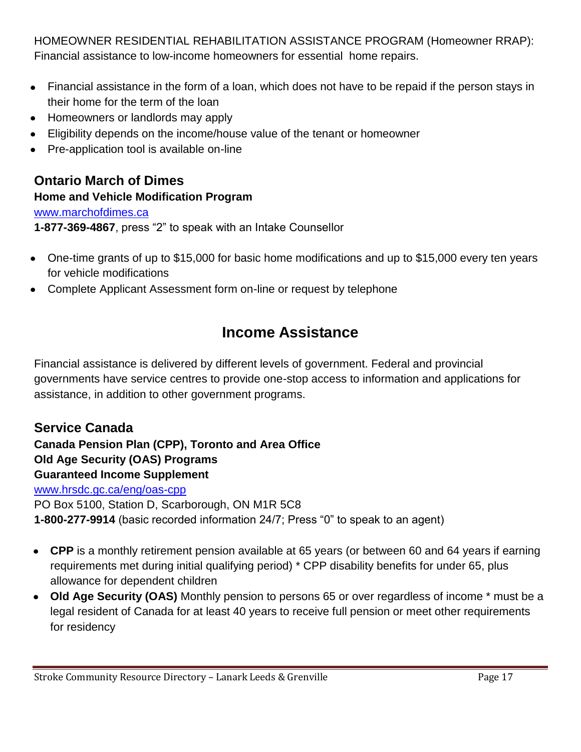HOMEOWNER RESIDENTIAL REHABILITATION ASSISTANCE PROGRAM (Homeowner RRAP): Financial assistance to low-income homeowners for essential home repairs.

- Financial assistance in the form of a loan, which does not have to be repaid if the person stays in their home for the term of the loan
- Homeowners or landlords may apply
- Eligibility depends on the income/house value of the tenant or homeowner
- Pre-application tool is available on-line

## Ontario March of Dimes

**Home and Vehicle Modification Program**

www.marchofdimes.ca

**1-877-369-4867**, press “2” to speak with an Intake Counsellor

- One-time grants of up to $15,000 for basic home modifications and up to $15,000 every ten years for vehicle modifications
- Complete Applicant Assessment form on-line or request by telephone

# Income Assistance

Financial assistance is delivered by different levels of government. Federal and provincial governments have service centres to provide one-stop access to information and applications for assistance, in addition to other government programs.

## Service Canada

**Canada Pension Plan (CPP), Toronto and Area Office**
**Old Age Security (OAS) Programs**
**Guaranteed Income Supplement**

www.hrsdc.gc.ca/eng/oas-cpp

PO Box 5100, Station D, Scarborough, ON M1R 5C8

**1-800-277-9914** (basic recorded information 24/7; Press “0” to speak to an agent)

- **CPP** is a monthly retirement pension available at 65 years (or between 60 and 64 years if earning requirements met during initial qualifying period) * CPP disability benefits for under 65, plus allowance for dependent children
- **Old Age Security (OAS)** Monthly pension to persons 65 or over regardless of income * must be a legal resident of Canada for at least 40 years to receive full pension or meet other requirements for residency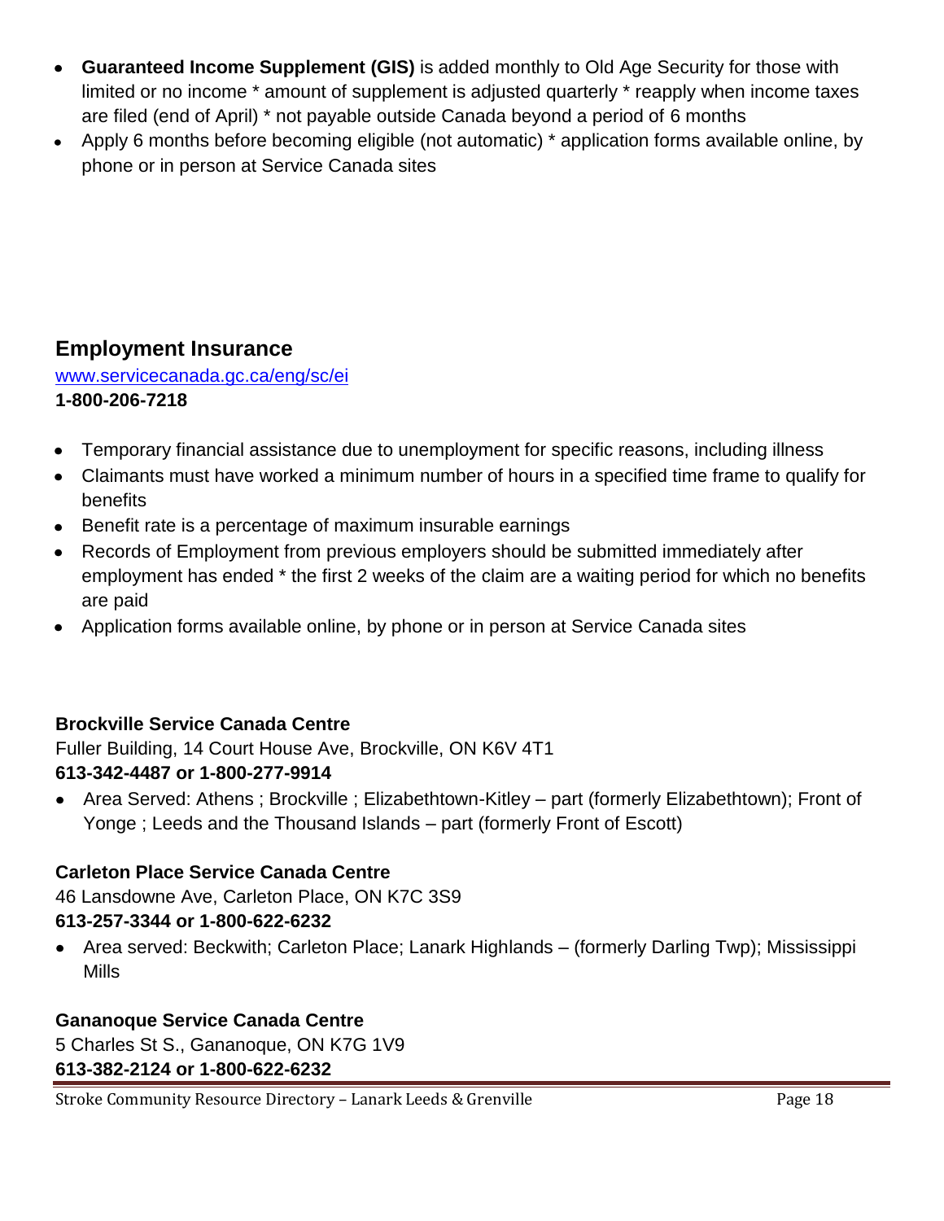- **Guaranteed Income Supplement (GIS)** is added monthly to Old Age Security for those with limited or no income * amount of supplement is adjusted quarterly * reapply when income taxes are filed (end of April) * not payable outside Canada beyond a period of 6 months
- Apply 6 months before becoming eligible (not automatic) * application forms available online, by phone or in person at Service Canada sites

## Employment Insurance

[www.servicecanada.gc.ca/eng/sc/ei](www.servicecanada.gc.ca/eng/sc/ei)
**1-800-206-7218**

- Temporary financial assistance due to unemployment for specific reasons, including illness
- Claimants must have worked a minimum number of hours in a specified time frame to qualify for benefits
- Benefit rate is a percentage of maximum insurable earnings
- Records of Employment from previous employers should be submitted immediately after employment has ended * the first 2 weeks of the claim are a waiting period for which no benefits are paid
- Application forms available online, by phone or in person at Service Canada sites

**Brockville Service Canada Centre**
Fuller Building, 14 Court House Ave, Brockville, ON K6V 4T1
**613-342-4487 or 1-800-277-9914**

- Area Served: Athens ; Brockville ; Elizabethtown-Kitley – part (formerly Elizabethtown); Front of Yonge ; Leeds and the Thousand Islands – part (formerly Front of Escott)

**Carleton Place Service Canada Centre**
46 Lansdowne Ave, Carleton Place, ON K7C 3S9
**613-257-3344 or 1-800-622-6232**

- Area served: Beckwith; Carleton Place; Lanark Highlands – (formerly Darling Twp); Mississippi Mills

**Gananoque Service Canada Centre**
5 Charles St S., Gananoque, ON K7G 1V9
**613-382-2124 or 1-800-622-6232**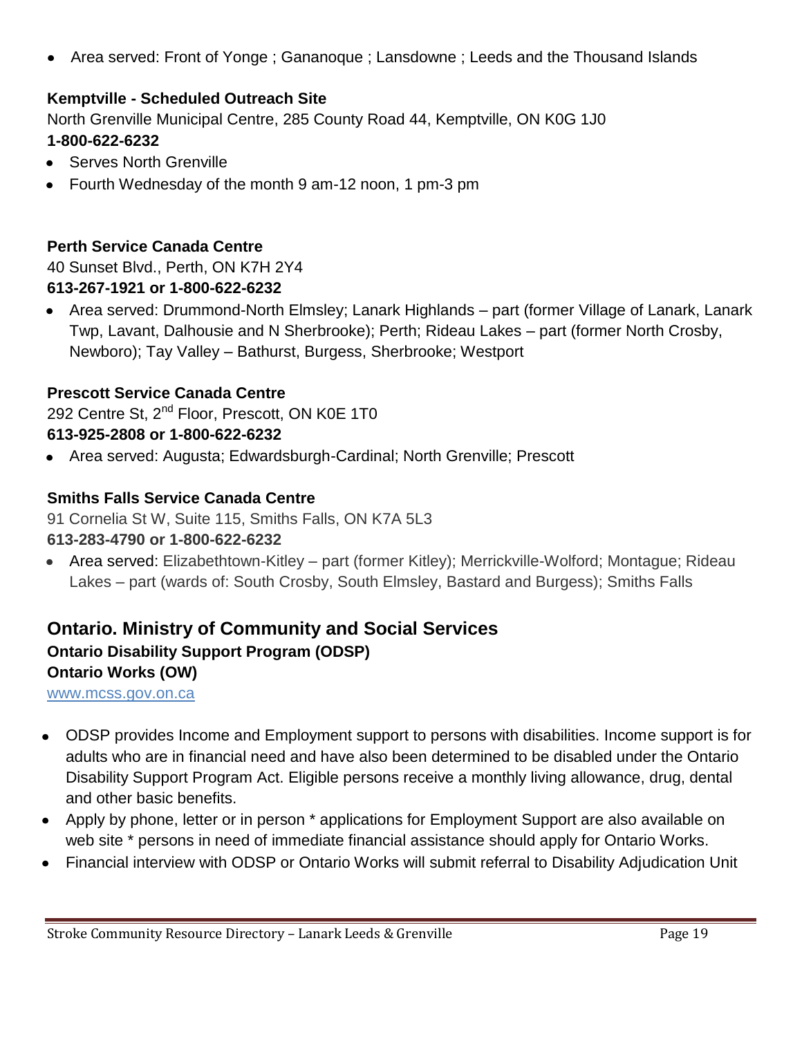- Area served: Front of Yonge ; Gananoque ; Lansdowne ; Leeds and the Thousand Islands

**Kemptville - Scheduled Outreach Site**
North Grenville Municipal Centre, 285 County Road 44, Kemptville, ON K0G 1J0
**1-800-622-6232**

- Serves North Grenville
- Fourth Wednesday of the month 9 am-12 noon, 1 pm-3 pm

**Perth Service Canada Centre**
40 Sunset Blvd., Perth, ON K7H 2Y4
**613-267-1921 or 1-800-622-6232**

- Area served: Drummond-North Elmsley; Lanark Highlands – part (former Village of Lanark, Lanark Twp, Lavant, Dalhousie and N Sherbrooke); Perth; Rideau Lakes – part (former North Crosby, Newboro); Tay Valley – Bathurst, Burgess, Sherbrooke; Westport

**Prescott Service Canada Centre**
292 Centre St, 2nd Floor, Prescott, ON K0E 1T0
**613-925-2808 or 1-800-622-6232**

- Area served: Augusta; Edwardsburgh-Cardinal; North Grenville; Prescott

**Smiths Falls Service Canada Centre**
91 Cornelia St W, Suite 115, Smiths Falls, ON K7A 5L3
**613-283-4790 or 1-800-622-6232**

- Area served: Elizabethtown-Kitley – part (former Kitley); Merrickville-Wolford; Montague; Rideau Lakes – part (wards of: South Crosby, South Elmsley, Bastard and Burgess); Smiths Falls

## Ontario. Ministry of Community and Social Services

**Ontario Disability Support Program (ODSP)**
**Ontario Works (OW)**
www.mcss.gov.on.ca

- ODSP provides Income and Employment support to persons with disabilities. Income support is for adults who are in financial need and have also been determined to be disabled under the Ontario Disability Support Program Act. Eligible persons receive a monthly living allowance, drug, dental and other basic benefits.
- Apply by phone, letter or in person * applications for Employment Support are also available on web site * persons in need of immediate financial assistance should apply for Ontario Works.
- Financial interview with ODSP or Ontario Works will submit referral to Disability Adjudication Unit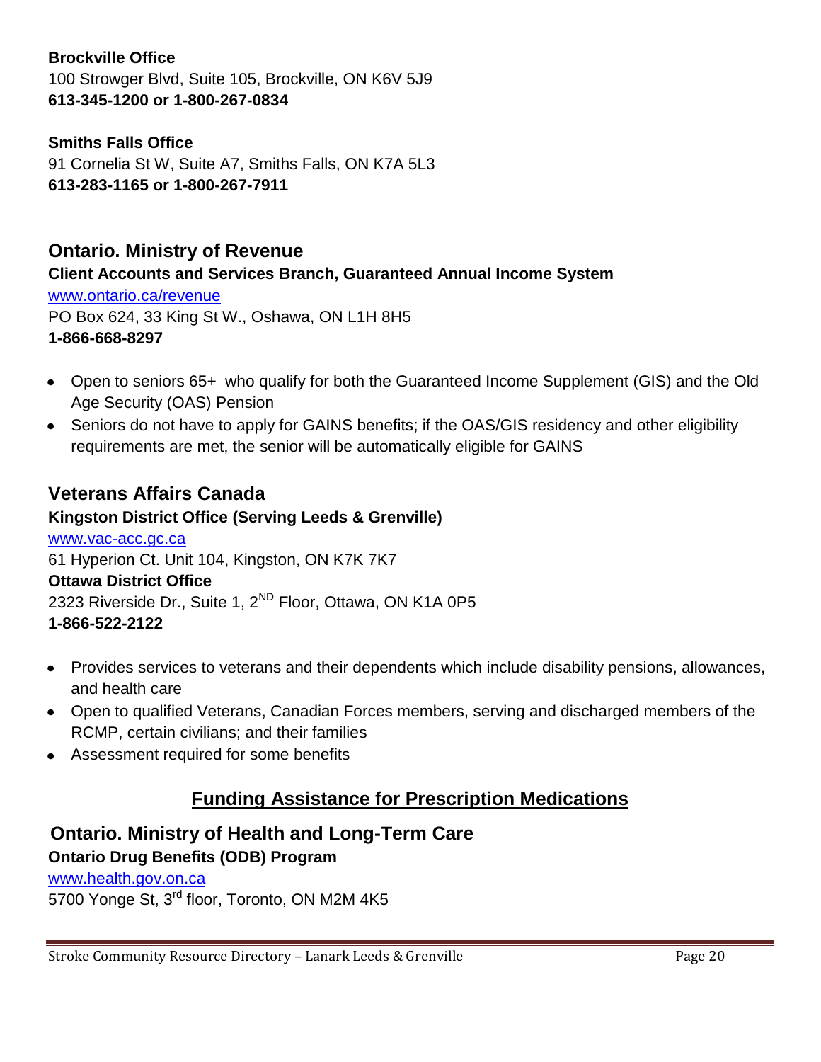**Brockville Office**
100 Strowger Blvd, Suite 105, Brockville, ON K6V 5J9
**613-345-1200 or 1-800-267-0834**

**Smiths Falls Office**
91 Cornelia St W, Suite A7, Smiths Falls, ON K7A 5L3
**613-283-1165 or 1-800-267-7911**

## Ontario. Ministry of Revenue

**Client Accounts and Services Branch, Guaranteed Annual Income System**
www.ontario.ca/revenue
PO Box 624, 33 King St W., Oshawa, ON L1H 8H5
**1-866-668-8297**

- Open to seniors 65+ who qualify for both the Guaranteed Income Supplement (GIS) and the Old Age Security (OAS) Pension
- Seniors do not have to apply for GAINS benefits; if the OAS/GIS residency and other eligibility requirements are met, the senior will be automatically eligible for GAINS

## Veterans Affairs Canada

**Kingston District Office (Serving Leeds & Grenville)**
www.vac-acc.gc.ca
61 Hyperion Ct. Unit 104, Kingston, ON K7K 7K7
**Ottawa District Office**
2323 Riverside Dr., Suite 1, 2ND Floor, Ottawa, ON K1A 0P5
**1-866-522-2122**

- Provides services to veterans and their dependents which include disability pensions, allowances, and health care
- Open to qualified Veterans, Canadian Forces members, serving and discharged members of the RCMP, certain civilians; and their families
- Assessment required for some benefits

# Funding Assistance for Prescription Medications

## Ontario. Ministry of Health and Long-Term Care

**Ontario Drug Benefits (ODB) Program**
www.health.gov.on.ca
5700 Yonge St, 3rd floor, Toronto, ON M2M 4K5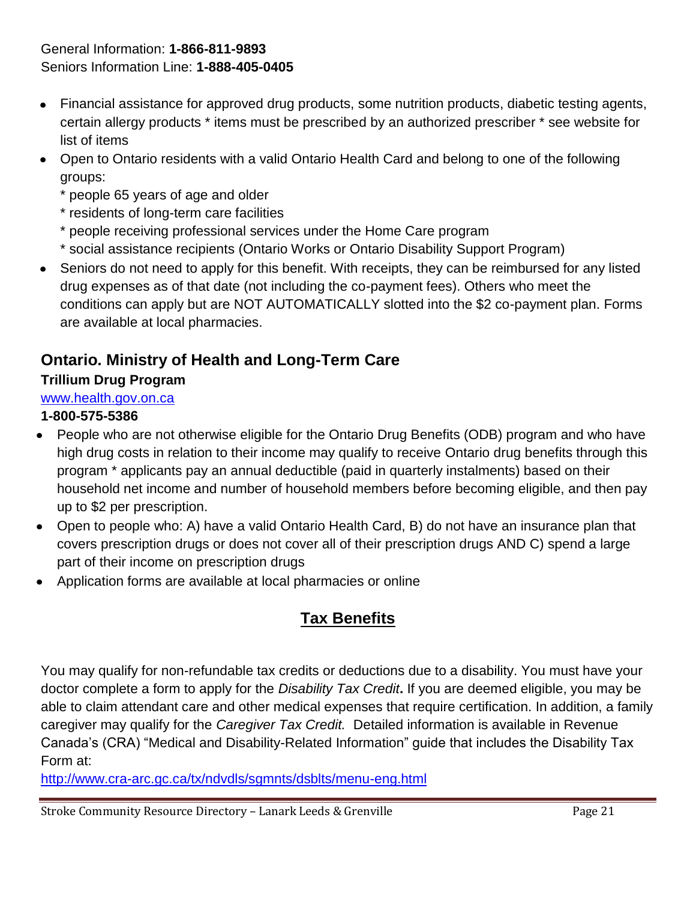General Information: **1-866-811-9893**
Seniors Information Line: **1-888-405-0405**

- Financial assistance for approved drug products, some nutrition products, diabetic testing agents, certain allergy products * items must be prescribed by an authorized prescriber * see website for list of items
- Open to Ontario residents with a valid Ontario Health Card and belong to one of the following groups:
  * people 65 years of age and older
  * residents of long-term care facilities
  * people receiving professional services under the Home Care program
  * social assistance recipients (Ontario Works or Ontario Disability Support Program)
- Seniors do not need to apply for this benefit. With receipts, they can be reimbursed for any listed drug expenses as of that date (not including the co-payment fees). Others who meet the conditions can apply but are NOT AUTOMATICALLY slotted into the $2 co-payment plan. Forms are available at local pharmacies.

## Ontario. Ministry of Health and Long-Term Care

**Trillium Drug Program**

[www.health.gov.on.ca](http://www.health.gov.on.ca)

**1-800-575-5386**

- People who are not otherwise eligible for the Ontario Drug Benefits (ODB) program and who have high drug costs in relation to their income may qualify to receive Ontario drug benefits through this program * applicants pay an annual deductible (paid in quarterly instalments) based on their household net income and number of household members before becoming eligible, and then pay up to $2 per prescription.
- Open to people who: A) have a valid Ontario Health Card, B) do not have an insurance plan that covers prescription drugs or does not cover all of their prescription drugs AND C) spend a large part of their income on prescription drugs
- Application forms are available at local pharmacies or online

## Tax Benefits

You may qualify for non-refundable tax credits or deductions due to a disability. You must have your doctor complete a form to apply for the *Disability Tax Credit***.** If you are deemed eligible, you may be able to claim attendant care and other medical expenses that require certification. In addition, a family caregiver may qualify for the *Caregiver Tax Credit.* Detailed information is available in Revenue Canada's (CRA) "Medical and Disability-Related Information" guide that includes the Disability Tax Form at:
[http://www.cra-arc.gc.ca/tx/ndvdls/sgmnts/dsblts/menu-eng.html](http://www.cra-arc.gc.ca/tx/ndvdls/sgmnts/dsblts/menu-eng.html)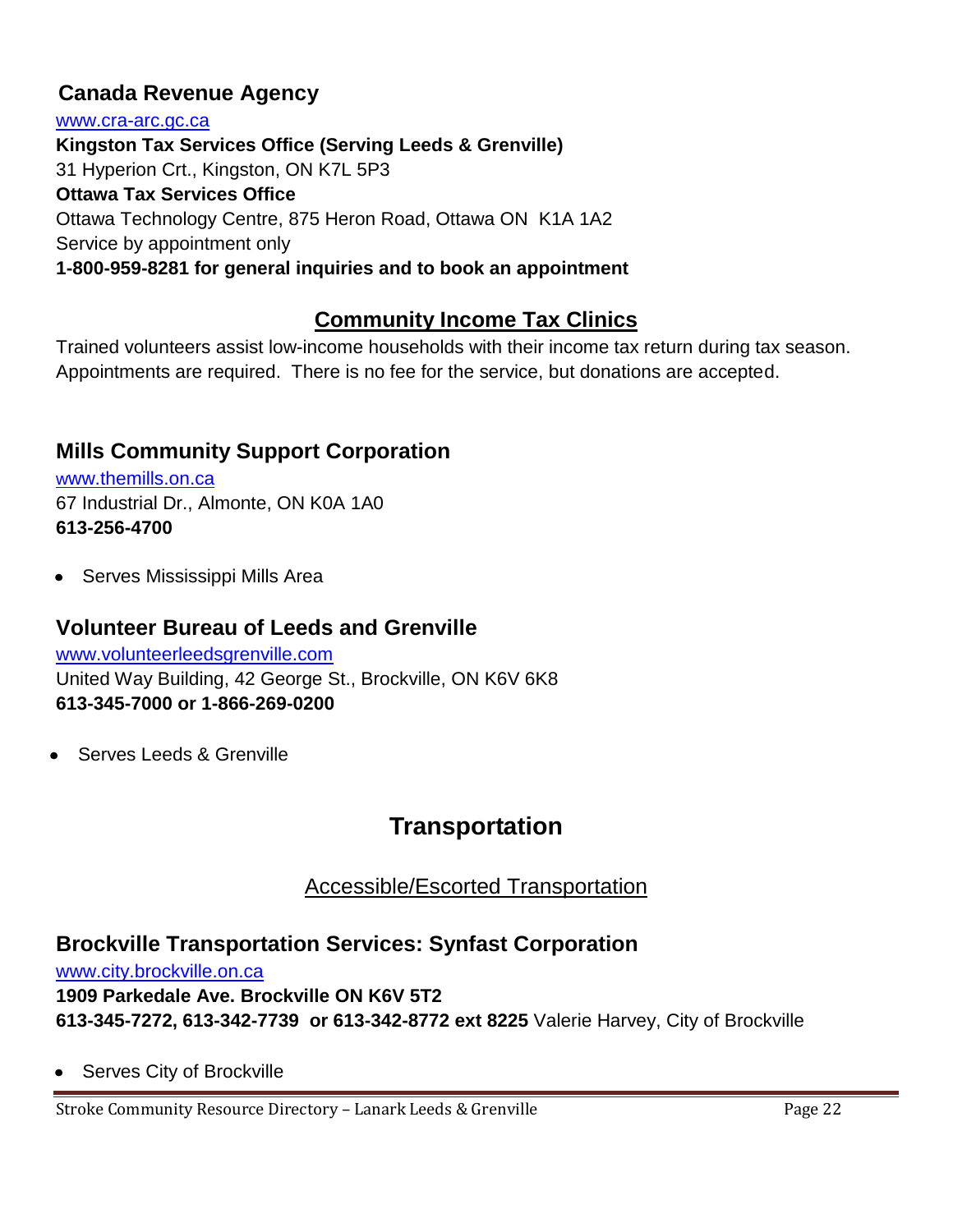### Canada Revenue Agency

www.cra-arc.gc.ca

**Kingston Tax Services Office (Serving Leeds & Grenville)**
31 Hyperion Crt., Kingston, ON K7L 5P3
**Ottawa Tax Services Office**
Ottawa Technology Centre, 875 Heron Road, Ottawa ON  K1A 1A2
Service by appointment only
**1-800-959-8281 for general inquiries and to book an appointment**

## Community Income Tax Clinics

Trained volunteers assist low-income households with their income tax return during tax season. Appointments are required.  There is no fee for the service, but donations are accepted.

### Mills Community Support Corporation

www.themills.on.ca
67 Industrial Dr., Almonte, ON K0A 1A0
**613-256-4700**

- Serves Mississippi Mills Area

### Volunteer Bureau of Leeds and Grenville

www.volunteerleedsgrenville.com
United Way Building, 42 George St., Brockville, ON K6V 6K8
**613-345-7000 or 1-866-269-0200**

- Serves Leeds & Grenville

# Transportation

## Accessible/Escorted Transportation

### Brockville Transportation Services: Synfast Corporation

www.city.brockville.on.ca
**1909 Parkedale Ave. Brockville ON K6V 5T2**
**613-345-7272, 613-342-7739  or 613-342-8772 ext 8225** Valerie Harvey, City of Brockville

- Serves City of Brockville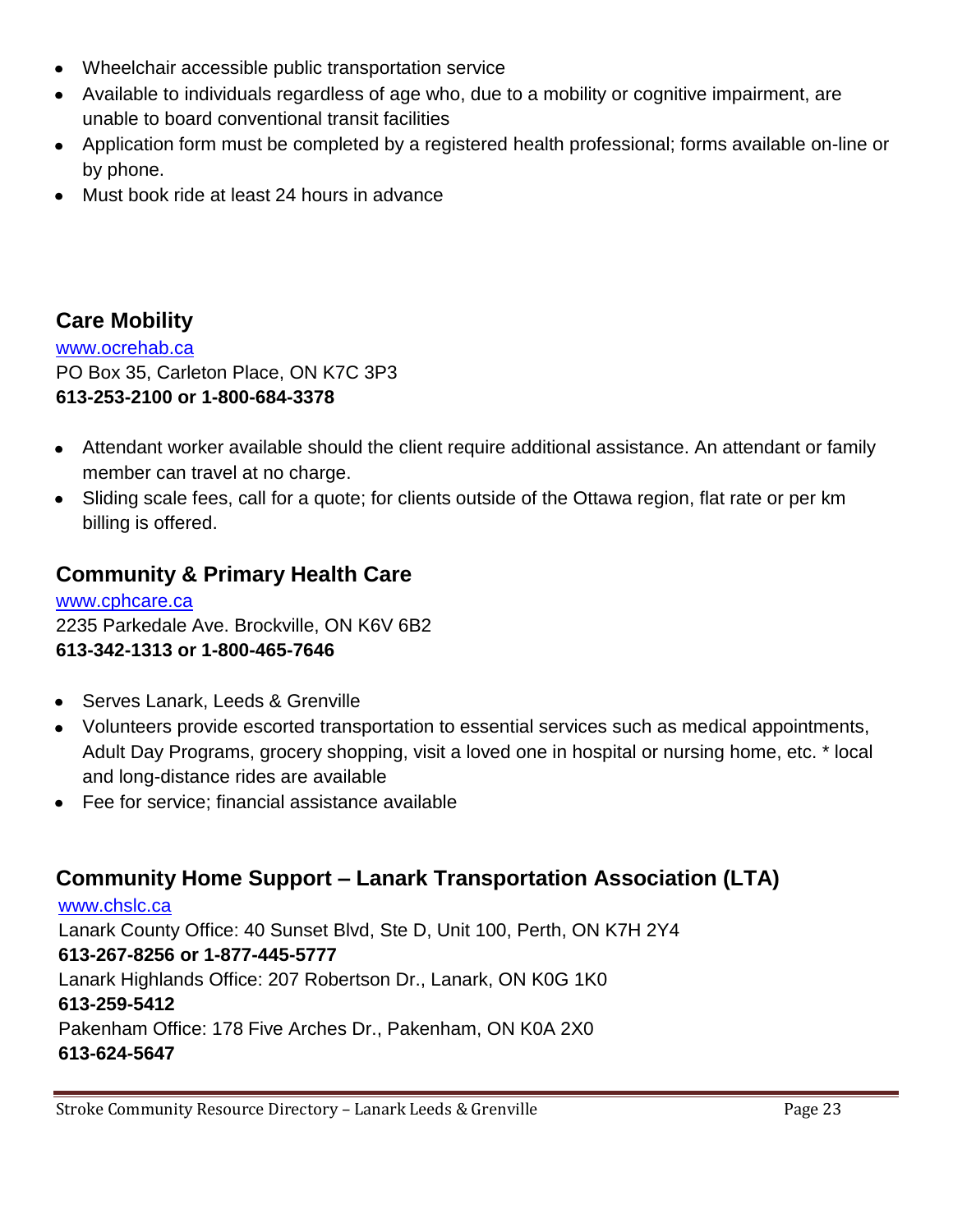- Wheelchair accessible public transportation service
- Available to individuals regardless of age who, due to a mobility or cognitive impairment, are unable to board conventional transit facilities
- Application form must be completed by a registered health professional; forms available on-line or by phone.
- Must book ride at least 24 hours in advance

## Care Mobility

www.ocrehab.ca
PO Box 35, Carleton Place, ON K7C 3P3
**613-253-2100 or 1-800-684-3378**

- Attendant worker available should the client require additional assistance. An attendant or family member can travel at no charge.
- Sliding scale fees, call for a quote; for clients outside of the Ottawa region, flat rate or per km billing is offered.

## Community & Primary Health Care

www.cphcare.ca
2235 Parkedale Ave. Brockville, ON K6V 6B2
**613-342-1313 or 1-800-465-7646**

- Serves Lanark, Leeds & Grenville
- Volunteers provide escorted transportation to essential services such as medical appointments, Adult Day Programs, grocery shopping, visit a loved one in hospital or nursing home, etc. * local and long-distance rides are available
- Fee for service; financial assistance available

## Community Home Support – Lanark Transportation Association (LTA)

www.chslc.ca
Lanark County Office: 40 Sunset Blvd, Ste D, Unit 100, Perth, ON K7H 2Y4
**613-267-8256 or 1-877-445-5777**
Lanark Highlands Office: 207 Robertson Dr., Lanark, ON K0G 1K0
**613-259-5412**
Pakenham Office: 178 Five Arches Dr., Pakenham, ON K0A 2X0
**613-624-5647**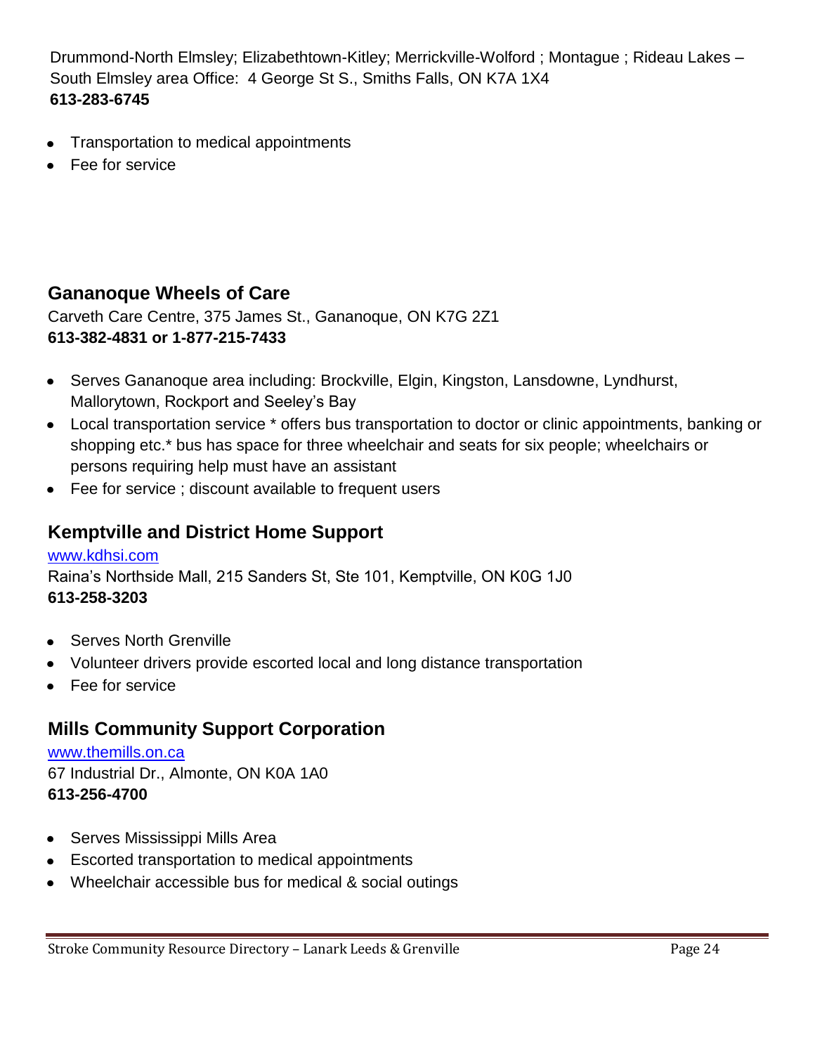Drummond-North Elmsley; Elizabethtown-Kitley; Merrickville-Wolford ; Montague ; Rideau Lakes – South Elmsley area Office: 4 George St S., Smiths Falls, ON K7A 1X4
**613-283-6745**

- Transportation to medical appointments
- Fee for service

## Gananoque Wheels of Care

Carveth Care Centre, 375 James St., Gananoque, ON K7G 2Z1
**613-382-4831 or 1-877-215-7433**

- Serves Gananoque area including: Brockville, Elgin, Kingston, Lansdowne, Lyndhurst, Mallorytown, Rockport and Seeley's Bay
- Local transportation service * offers bus transportation to doctor or clinic appointments, banking or shopping etc.* bus has space for three wheelchair and seats for six people; wheelchairs or persons requiring help must have an assistant
- Fee for service ; discount available to frequent users

## Kemptville and District Home Support

www.kdhsi.com
Raina's Northside Mall, 215 Sanders St, Ste 101, Kemptville, ON K0G 1J0
**613-258-3203**

- Serves North Grenville
- Volunteer drivers provide escorted local and long distance transportation
- Fee for service

## Mills Community Support Corporation

www.themills.on.ca
67 Industrial Dr., Almonte, ON K0A 1A0
**613-256-4700**

- Serves Mississippi Mills Area
- Escorted transportation to medical appointments
- Wheelchair accessible bus for medical & social outings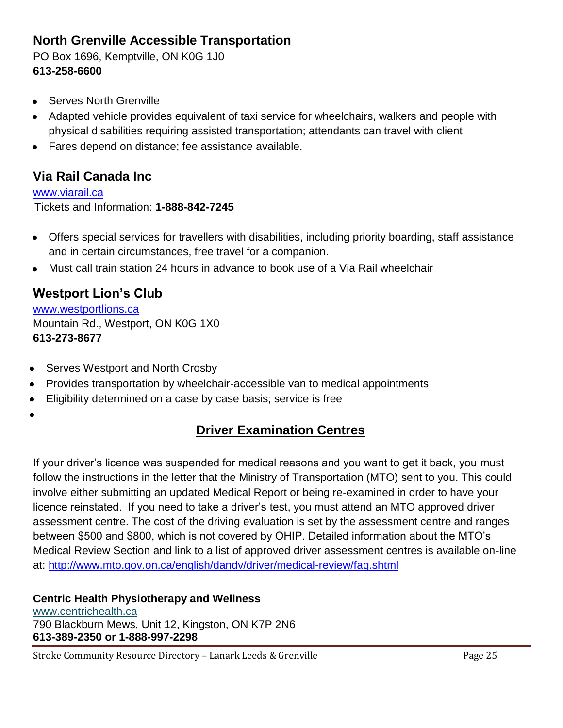### North Grenville Accessible Transportation

PO Box 1696, Kemptville, ON K0G 1J0
**613-258-6600**

- Serves North Grenville
- Adapted vehicle provides equivalent of taxi service for wheelchairs, walkers and people with physical disabilities requiring assisted transportation; attendants can travel with client
- Fares depend on distance; fee assistance available.

### Via Rail Canada Inc

www.viarail.ca
Tickets and Information: **1-888-842-7245**

- Offers special services for travellers with disabilities, including priority boarding, staff assistance and in certain circumstances, free travel for a companion.
- Must call train station 24 hours in advance to book use of a Via Rail wheelchair

### Westport Lion's Club

www.westportlions.ca
Mountain Rd., Westport, ON K0G 1X0
**613-273-8677**

- Serves Westport and North Crosby
- Provides transportation by wheelchair-accessible van to medical appointments
- Eligibility determined on a case by case basis; service is free

## Driver Examination Centres

If your driver's licence was suspended for medical reasons and you want to get it back, you must follow the instructions in the letter that the Ministry of Transportation (MTO) sent to you. This could involve either submitting an updated Medical Report or being re-examined in order to have your licence reinstated. If you need to take a driver's test, you must attend an MTO approved driver assessment centre. The cost of the driving evaluation is set by the assessment centre and ranges between $500 and $800, which is not covered by OHIP. Detailed information about the MTO's Medical Review Section and link to a list of approved driver assessment centres is available on-line at: http://www.mto.gov.on.ca/english/dandv/driver/medical-review/faq.shtml

**Centric Health Physiotherapy and Wellness**
www.centrichealth.ca
790 Blackburn Mews, Unit 12, Kingston, ON K7P 2N6
**613-389-2350 or 1-888-997-2298**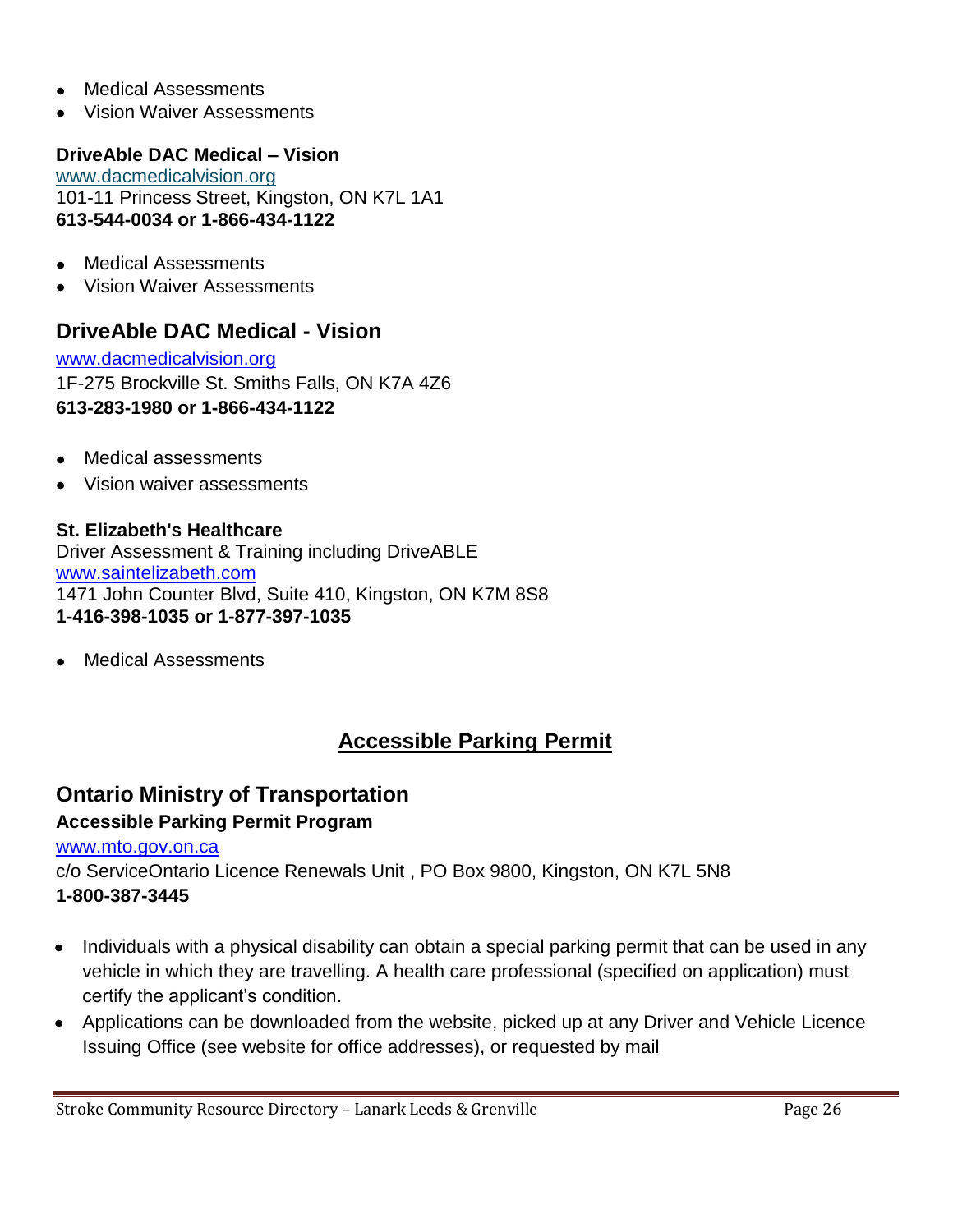- Medical Assessments
- Vision Waiver Assessments

**DriveAble DAC Medical – Vision**
www.dacmedicalvision.org
101-11 Princess Street, Kingston, ON K7L 1A1
**613-544-0034 or 1-866-434-1122**

- Medical Assessments
- Vision Waiver Assessments

### DriveAble DAC Medical - Vision

www.dacmedicalvision.org
1F-275 Brockville St. Smiths Falls, ON K7A 4Z6
**613-283-1980 or 1-866-434-1122**

- Medical assessments
- Vision waiver assessments

**St. Elizabeth's Healthcare**
Driver Assessment & Training including DriveABLE
www.saintelizabeth.com
1471 John Counter Blvd, Suite 410, Kingston, ON K7M 8S8
**1-416-398-1035 or 1-877-397-1035**

- Medical Assessments

## Accessible Parking Permit

### Ontario Ministry of Transportation

**Accessible Parking Permit Program**
www.mto.gov.on.ca
c/o ServiceOntario Licence Renewals Unit , PO Box 9800, Kingston, ON K7L 5N8
**1-800-387-3445**

- Individuals with a physical disability can obtain a special parking permit that can be used in any vehicle in which they are travelling. A health care professional (specified on application) must certify the applicant's condition.
- Applications can be downloaded from the website, picked up at any Driver and Vehicle Licence Issuing Office (see website for office addresses), or requested by mail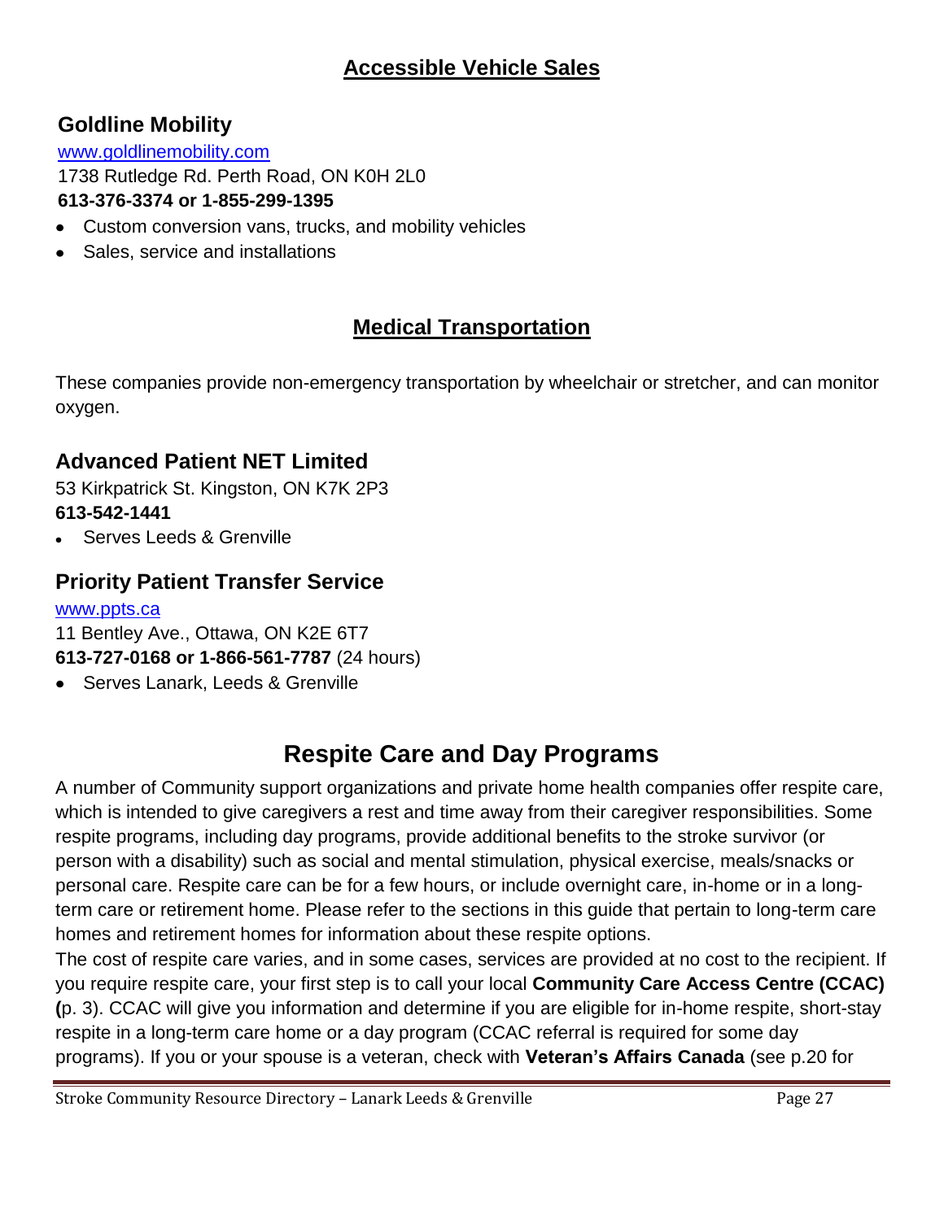## Accessible Vehicle Sales

### Goldline Mobility

www.goldlinemobility.com
1738 Rutledge Rd. Perth Road, ON K0H 2L0
**613-376-3374 or 1-855-299-1395**

- Custom conversion vans, trucks, and mobility vehicles
- Sales, service and installations

## Medical Transportation

These companies provide non-emergency transportation by wheelchair or stretcher, and can monitor oxygen.

### Advanced Patient NET Limited

53 Kirkpatrick St. Kingston, ON K7K 2P3
**613-542-1441**

- Serves Leeds & Grenville

### Priority Patient Transfer Service

www.ppts.ca
11 Bentley Ave., Ottawa, ON K2E 6T7
**613-727-0168 or 1-866-561-7787** (24 hours)

- Serves Lanark, Leeds & Grenville

# Respite Care and Day Programs

A number of Community support organizations and private home health companies offer respite care, which is intended to give caregivers a rest and time away from their caregiver responsibilities. Some respite programs, including day programs, provide additional benefits to the stroke survivor (or person with a disability) such as social and mental stimulation, physical exercise, meals/snacks or personal care. Respite care can be for a few hours, or include overnight care, in-home or in a long-term care or retirement home. Please refer to the sections in this guide that pertain to long-term care homes and retirement homes for information about these respite options.

The cost of respite care varies, and in some cases, services are provided at no cost to the recipient. If you require respite care, your first step is to call your local **Community Care Access Centre (CCAC) (**p. 3). CCAC will give you information and determine if you are eligible for in-home respite, short-stay respite in a long-term care home or a day program (CCAC referral is required for some day programs). If you or your spouse is a veteran, check with **Veteran's Affairs Canada** (see p.20 for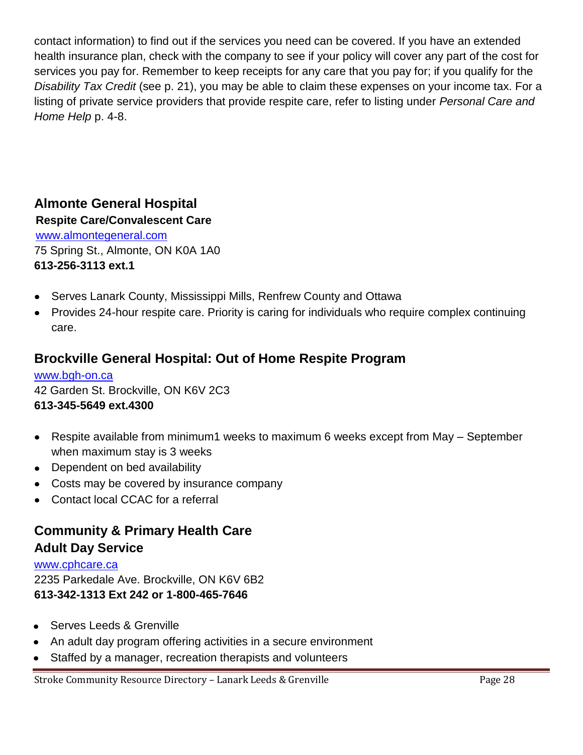contact information) to find out if the services you need can be covered. If you have an extended health insurance plan, check with the company to see if your policy will cover any part of the cost for services you pay for. Remember to keep receipts for any care that you pay for; if you qualify for the *Disability Tax Credit* (see p. 21), you may be able to claim these expenses on your income tax. For a listing of private service providers that provide respite care, refer to listing under *Personal Care and Home Help* p. 4-8.

## Almonte General Hospital

**Respite Care/Convalescent Care**

www.almontegeneral.com

75 Spring St., Almonte, ON K0A 1A0

**613-256-3113 ext.1**

- Serves Lanark County, Mississippi Mills, Renfrew County and Ottawa
- Provides 24-hour respite care. Priority is caring for individuals who require complex continuing care.

## Brockville General Hospital: Out of Home Respite Program

www.bgh-on.ca

42 Garden St. Brockville, ON K6V 2C3

**613-345-5649 ext.4300**

- Respite available from minimum1 weeks to maximum 6 weeks except from May – September when maximum stay is 3 weeks
- Dependent on bed availability
- Costs may be covered by insurance company
- Contact local CCAC for a referral

## Community & Primary Health Care Adult Day Service

www.cphcare.ca

2235 Parkedale Ave. Brockville, ON K6V 6B2

**613-342-1313 Ext 242 or 1-800-465-7646**

- Serves Leeds & Grenville
- An adult day program offering activities in a secure environment
- Staffed by a manager, recreation therapists and volunteers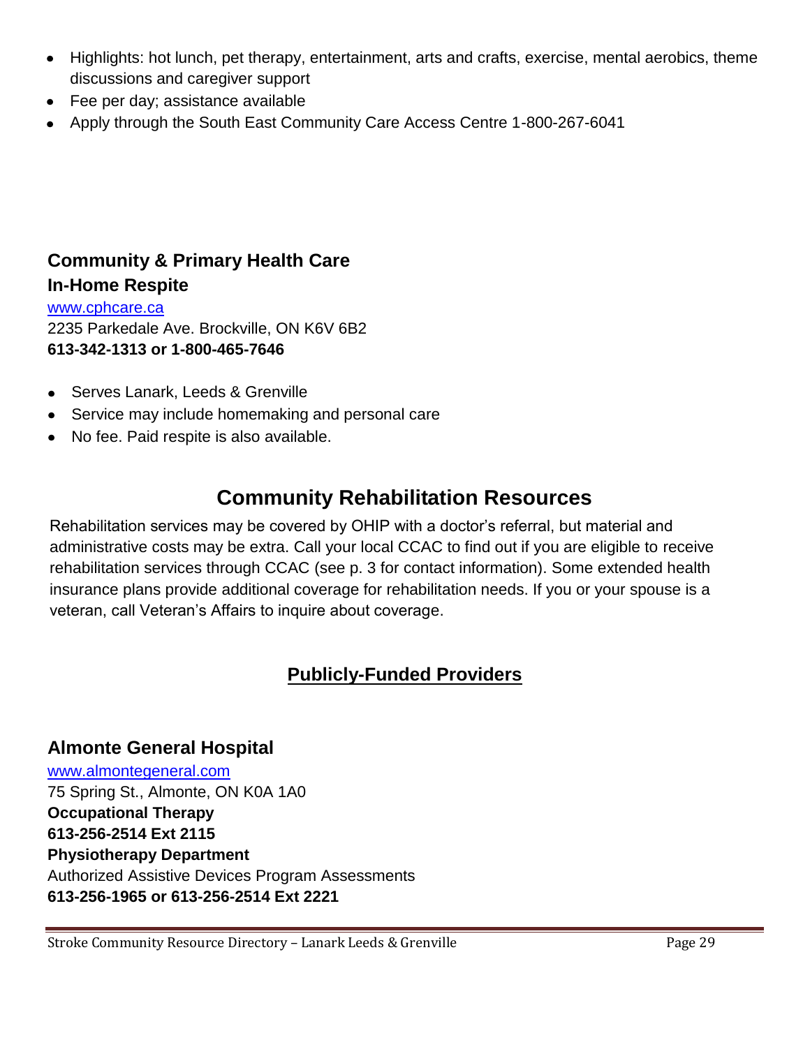- Highlights: hot lunch, pet therapy, entertainment, arts and crafts, exercise, mental aerobics, theme discussions and caregiver support
- Fee per day; assistance available
- Apply through the South East Community Care Access Centre 1-800-267-6041

### Community & Primary Health Care
### In-Home Respite

www.cphcare.ca
2235 Parkedale Ave. Brockville, ON K6V 6B2
**613-342-1313 or 1-800-465-7646**

- Serves Lanark, Leeds & Grenville
- Service may include homemaking and personal care
- No fee. Paid respite is also available.

## Community Rehabilitation Resources

Rehabilitation services may be covered by OHIP with a doctor's referral, but material and administrative costs may be extra. Call your local CCAC to find out if you are eligible to receive rehabilitation services through CCAC (see p. 3 for contact information). Some extended health insurance plans provide additional coverage for rehabilitation needs. If you or your spouse is a veteran, call Veteran's Affairs to inquire about coverage.

### Publicly-Funded Providers

### Almonte General Hospital

www.almontegeneral.com
75 Spring St., Almonte, ON K0A 1A0
**Occupational Therapy**
**613-256-2514 Ext 2115**
**Physiotherapy Department**
Authorized Assistive Devices Program Assessments
**613-256-1965 or 613-256-2514 Ext 2221**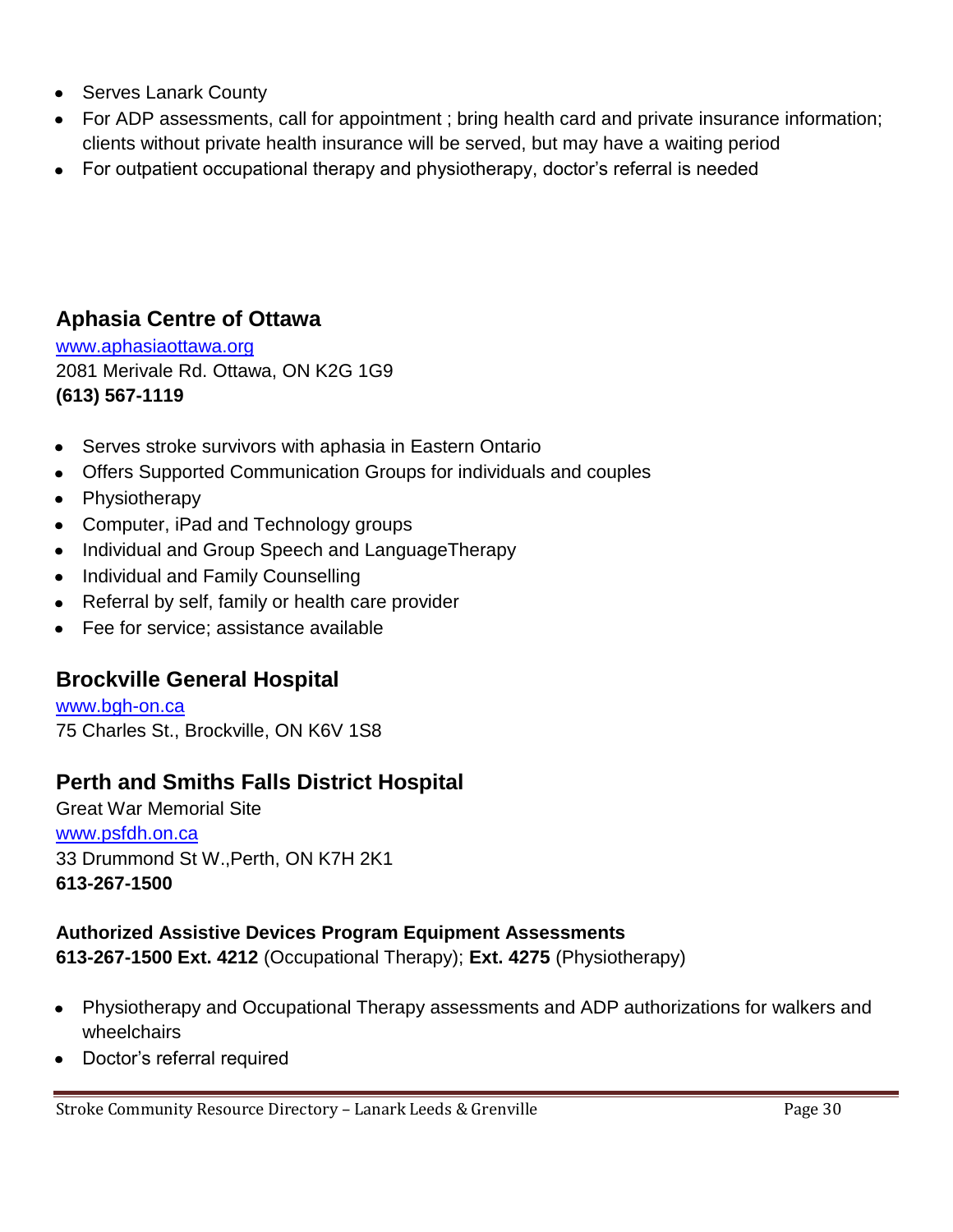- Serves Lanark County
- For ADP assessments, call for appointment ; bring health card and private insurance information; clients without private health insurance will be served, but may have a waiting period
- For outpatient occupational therapy and physiotherapy, doctor's referral is needed

## Aphasia Centre of Ottawa

[www.aphasiaottawa.org](http://www.aphasiaottawa.org)
2081 Merivale Rd. Ottawa, ON K2G 1G9
**(613) 567-1119**

- Serves stroke survivors with aphasia in Eastern Ontario
- Offers Supported Communication Groups for individuals and couples
- Physiotherapy
- Computer, iPad and Technology groups
- Individual and Group Speech and LanguageTherapy
- Individual and Family Counselling
- Referral by self, family or health care provider
- Fee for service; assistance available

## Brockville General Hospital

[www.bgh-on.ca](http://www.bgh-on.ca)
75 Charles St., Brockville, ON K6V 1S8

## Perth and Smiths Falls District Hospital

Great War Memorial Site
[www.psfdh.on.ca](http://www.psfdh.on.ca)
33 Drummond St W.,Perth, ON K7H 2K1
**613-267-1500**

**Authorized Assistive Devices Program Equipment Assessments**
**613-267-1500 Ext. 4212** (Occupational Therapy); **Ext. 4275** (Physiotherapy)

- Physiotherapy and Occupational Therapy assessments and ADP authorizations for walkers and wheelchairs
- Doctor's referral required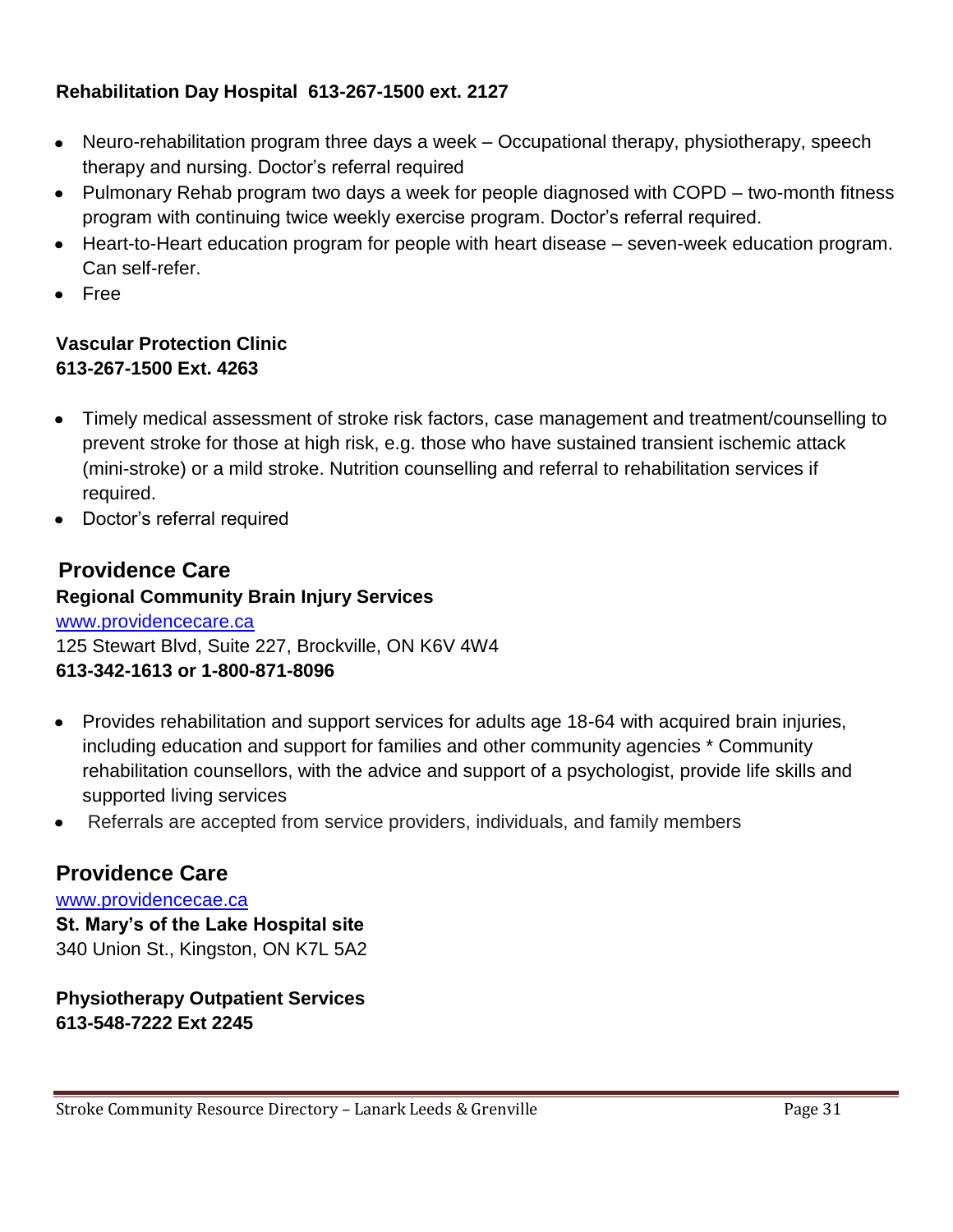**Rehabilitation Day Hospital 613-267-1500 ext. 2127**

- Neuro-rehabilitation program three days a week – Occupational therapy, physiotherapy, speech therapy and nursing. Doctor's referral required
- Pulmonary Rehab program two days a week for people diagnosed with COPD – two-month fitness program with continuing twice weekly exercise program. Doctor's referral required.
- Heart-to-Heart education program for people with heart disease – seven-week education program. Can self-refer.
- Free

**Vascular Protection Clinic**
**613-267-1500 Ext. 4263**

- Timely medical assessment of stroke risk factors, case management and treatment/counselling to prevent stroke for those at high risk, e.g. those who have sustained transient ischemic attack (mini-stroke) or a mild stroke. Nutrition counselling and referral to rehabilitation services if required.
- Doctor's referral required

## Providence Care

**Regional Community Brain Injury Services**

[www.providencecare.ca](http://www.providencecare.ca)
125 Stewart Blvd, Suite 227, Brockville, ON K6V 4W4
**613-342-1613 or 1-800-871-8096**

- Provides rehabilitation and support services for adults age 18-64 with acquired brain injuries, including education and support for families and other community agencies * Community rehabilitation counsellors, with the advice and support of a psychologist, provide life skills and supported living services
- Referrals are accepted from service providers, individuals, and family members

## Providence Care

[www.providencecae.ca](http://www.providencecae.ca)
**St. Mary's of the Lake Hospital site**
340 Union St., Kingston, ON K7L 5A2

**Physiotherapy Outpatient Services**
**613-548-7222 Ext 2245**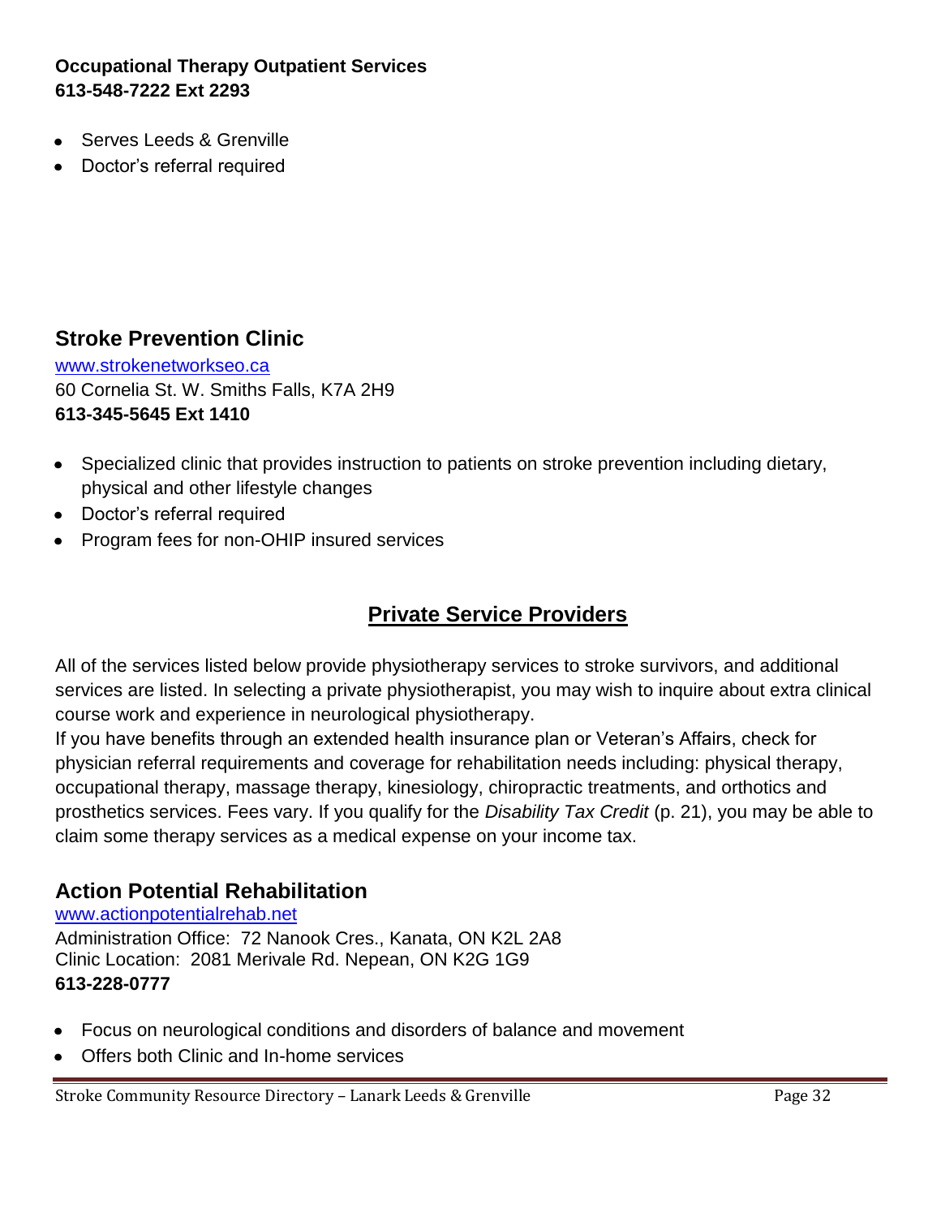**Occupational Therapy Outpatient Services**
**613-548-7222 Ext 2293**

- Serves Leeds & Grenville
- Doctor's referral required

## Stroke Prevention Clinic

www.strokenetworkseo.ca
60 Cornelia St. W. Smiths Falls, K7A 2H9
**613-345-5645 Ext 1410**

- Specialized clinic that provides instruction to patients on stroke prevention including dietary, physical and other lifestyle changes
- Doctor's referral required
- Program fees for non-OHIP insured services

# Private Service Providers

All of the services listed below provide physiotherapy services to stroke survivors, and additional services are listed. In selecting a private physiotherapist, you may wish to inquire about extra clinical course work and experience in neurological physiotherapy.
If you have benefits through an extended health insurance plan or Veteran's Affairs, check for physician referral requirements and coverage for rehabilitation needs including: physical therapy, occupational therapy, massage therapy, kinesiology, chiropractic treatments, and orthotics and prosthetics services. Fees vary. If you qualify for the *Disability Tax Credit* (p. 21), you may be able to claim some therapy services as a medical expense on your income tax.

## Action Potential Rehabilitation

www.actionpotentialrehab.net
Administration Office: 72 Nanook Cres., Kanata, ON K2L 2A8
Clinic Location: 2081 Merivale Rd. Nepean, ON K2G 1G9
**613-228-0777**

- Focus on neurological conditions and disorders of balance and movement
- Offers both Clinic and In-home services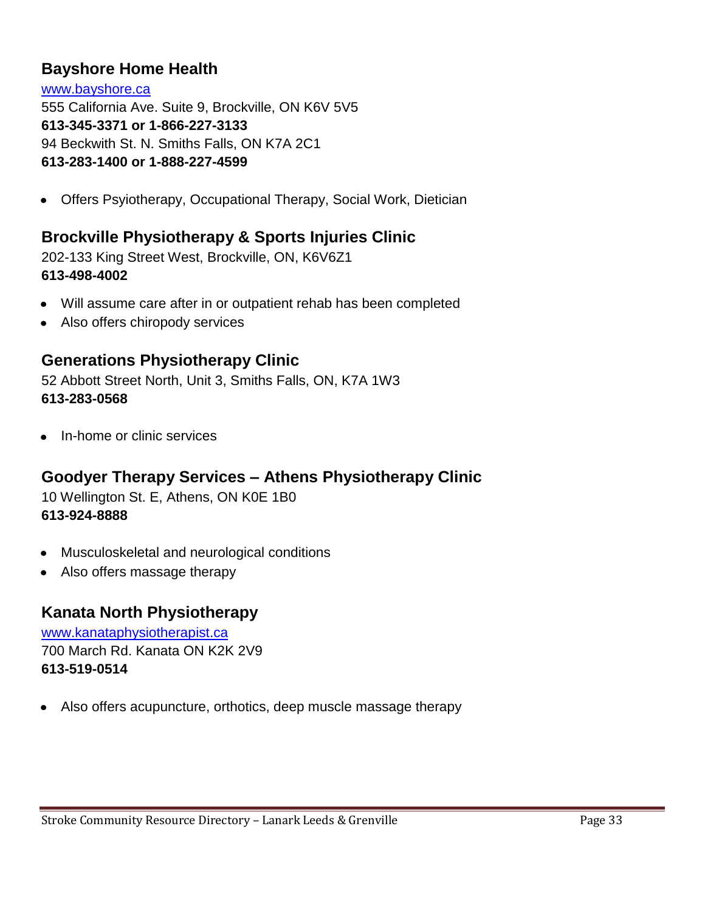## Bayshore Home Health

www.bayshore.ca
555 California Ave. Suite 9, Brockville, ON K6V 5V5
**613-345-3371 or 1-866-227-3133**
94 Beckwith St. N. Smiths Falls, ON K7A 2C1
**613-283-1400 or 1-888-227-4599**

- Offers Psyiotherapy, Occupational Therapy, Social Work, Dietician

## Brockville Physiotherapy & Sports Injuries Clinic

202-133 King Street West, Brockville, ON, K6V6Z1
**613-498-4002**

- Will assume care after in or outpatient rehab has been completed
- Also offers chiropody services

## Generations Physiotherapy Clinic

52 Abbott Street North, Unit 3, Smiths Falls, ON, K7A 1W3
**613-283-0568**

- In-home or clinic services

## Goodyer Therapy Services – Athens Physiotherapy Clinic

10 Wellington St. E, Athens, ON K0E 1B0
**613-924-8888**

- Musculoskeletal and neurological conditions
- Also offers massage therapy

## Kanata North Physiotherapy

www.kanataphysiotherapist.ca
700 March Rd. Kanata ON K2K 2V9
**613-519-0514**

- Also offers acupuncture, orthotics, deep muscle massage therapy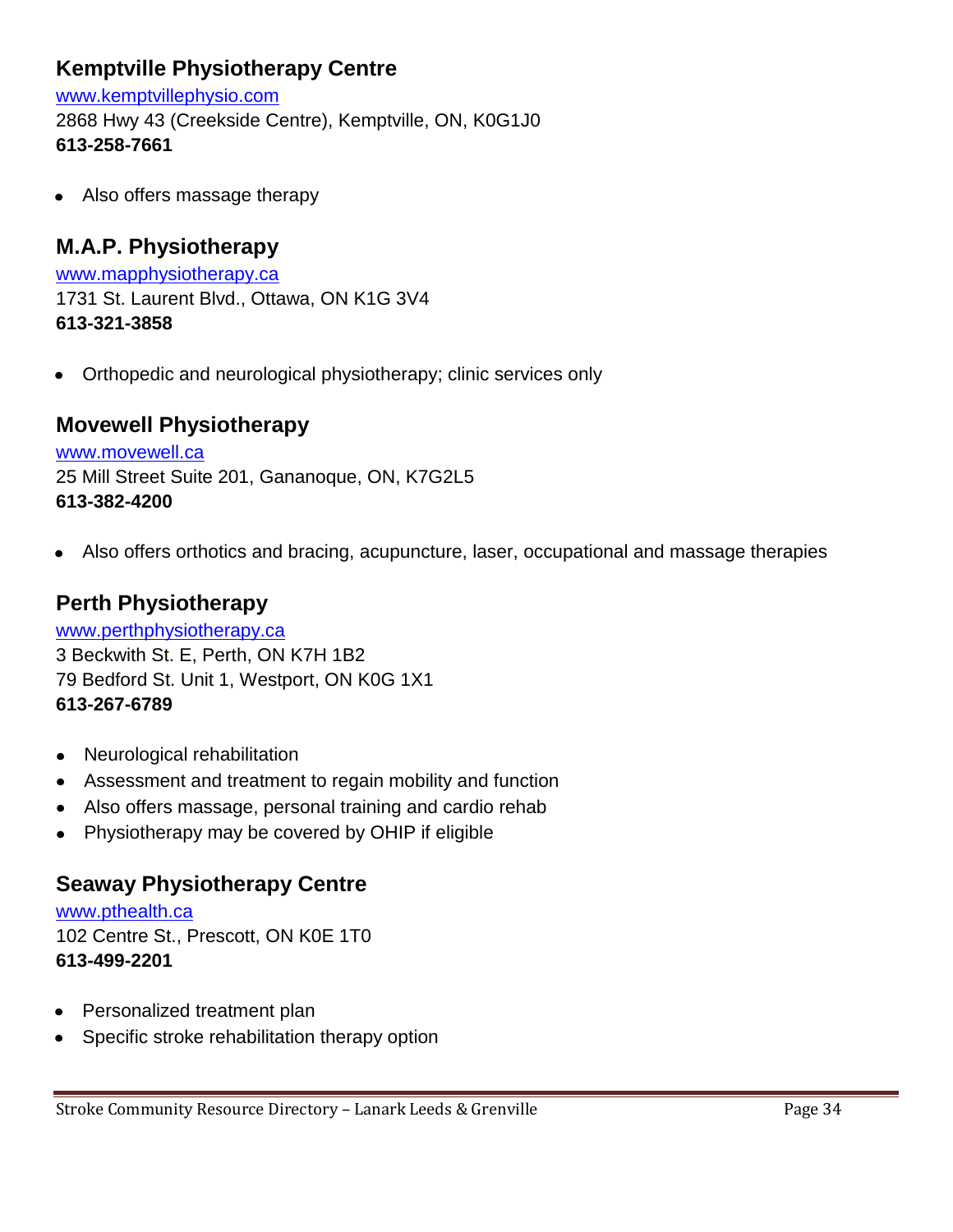### Kemptville Physiotherapy Centre

[www.kemptvillephysio.com](http://www.kemptvillephysio.com)
2868 Hwy 43 (Creekside Centre), Kemptville, ON, K0G1J0
**613-258-7661**

- Also offers massage therapy

### M.A.P. Physiotherapy

[www.mapphysiotherapy.ca](http://www.mapphysiotherapy.ca)
1731 St. Laurent Blvd., Ottawa, ON K1G 3V4
**613-321-3858**

- Orthopedic and neurological physiotherapy; clinic services only

### Movewell Physiotherapy

[www.movewell.ca](http://www.movewell.ca)
25 Mill Street Suite 201, Gananoque, ON, K7G2L5
**613-382-4200**

- Also offers orthotics and bracing, acupuncture, laser, occupational and massage therapies

### Perth Physiotherapy

[www.perthphysiotherapy.ca](http://www.perthphysiotherapy.ca)
3 Beckwith St. E, Perth, ON K7H 1B2
79 Bedford St. Unit 1, Westport, ON K0G 1X1
**613-267-6789**

- Neurological rehabilitation
- Assessment and treatment to regain mobility and function
- Also offers massage, personal training and cardio rehab
- Physiotherapy may be covered by OHIP if eligible

### Seaway Physiotherapy Centre

[www.pthealth.ca](http://www.pthealth.ca)
102 Centre St., Prescott, ON K0E 1T0
**613-499-2201**

- Personalized treatment plan
- Specific stroke rehabilitation therapy option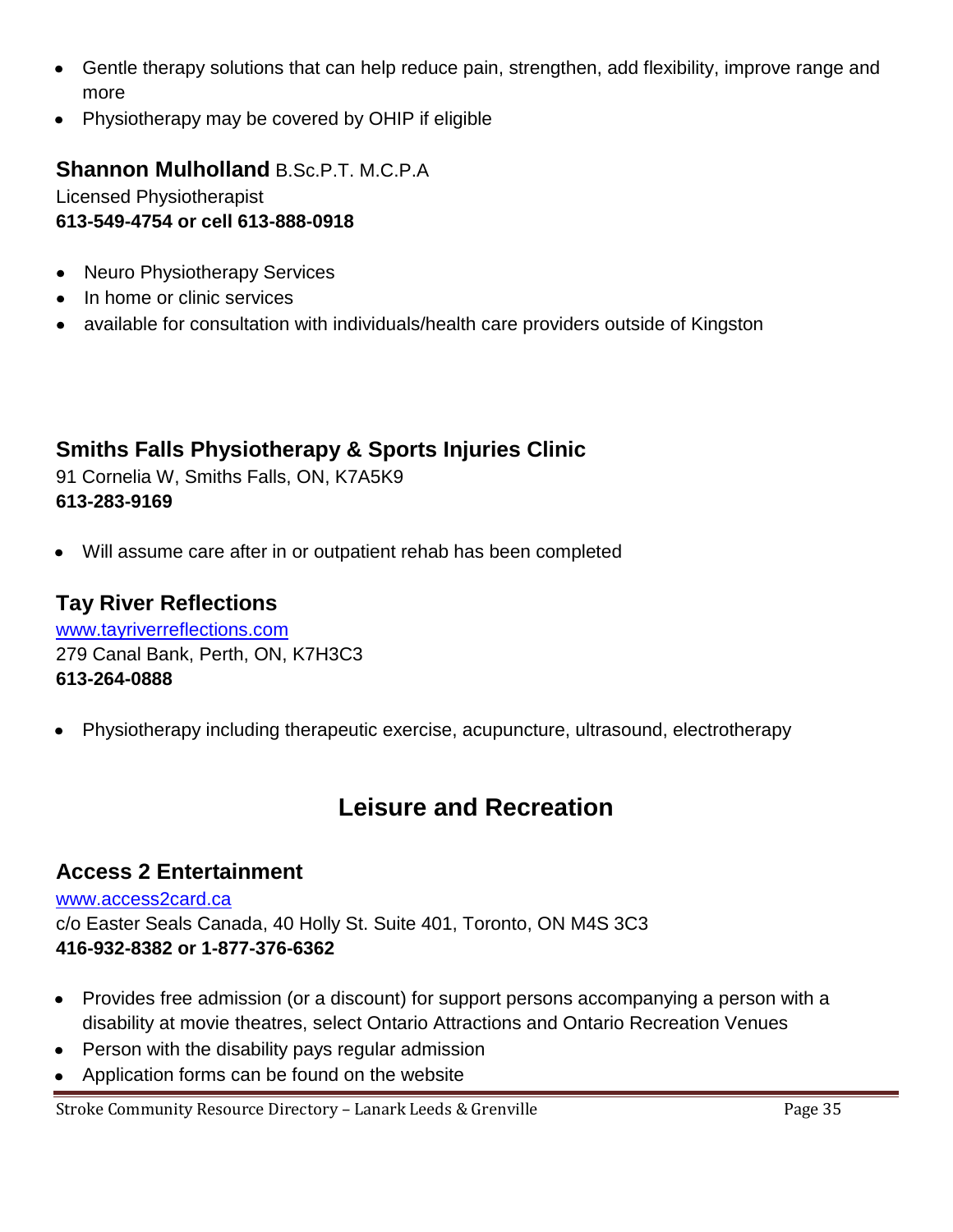- Gentle therapy solutions that can help reduce pain, strengthen, add flexibility, improve range and more
- Physiotherapy may be covered by OHIP if eligible

**Shannon Mulholland** B.Sc.P.T. M.C.P.A
Licensed Physiotherapist
**613-549-4754 or cell 613-888-0918**

- Neuro Physiotherapy Services
- In home or clinic services
- available for consultation with individuals/health care providers outside of Kingston

### Smiths Falls Physiotherapy & Sports Injuries Clinic

91 Cornelia W, Smiths Falls, ON, K7A5K9
**613-283-9169**

- Will assume care after in or outpatient rehab has been completed

### Tay River Reflections

www.tayriverreflections.com
279 Canal Bank, Perth, ON, K7H3C3
**613-264-0888**

- Physiotherapy including therapeutic exercise, acupuncture, ultrasound, electrotherapy

## Leisure and Recreation

### Access 2 Entertainment

www.access2card.ca
c/o Easter Seals Canada, 40 Holly St. Suite 401, Toronto, ON M4S 3C3
**416-932-8382 or 1-877-376-6362**

- Provides free admission (or a discount) for support persons accompanying a person with a disability at movie theatres, select Ontario Attractions and Ontario Recreation Venues
- Person with the disability pays regular admission
- Application forms can be found on the website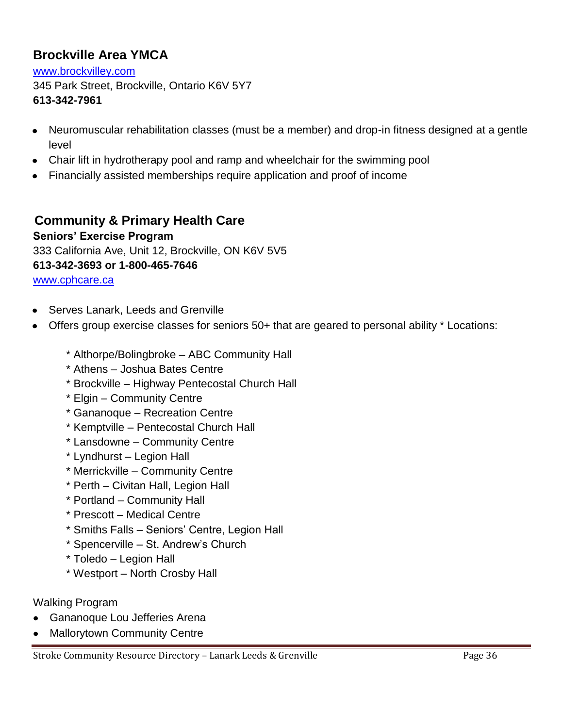## Brockville Area YMCA

[www.brockvilley.com](http://www.brockvilley.com)
345 Park Street, Brockville, Ontario K6V 5Y7
**613-342-7961**

- Neuromuscular rehabilitation classes (must be a member) and drop-in fitness designed at a gentle level
- Chair lift in hydrotherapy pool and ramp and wheelchair for the swimming pool
- Financially assisted memberships require application and proof of income

## Community & Primary Health Care

**Seniors' Exercise Program**
333 California Ave, Unit 12, Brockville, ON K6V 5V5
**613-342-3693 or 1-800-465-7646**
[www.cphcare.ca](http://www.cphcare.ca)

- Serves Lanark, Leeds and Grenville
- Offers group exercise classes for seniors 50+ that are geared to personal ability * Locations:

  * Althorpe/Bolingbroke – ABC Community Hall
  * Athens – Joshua Bates Centre
  * Brockville – Highway Pentecostal Church Hall
  * Elgin – Community Centre
  * Gananoque – Recreation Centre
  * Kemptville – Pentecostal Church Hall
  * Lansdowne – Community Centre
  * Lyndhurst – Legion Hall
  * Merrickville – Community Centre
  * Perth – Civitan Hall, Legion Hall
  * Portland – Community Hall
  * Prescott – Medical Centre
  * Smiths Falls – Seniors' Centre, Legion Hall
  * Spencerville – St. Andrew's Church
  * Toledo – Legion Hall
  * Westport – North Crosby Hall

Walking Program

- Gananoque Lou Jefferies Arena
- Mallorytown Community Centre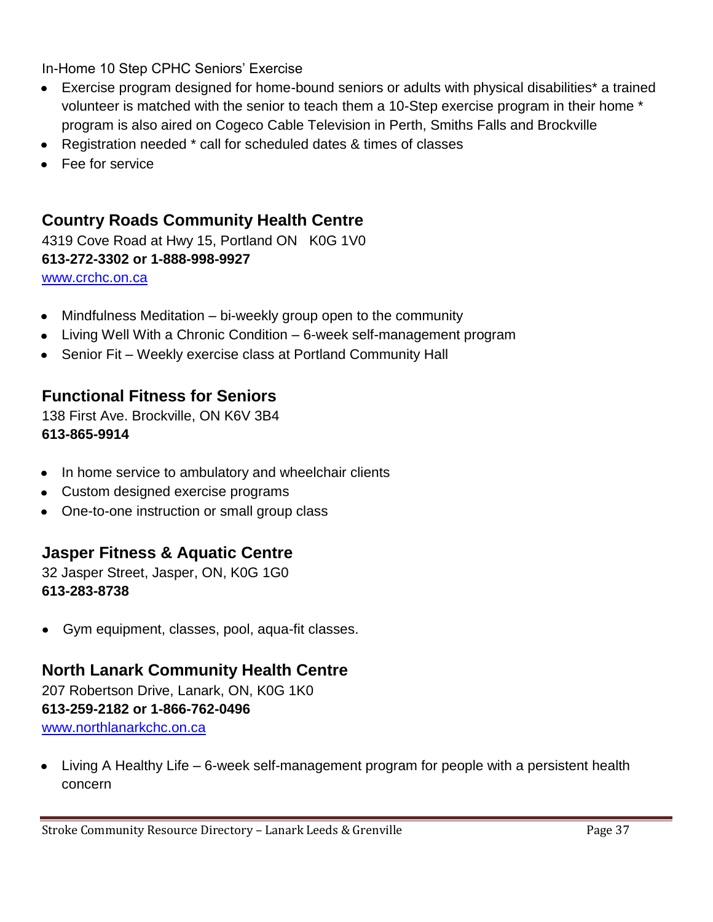In-Home 10 Step CPHC Seniors' Exercise

- Exercise program designed for home-bound seniors or adults with physical disabilities* a trained volunteer is matched with the senior to teach them a 10-Step exercise program in their home * program is also aired on Cogeco Cable Television in Perth, Smiths Falls and Brockville
- Registration needed * call for scheduled dates & times of classes
- Fee for service

## Country Roads Community Health Centre

4319 Cove Road at Hwy 15, Portland ON K0G 1V0
**613-272-3302 or 1-888-998-9927**
[www.crchc.on.ca](www.crchc.on.ca)

- Mindfulness Meditation – bi-weekly group open to the community
- Living Well With a Chronic Condition – 6-week self-management program
- Senior Fit – Weekly exercise class at Portland Community Hall

## Functional Fitness for Seniors

138 First Ave. Brockville, ON K6V 3B4
**613-865-9914**

- In home service to ambulatory and wheelchair clients
- Custom designed exercise programs
- One-to-one instruction or small group class

## Jasper Fitness & Aquatic Centre

32 Jasper Street, Jasper, ON, K0G 1G0
**613-283-8738**

- Gym equipment, classes, pool, aqua-fit classes.

## North Lanark Community Health Centre

207 Robertson Drive, Lanark, ON, K0G 1K0
**613-259-2182 or 1-866-762-0496**
[www.northlanarkchc.on.ca](www.northlanarkchc.on.ca)

- Living A Healthy Life – 6-week self-management program for people with a persistent health concern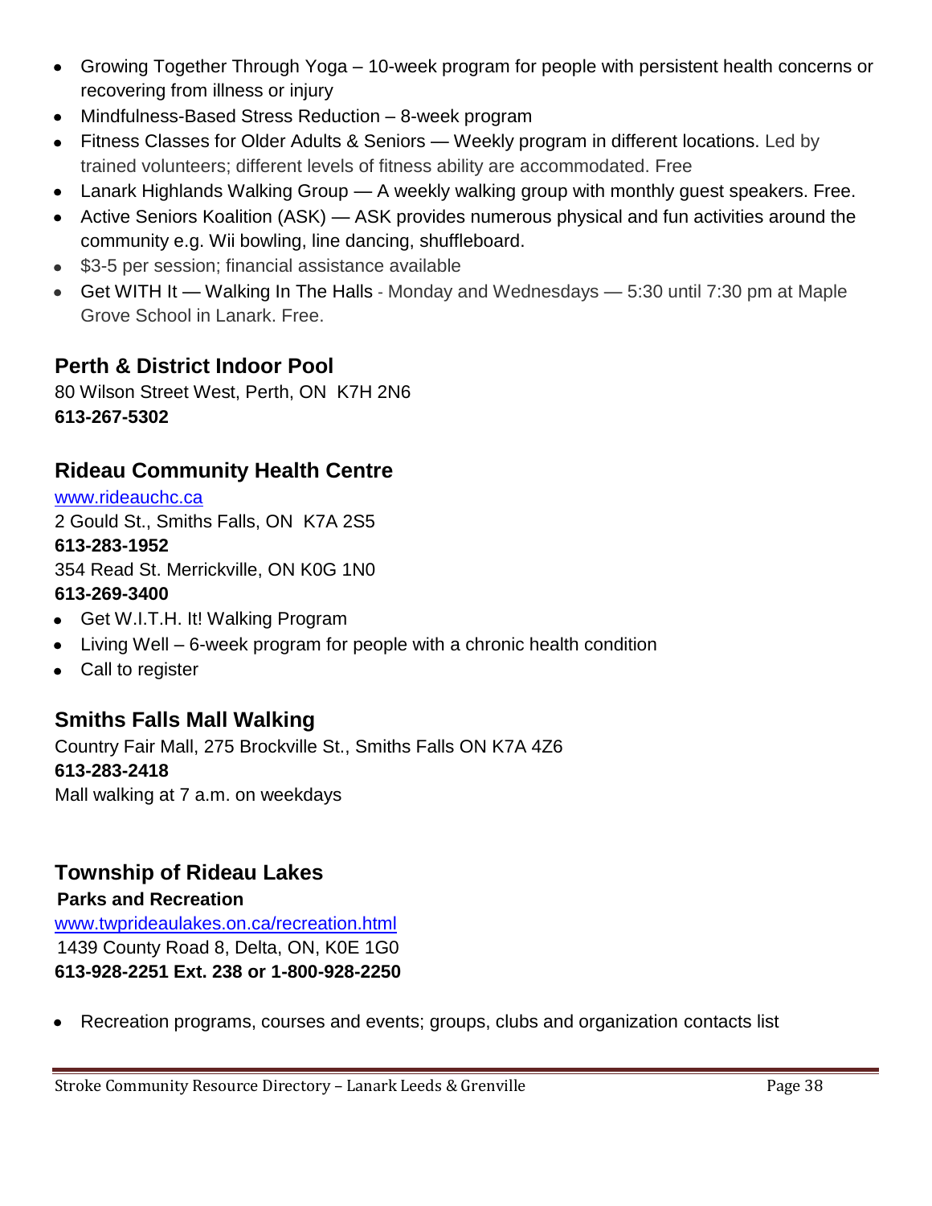- Growing Together Through Yoga – 10-week program for people with persistent health concerns or recovering from illness or injury
- Mindfulness-Based Stress Reduction – 8-week program
- Fitness Classes for Older Adults & Seniors — Weekly program in different locations. Led by trained volunteers; different levels of fitness ability are accommodated. Free
- Lanark Highlands Walking Group — A weekly walking group with monthly guest speakers. Free.
- Active Seniors Koalition (ASK) — ASK provides numerous physical and fun activities around the community e.g. Wii bowling, line dancing, shuffleboard.
- $3-5 per session; financial assistance available
- Get WITH It — Walking In The Halls - Monday and Wednesdays — 5:30 until 7:30 pm at Maple Grove School in Lanark. Free.

## Perth & District Indoor Pool

80 Wilson Street West, Perth, ON K7H 2N6
**613-267-5302**

## Rideau Community Health Centre

www.rideauchc.ca
2 Gould St., Smiths Falls, ON K7A 2S5
**613-283-1952**
354 Read St. Merrickville, ON K0G 1N0
**613-269-3400**

- Get W.I.T.H. It! Walking Program
- Living Well – 6-week program for people with a chronic health condition
- Call to register

## Smiths Falls Mall Walking

Country Fair Mall, 275 Brockville St., Smiths Falls ON K7A 4Z6
**613-283-2418**
Mall walking at 7 a.m. on weekdays

## Township of Rideau Lakes

**Parks and Recreation**
www.twprideaulakes.on.ca/recreation.html
1439 County Road 8, Delta, ON, K0E 1G0
**613-928-2251 Ext. 238 or 1-800-928-2250**

- Recreation programs, courses and events; groups, clubs and organization contacts list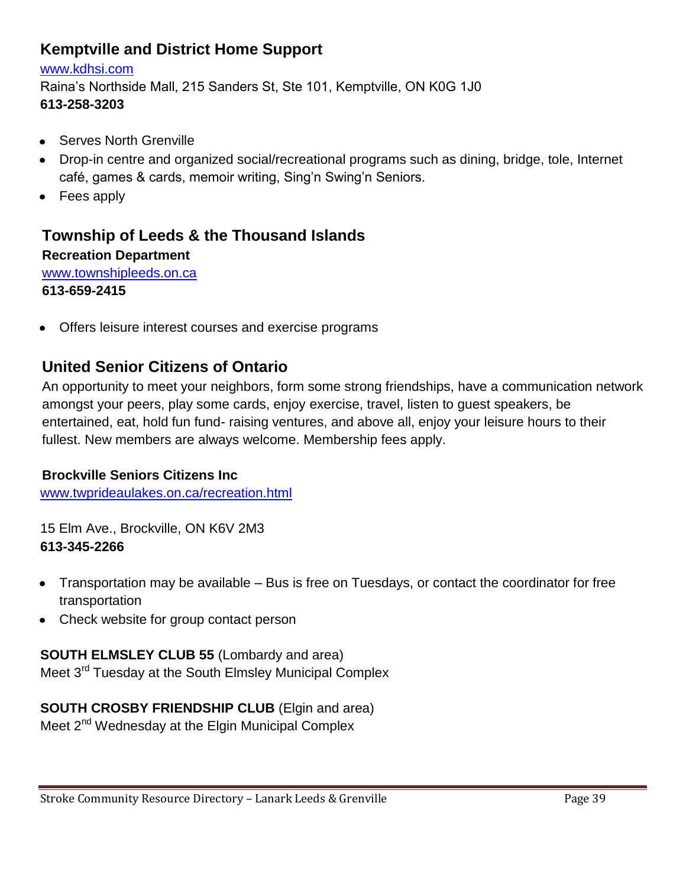## Kemptville and District Home Support

www.kdhsi.com
Raina's Northside Mall, 215 Sanders St, Ste 101, Kemptville, ON K0G 1J0
**613-258-3203**

- Serves North Grenville
- Drop-in centre and organized social/recreational programs such as dining, bridge, tole, Internet café, games & cards, memoir writing, Sing'n Swing'n Seniors.
- Fees apply

## Township of Leeds & the Thousand Islands

**Recreation Department**
www.townshipleeds.on.ca
**613-659-2415**

- Offers leisure interest courses and exercise programs

## United Senior Citizens of Ontario

An opportunity to meet your neighbors, form some strong friendships, have a communication network amongst your peers, play some cards, enjoy exercise, travel, listen to guest speakers, be entertained, eat, hold fun fund- raising ventures, and above all, enjoy your leisure hours to their fullest. New members are always welcome. Membership fees apply.

**Brockville Seniors Citizens Inc**
www.twprideaulakes.on.ca/recreation.html

15 Elm Ave., Brockville, ON K6V 2M3
**613-345-2266**

- Transportation may be available – Bus is free on Tuesdays, or contact the coordinator for free transportation
- Check website for group contact person

**SOUTH ELMSLEY CLUB 55** (Lombardy and area)
Meet 3rd Tuesday at the South Elmsley Municipal Complex

**SOUTH CROSBY FRIENDSHIP CLUB** (Elgin and area)
Meet 2nd Wednesday at the Elgin Municipal Complex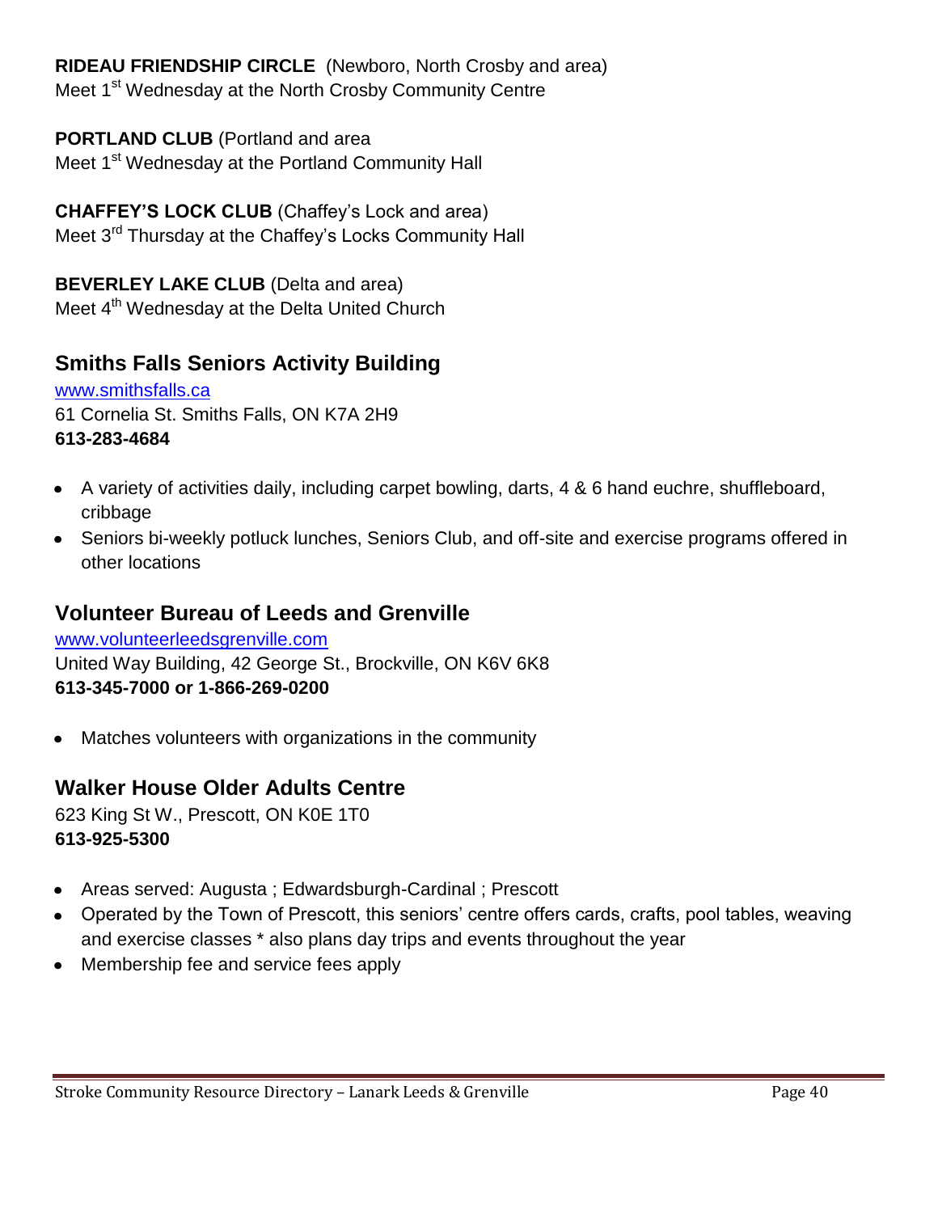**RIDEAU FRIENDSHIP CIRCLE** (Newboro, North Crosby and area)
Meet 1st Wednesday at the North Crosby Community Centre

**PORTLAND CLUB** (Portland and area
Meet 1st Wednesday at the Portland Community Hall

**CHAFFEY'S LOCK CLUB** (Chaffey's Lock and area)
Meet 3rd Thursday at the Chaffey's Locks Community Hall

**BEVERLEY LAKE CLUB** (Delta and area)
Meet 4th Wednesday at the Delta United Church

## Smiths Falls Seniors Activity Building

www.smithsfalls.ca
61 Cornelia St. Smiths Falls, ON K7A 2H9
**613-283-4684**

- A variety of activities daily, including carpet bowling, darts, 4 & 6 hand euchre, shuffleboard, cribbage
- Seniors bi-weekly potluck lunches, Seniors Club, and off-site and exercise programs offered in other locations

## Volunteer Bureau of Leeds and Grenville

www.volunteerleedsgrenville.com
United Way Building, 42 George St., Brockville, ON K6V 6K8
**613-345-7000 or 1-866-269-0200**

- Matches volunteers with organizations in the community

## Walker House Older Adults Centre

623 King St W., Prescott, ON K0E 1T0
**613-925-5300**

- Areas served: Augusta ; Edwardsburgh-Cardinal ; Prescott
- Operated by the Town of Prescott, this seniors' centre offers cards, crafts, pool tables, weaving and exercise classes * also plans day trips and events throughout the year
- Membership fee and service fees apply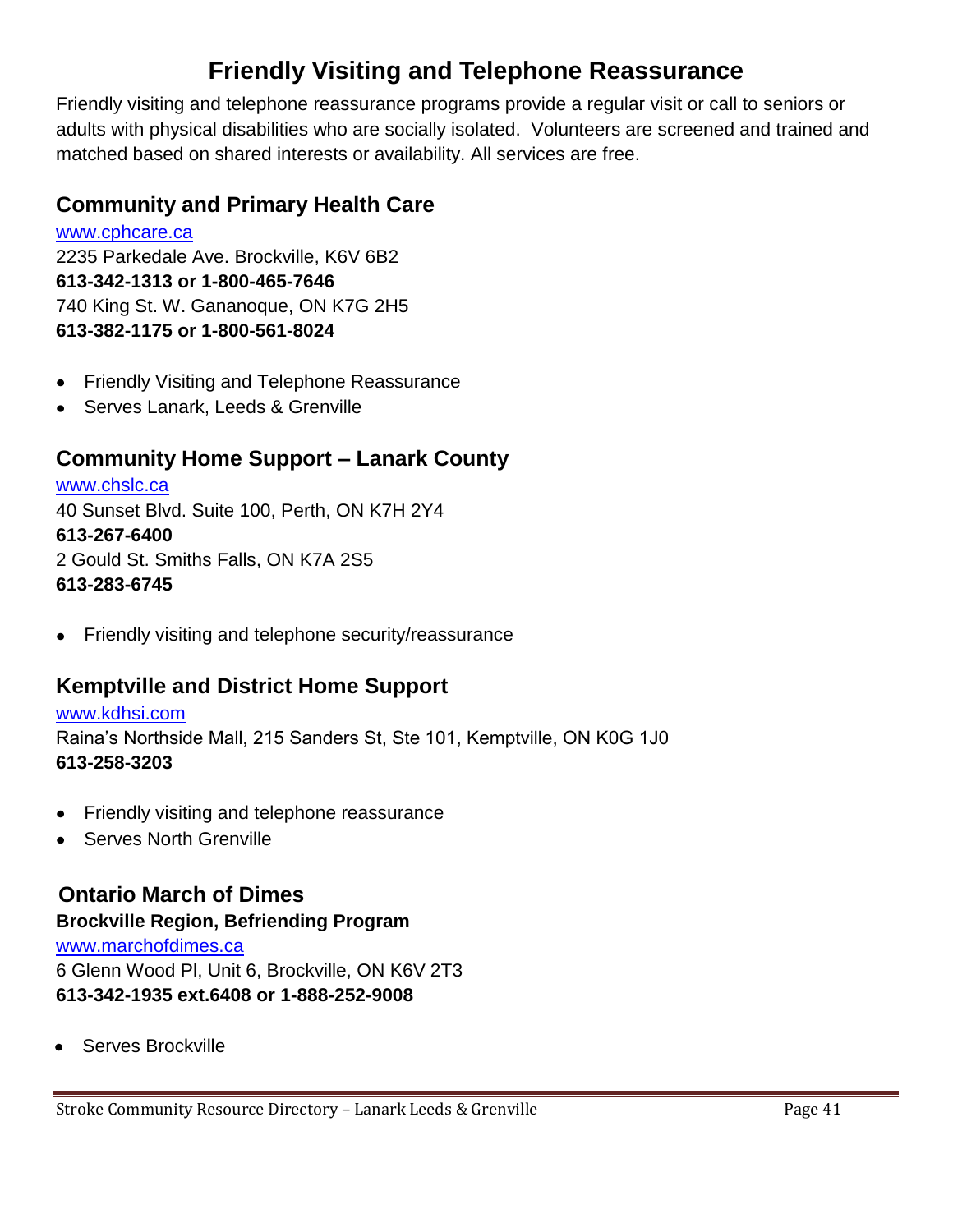# Friendly Visiting and Telephone Reassurance

Friendly visiting and telephone reassurance programs provide a regular visit or call to seniors or adults with physical disabilities who are socially isolated. Volunteers are screened and trained and matched based on shared interests or availability. All services are free.

## Community and Primary Health Care

www.cphcare.ca
2235 Parkedale Ave. Brockville, K6V 6B2
**613-342-1313 or 1-800-465-7646**
740 King St. W. Gananoque, ON K7G 2H5
**613-382-1175 or 1-800-561-8024**

- Friendly Visiting and Telephone Reassurance
- Serves Lanark, Leeds & Grenville

## Community Home Support – Lanark County

www.chslc.ca
40 Sunset Blvd. Suite 100, Perth, ON K7H 2Y4
**613-267-6400**
2 Gould St. Smiths Falls, ON K7A 2S5
**613-283-6745**

- Friendly visiting and telephone security/reassurance

## Kemptville and District Home Support

www.kdhsi.com
Raina's Northside Mall, 215 Sanders St, Ste 101, Kemptville, ON K0G 1J0
**613-258-3203**

- Friendly visiting and telephone reassurance
- Serves North Grenville

## Ontario March of Dimes

**Brockville Region, Befriending Program**
www.marchofdimes.ca
6 Glenn Wood Pl, Unit 6, Brockville, ON K6V 2T3
**613-342-1935 ext.6408 or 1-888-252-9008**

- Serves Brockville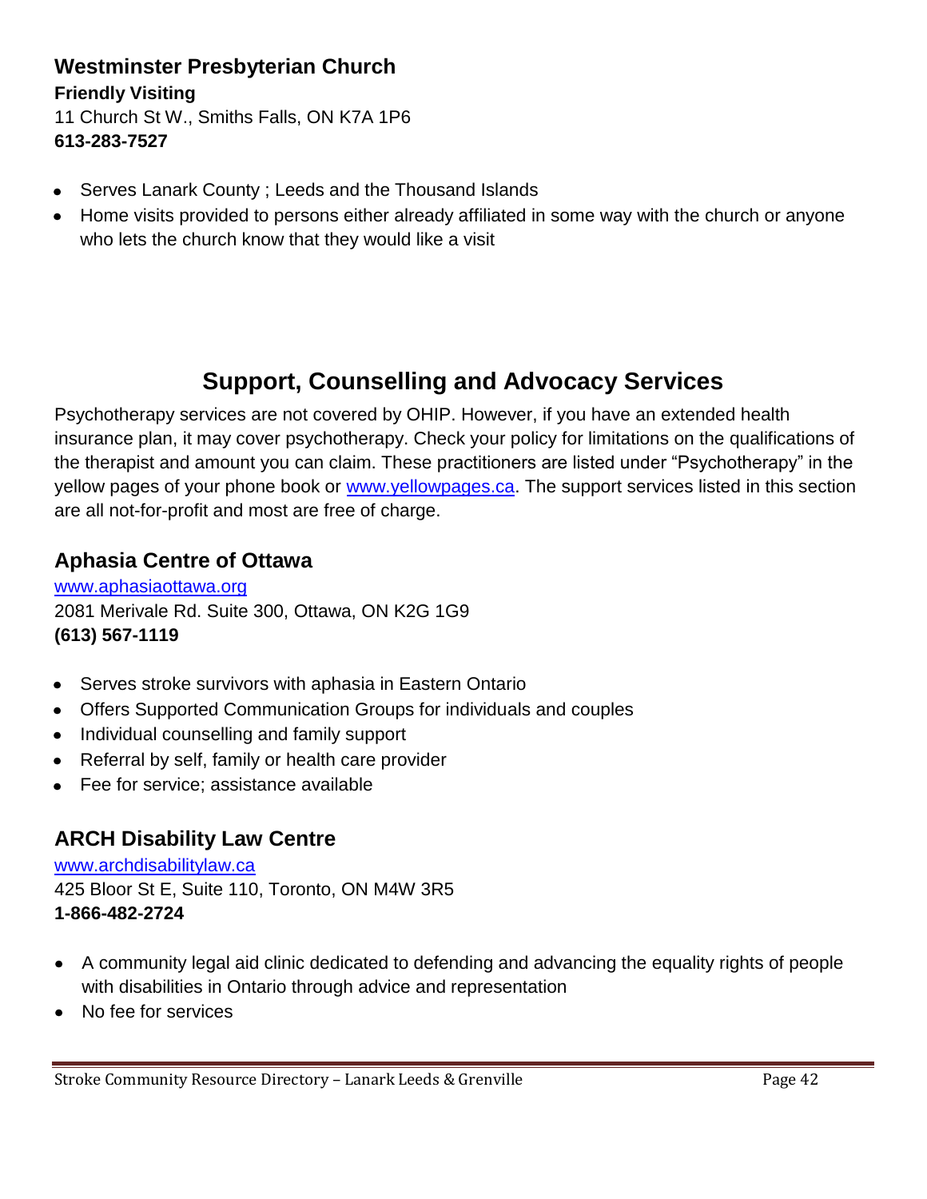### Westminster Presbyterian Church

**Friendly Visiting**
11 Church St W., Smiths Falls, ON K7A 1P6
**613-283-7527**

- Serves Lanark County ; Leeds and the Thousand Islands
- Home visits provided to persons either already affiliated in some way with the church or anyone who lets the church know that they would like a visit

## Support, Counselling and Advocacy Services

Psychotherapy services are not covered by OHIP. However, if you have an extended health insurance plan, it may cover psychotherapy. Check your policy for limitations on the qualifications of the therapist and amount you can claim. These practitioners are listed under "Psychotherapy" in the yellow pages of your phone book or www.yellowpages.ca. The support services listed in this section are all not-for-profit and most are free of charge.

### Aphasia Centre of Ottawa

www.aphasiaottawa.org
2081 Merivale Rd. Suite 300, Ottawa, ON K2G 1G9
**(613) 567-1119**

- Serves stroke survivors with aphasia in Eastern Ontario
- Offers Supported Communication Groups for individuals and couples
- Individual counselling and family support
- Referral by self, family or health care provider
- Fee for service; assistance available

### ARCH Disability Law Centre

www.archdisabilitylaw.ca
425 Bloor St E, Suite 110, Toronto, ON M4W 3R5
**1-866-482-2724**

- A community legal aid clinic dedicated to defending and advancing the equality rights of people with disabilities in Ontario through advice and representation
- No fee for services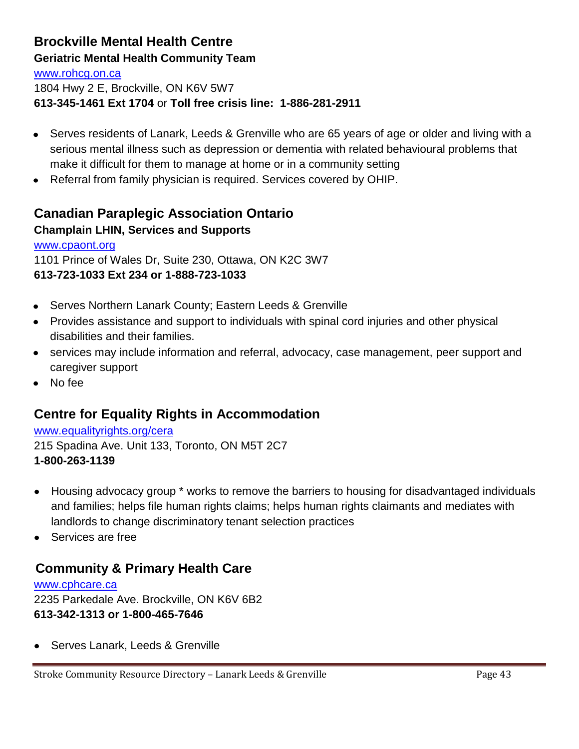## Brockville Mental Health Centre

**Geriatric Mental Health Community Team**

www.rohcg.on.ca
1804 Hwy 2 E, Brockville, ON K6V 5W7
**613-345-1461 Ext 1704** or **Toll free crisis line: 1-886-281-2911**

- Serves residents of Lanark, Leeds & Grenville who are 65 years of age or older and living with a serious mental illness such as depression or dementia with related behavioural problems that make it difficult for them to manage at home or in a community setting
- Referral from family physician is required. Services covered by OHIP.

## Canadian Paraplegic Association Ontario

**Champlain LHIN, Services and Supports**

www.cpaont.org
1101 Prince of Wales Dr, Suite 230, Ottawa, ON K2C 3W7
**613-723-1033 Ext 234 or 1-888-723-1033**

- Serves Northern Lanark County; Eastern Leeds & Grenville
- Provides assistance and support to individuals with spinal cord injuries and other physical disabilities and their families.
- services may include information and referral, advocacy, case management, peer support and caregiver support
- No fee

## Centre for Equality Rights in Accommodation

www.equalityrights.org/cera
215 Spadina Ave. Unit 133, Toronto, ON M5T 2C7
**1-800-263-1139**

- Housing advocacy group * works to remove the barriers to housing for disadvantaged individuals and families; helps file human rights claims; helps human rights claimants and mediates with landlords to change discriminatory tenant selection practices
- Services are free

## Community & Primary Health Care

www.cphcare.ca
2235 Parkedale Ave. Brockville, ON K6V 6B2
**613-342-1313 or 1-800-465-7646**

- Serves Lanark, Leeds & Grenville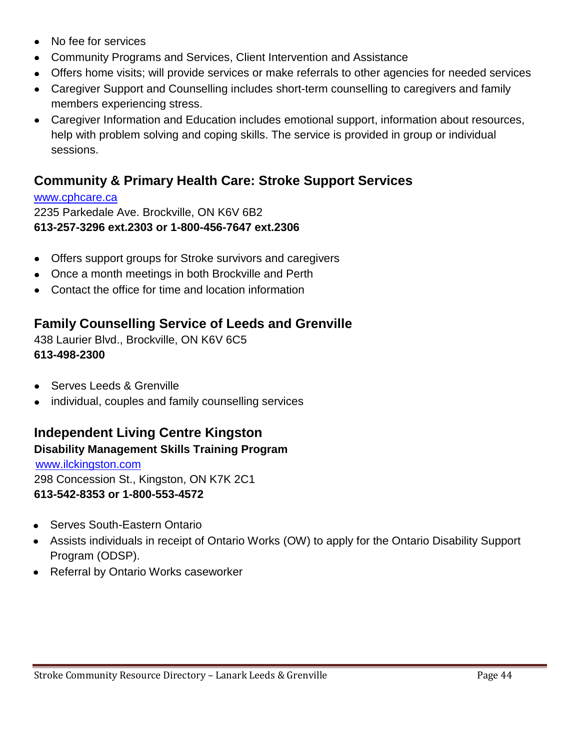- No fee for services
- Community Programs and Services, Client Intervention and Assistance
- Offers home visits; will provide services or make referrals to other agencies for needed services
- Caregiver Support and Counselling includes short-term counselling to caregivers and family members experiencing stress.
- Caregiver Information and Education includes emotional support, information about resources, help with problem solving and coping skills. The service is provided in group or individual sessions.

## Community & Primary Health Care: Stroke Support Services

www.cphcare.ca
2235 Parkedale Ave. Brockville, ON K6V 6B2
**613-257-3296 ext.2303 or 1-800-456-7647 ext.2306**

- Offers support groups for Stroke survivors and caregivers
- Once a month meetings in both Brockville and Perth
- Contact the office for time and location information

## Family Counselling Service of Leeds and Grenville

438 Laurier Blvd., Brockville, ON K6V 6C5
**613-498-2300**

- Serves Leeds & Grenville
- individual, couples and family counselling services

## Independent Living Centre Kingston

**Disability Management Skills Training Program**

www.ilckingston.com
298 Concession St., Kingston, ON K7K 2C1
**613-542-8353 or 1-800-553-4572**

- Serves South-Eastern Ontario
- Assists individuals in receipt of Ontario Works (OW) to apply for the Ontario Disability Support Program (ODSP).
- Referral by Ontario Works caseworker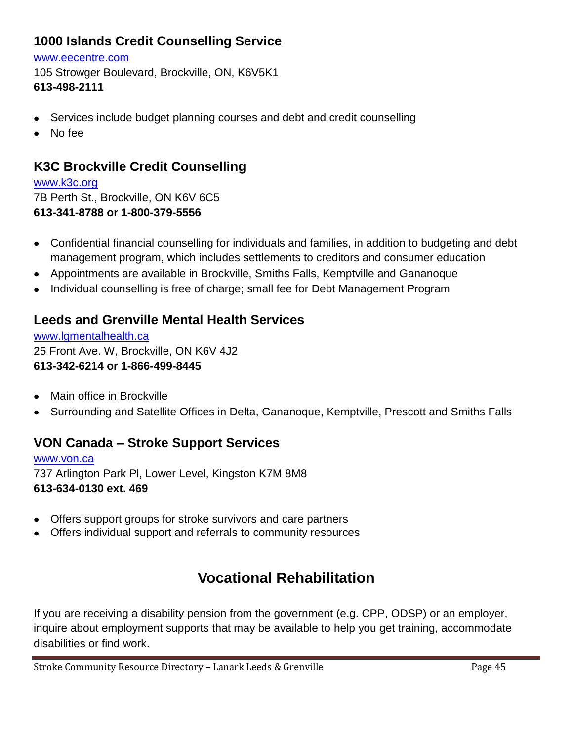### 1000 Islands Credit Counselling Service

www.eecentre.com
105 Strowger Boulevard, Brockville, ON, K6V5K1
**613-498-2111**

- Services include budget planning courses and debt and credit counselling
- No fee

### K3C Brockville Credit Counselling

www.k3c.org
7B Perth St., Brockville, ON K6V 6C5
**613-341-8788 or 1-800-379-5556**

- Confidential financial counselling for individuals and families, in addition to budgeting and debt management program, which includes settlements to creditors and consumer education
- Appointments are available in Brockville, Smiths Falls, Kemptville and Gananoque
- Individual counselling is free of charge; small fee for Debt Management Program

### Leeds and Grenville Mental Health Services

www.lgmentalhealth.ca
25 Front Ave. W, Brockville, ON K6V 4J2
**613-342-6214 or 1-866-499-8445**

- Main office in Brockville
- Surrounding and Satellite Offices in Delta, Gananoque, Kemptville, Prescott and Smiths Falls

### VON Canada – Stroke Support Services

www.von.ca
737 Arlington Park Pl, Lower Level, Kingston K7M 8M8
**613-634-0130 ext. 469**

- Offers support groups for stroke survivors and care partners
- Offers individual support and referrals to community resources

## Vocational Rehabilitation

If you are receiving a disability pension from the government (e.g. CPP, ODSP) or an employer, inquire about employment supports that may be available to help you get training, accommodate disabilities or find work.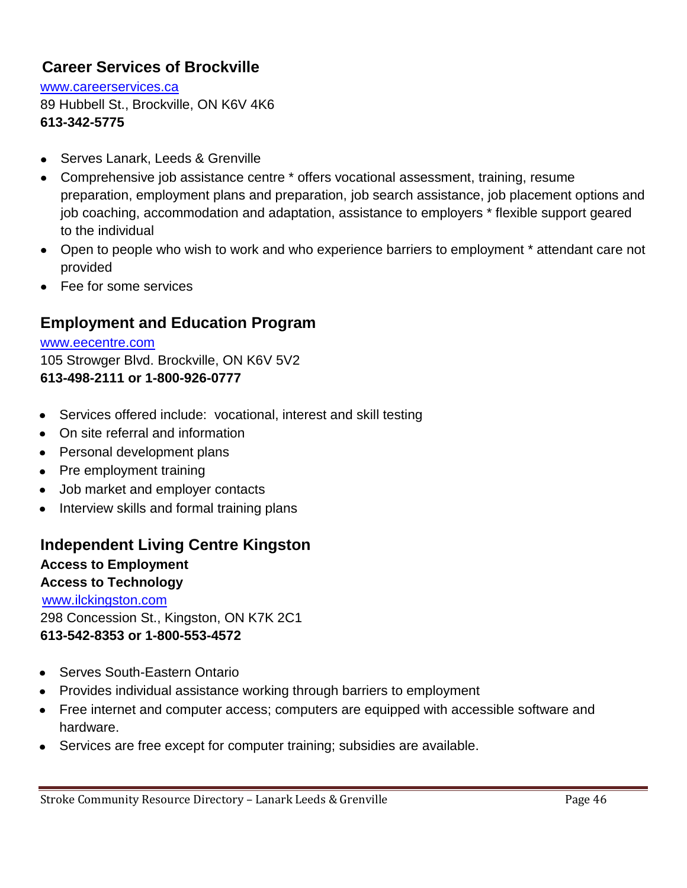## Career Services of Brockville

www.careerservices.ca
89 Hubbell St., Brockville, ON K6V 4K6
**613-342-5775**

- Serves Lanark, Leeds & Grenville
- Comprehensive job assistance centre * offers vocational assessment, training, resume preparation, employment plans and preparation, job search assistance, job placement options and job coaching, accommodation and adaptation, assistance to employers * flexible support geared to the individual
- Open to people who wish to work and who experience barriers to employment * attendant care not provided
- Fee for some services

## Employment and Education Program

www.eecentre.com
105 Strowger Blvd. Brockville, ON K6V 5V2
**613-498-2111 or 1-800-926-0777**

- Services offered include: vocational, interest and skill testing
- On site referral and information
- Personal development plans
- Pre employment training
- Job market and employer contacts
- Interview skills and formal training plans

## Independent Living Centre Kingston

**Access to Employment**
**Access to Technology**
www.ilckingston.com
298 Concession St., Kingston, ON K7K 2C1
**613-542-8353 or 1-800-553-4572**

- Serves South-Eastern Ontario
- Provides individual assistance working through barriers to employment
- Free internet and computer access; computers are equipped with accessible software and hardware.
- Services are free except for computer training; subsidies are available.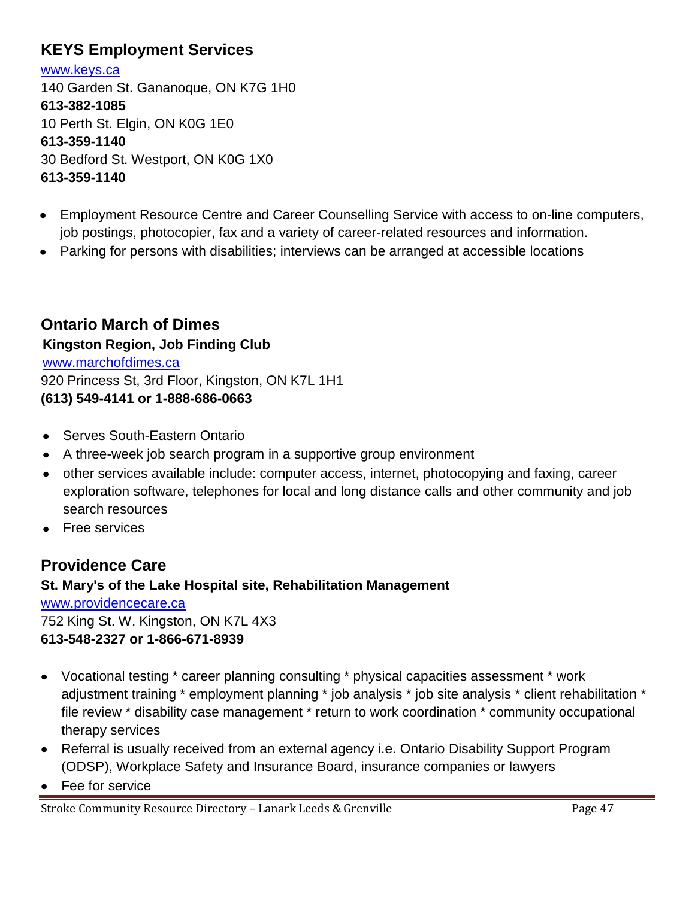## KEYS Employment Services

www.keys.ca
140 Garden St. Gananoque, ON K7G 1H0
**613-382-1085**
10 Perth St. Elgin, ON K0G 1E0
**613-359-1140**
30 Bedford St. Westport, ON K0G 1X0
**613-359-1140**

- Employment Resource Centre and Career Counselling Service with access to on-line computers, job postings, photocopier, fax and a variety of career-related resources and information.
- Parking for persons with disabilities; interviews can be arranged at accessible locations

## Ontario March of Dimes

**Kingston Region, Job Finding Club**
www.marchofdimes.ca
920 Princess St, 3rd Floor, Kingston, ON K7L 1H1
**(613) 549-4141 or 1-888-686-0663**

- Serves South-Eastern Ontario
- A three-week job search program in a supportive group environment
- other services available include: computer access, internet, photocopying and faxing, career exploration software, telephones for local and long distance calls and other community and job search resources
- Free services

## Providence Care

**St. Mary's of the Lake Hospital site, Rehabilitation Management**
www.providencecare.ca
752 King St. W. Kingston, ON K7L 4X3
**613-548-2327 or 1-866-671-8939**

- Vocational testing * career planning consulting * physical capacities assessment * work adjustment training * employment planning * job analysis * job site analysis * client rehabilitation * file review * disability case management * return to work coordination * community occupational therapy services
- Referral is usually received from an external agency i.e. Ontario Disability Support Program (ODSP), Workplace Safety and Insurance Board, insurance companies or lawyers
- Fee for service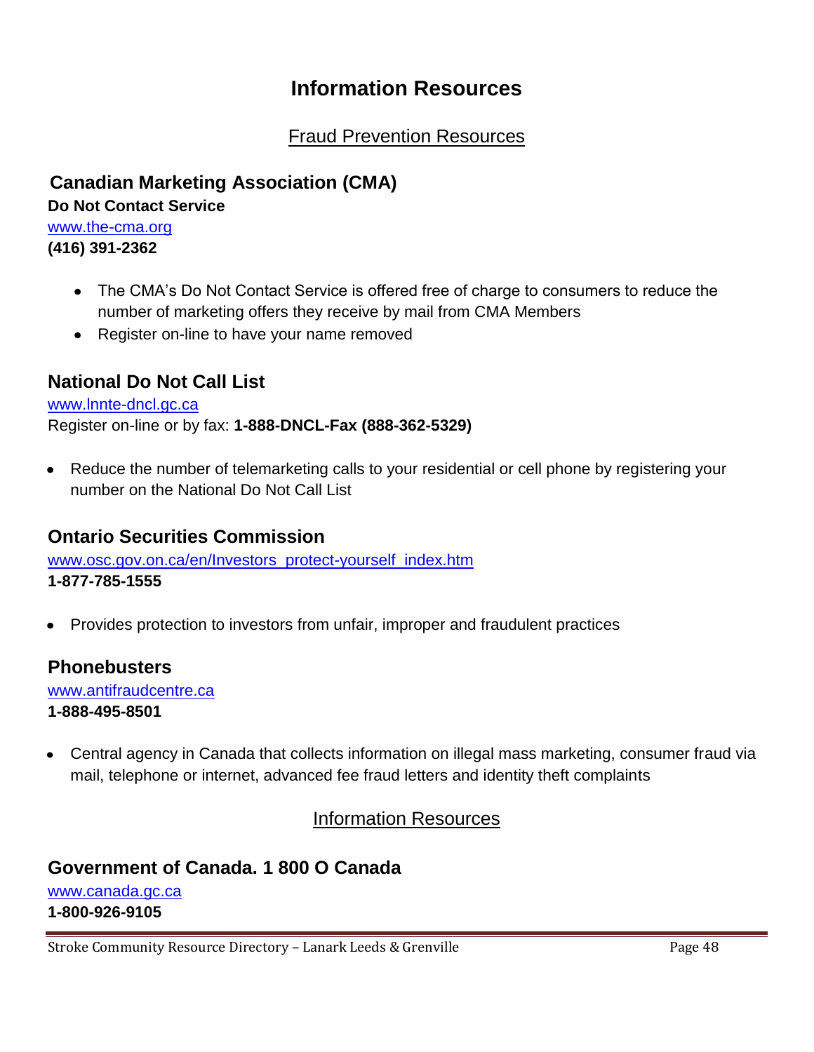# Information Resources

## Fraud Prevention Resources

### Canadian Marketing Association (CMA)

**Do Not Contact Service**

www.the-cma.org

**(416) 391-2362**

- The CMA's Do Not Contact Service is offered free of charge to consumers to reduce the number of marketing offers they receive by mail from CMA Members
- Register on-line to have your name removed

### National Do Not Call List

www.lnnte-dncl.gc.ca

Register on-line or by fax: **1-888-DNCL-Fax (888-362-5329)**

- Reduce the number of telemarketing calls to your residential or cell phone by registering your number on the National Do Not Call List

### Ontario Securities Commission

www.osc.gov.on.ca/en/Investors_protect-yourself_index.htm

**1-877-785-1555**

- Provides protection to investors from unfair, improper and fraudulent practices

### Phonebusters

www.antifraudcentre.ca

**1-888-495-8501**

- Central agency in Canada that collects information on illegal mass marketing, consumer fraud via mail, telephone or internet, advanced fee fraud letters and identity theft complaints

## Information Resources

### Government of Canada. 1 800 O Canada

www.canada.gc.ca

**1-800-926-9105**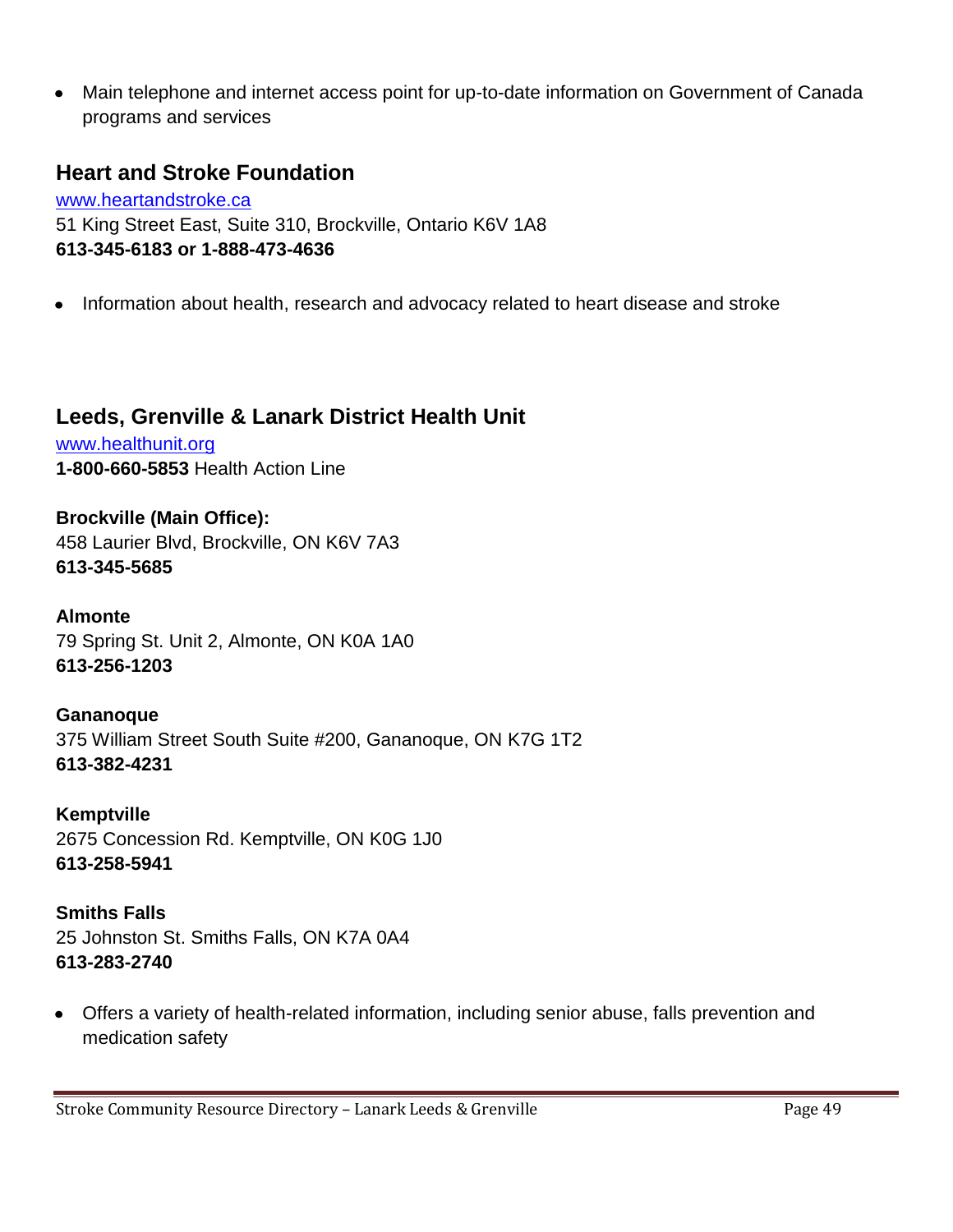- Main telephone and internet access point for up-to-date information on Government of Canada programs and services

## Heart and Stroke Foundation

www.heartandstroke.ca
51 King Street East, Suite 310, Brockville, Ontario K6V 1A8
**613-345-6183 or 1-888-473-4636**

- Information about health, research and advocacy related to heart disease and stroke

## Leeds, Grenville & Lanark District Health Unit

www.healthunit.org
**1-800-660-5853** Health Action Line

**Brockville (Main Office):**
458 Laurier Blvd, Brockville, ON K6V 7A3
**613-345-5685**

**Almonte**
79 Spring St. Unit 2, Almonte, ON K0A 1A0
**613-256-1203**

**Gananoque**
375 William Street South Suite #200, Gananoque, ON K7G 1T2
**613-382-4231**

**Kemptville**
2675 Concession Rd. Kemptville, ON K0G 1J0
**613-258-5941**

**Smiths Falls**
25 Johnston St. Smiths Falls, ON K7A 0A4
**613-283-2740**

- Offers a variety of health-related information, including senior abuse, falls prevention and medication safety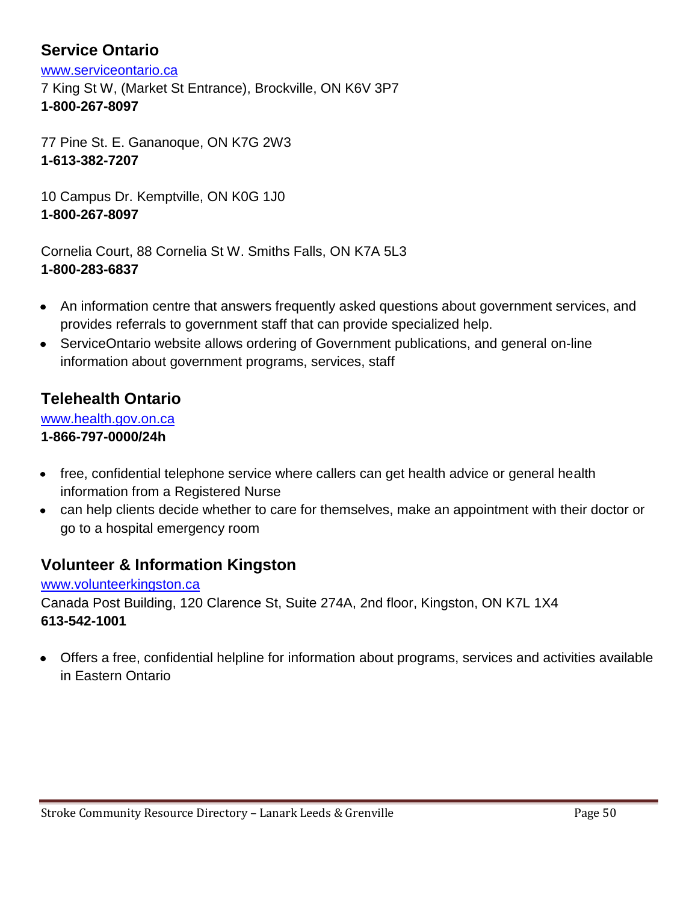## Service Ontario

www.serviceontario.ca
7 King St W, (Market St Entrance), Brockville, ON K6V 3P7
**1-800-267-8097**

77 Pine St. E. Gananoque, ON K7G 2W3
**1-613-382-7207**

10 Campus Dr. Kemptville, ON K0G 1J0
**1-800-267-8097**

Cornelia Court, 88 Cornelia St W. Smiths Falls, ON K7A 5L3
**1-800-283-6837**

- An information centre that answers frequently asked questions about government services, and provides referrals to government staff that can provide specialized help.
- ServiceOntario website allows ordering of Government publications, and general on-line information about government programs, services, staff

## Telehealth Ontario

www.health.gov.on.ca
**1-866-797-0000/24h**

- free, confidential telephone service where callers can get health advice or general health information from a Registered Nurse
- can help clients decide whether to care for themselves, make an appointment with their doctor or go to a hospital emergency room

## Volunteer & Information Kingston

www.volunteerkingston.ca
Canada Post Building, 120 Clarence St, Suite 274A, 2nd floor, Kingston, ON K7L 1X4
**613-542-1001**

- Offers a free, confidential helpline for information about programs, services and activities available in Eastern Ontario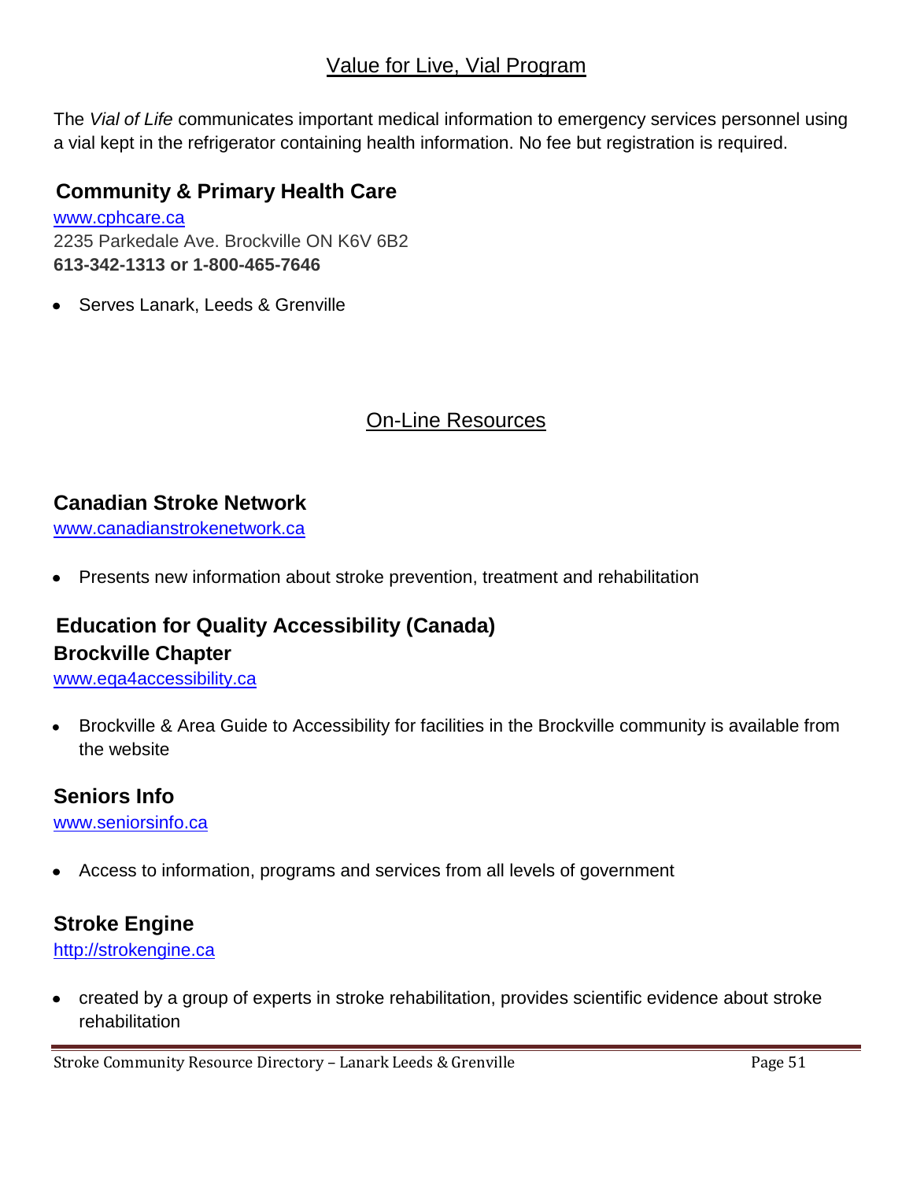## Value for Live, Vial Program

The *Vial of Life* communicates important medical information to emergency services personnel using a vial kept in the refrigerator containing health information. No fee but registration is required.

### Community & Primary Health Care

www.cphcare.ca
2235 Parkedale Ave. Brockville ON K6V 6B2
**613-342-1313 or 1-800-465-7646**

- Serves Lanark, Leeds & Grenville

## On-Line Resources

### Canadian Stroke Network

www.canadianstrokenetwork.ca

- Presents new information about stroke prevention, treatment and rehabilitation

### Education for Quality Accessibility (Canada)
### Brockville Chapter

www.eqa4accessibility.ca

- Brockville & Area Guide to Accessibility for facilities in the Brockville community is available from the website

### Seniors Info

www.seniorsinfo.ca

- Access to information, programs and services from all levels of government

### Stroke Engine

http://strokengine.ca

- created by a group of experts in stroke rehabilitation, provides scientific evidence about stroke rehabilitation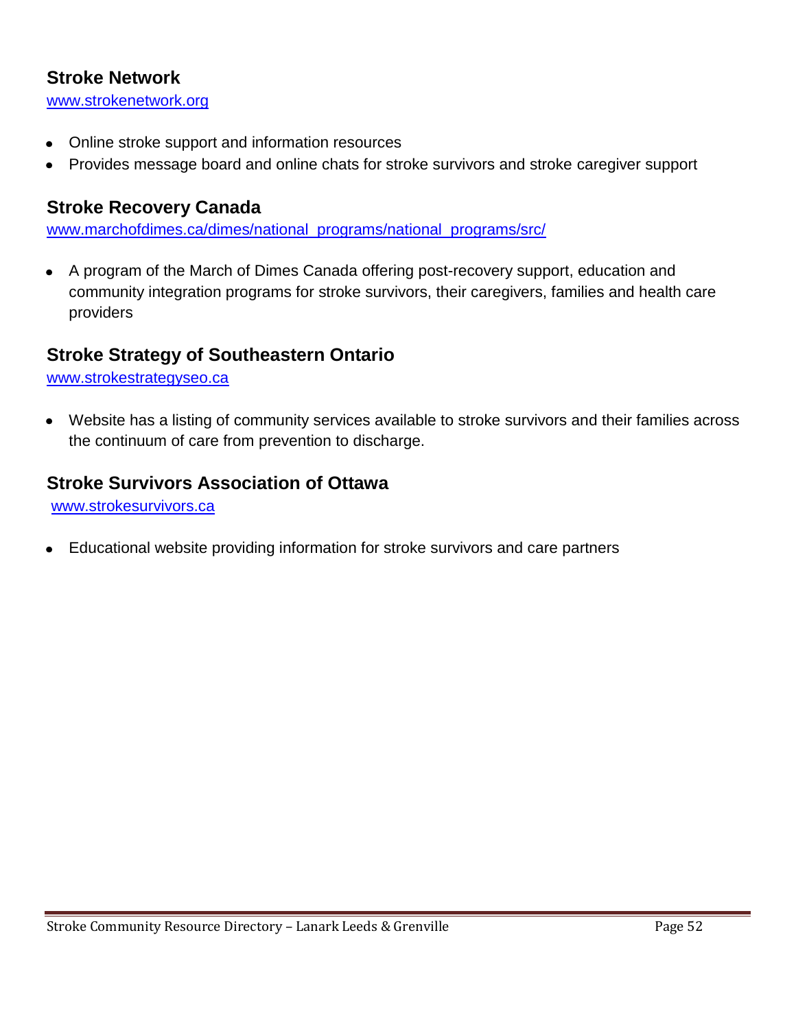## Stroke Network

www.strokenetwork.org

- Online stroke support and information resources
- Provides message board and online chats for stroke survivors and stroke caregiver support

## Stroke Recovery Canada

www.marchofdimes.ca/dimes/national_programs/national_programs/src/

- A program of the March of Dimes Canada offering post-recovery support, education and community integration programs for stroke survivors, their caregivers, families and health care providers

## Stroke Strategy of Southeastern Ontario

www.strokestrategyseo.ca

- Website has a listing of community services available to stroke survivors and their families across the continuum of care from prevention to discharge.

## Stroke Survivors Association of Ottawa

www.strokesurvivors.ca

- Educational website providing information for stroke survivors and care partners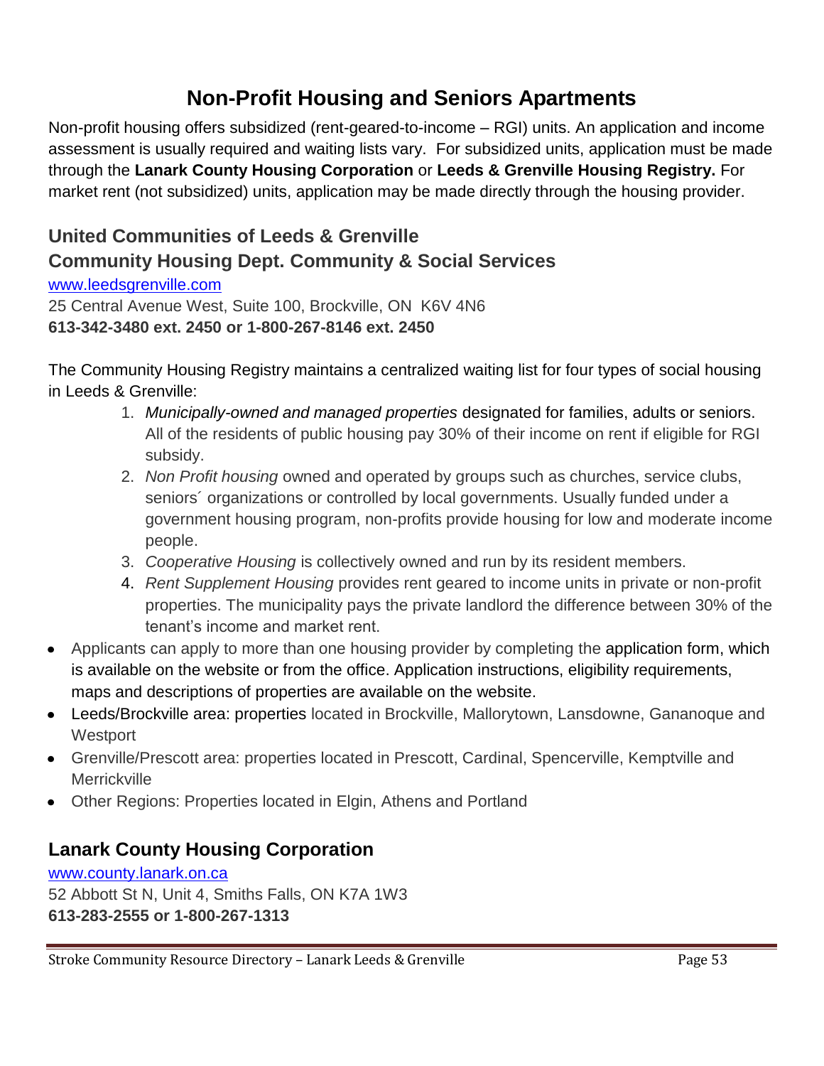# Non-Profit Housing and Seniors Apartments

Non-profit housing offers subsidized (rent-geared-to-income – RGI) units. An application and income assessment is usually required and waiting lists vary. For subsidized units, application must be made through the **Lanark County Housing Corporation** or **Leeds & Grenville Housing Registry.** For market rent (not subsidized) units, application may be made directly through the housing provider.

## United Communities of Leeds & Grenville
## Community Housing Dept. Community & Social Services

[www.leedsgrenville.com](http://www.leedsgrenville.com)
25 Central Avenue West, Suite 100, Brockville, ON K6V 4N6
**613-342-3480 ext. 2450 or 1-800-267-8146 ext. 2450**

The Community Housing Registry maintains a centralized waiting list for four types of social housing in Leeds & Grenville:

1. *Municipally-owned and managed properties* designated for families, adults or seniors. All of the residents of public housing pay 30% of their income on rent if eligible for RGI subsidy.
2. *Non Profit housing* owned and operated by groups such as churches, service clubs, seniors´ organizations or controlled by local governments. Usually funded under a government housing program, non-profits provide housing for low and moderate income people.
3. *Cooperative Housing* is collectively owned and run by its resident members.
4. *Rent Supplement Housing* provides rent geared to income units in private or non-profit properties. The municipality pays the private landlord the difference between 30% of the tenant's income and market rent.

- Applicants can apply to more than one housing provider by completing the application form, which is available on the website or from the office. Application instructions, eligibility requirements, maps and descriptions of properties are available on the website.
- Leeds/Brockville area: properties located in Brockville, Mallorytown, Lansdowne, Gananoque and Westport
- Grenville/Prescott area: properties located in Prescott, Cardinal, Spencerville, Kemptville and Merrickville
- Other Regions: Properties located in Elgin, Athens and Portland

## Lanark County Housing Corporation

[www.county.lanark.on.ca](http://www.county.lanark.on.ca)
52 Abbott St N, Unit 4, Smiths Falls, ON K7A 1W3
**613-283-2555 or 1-800-267-1313**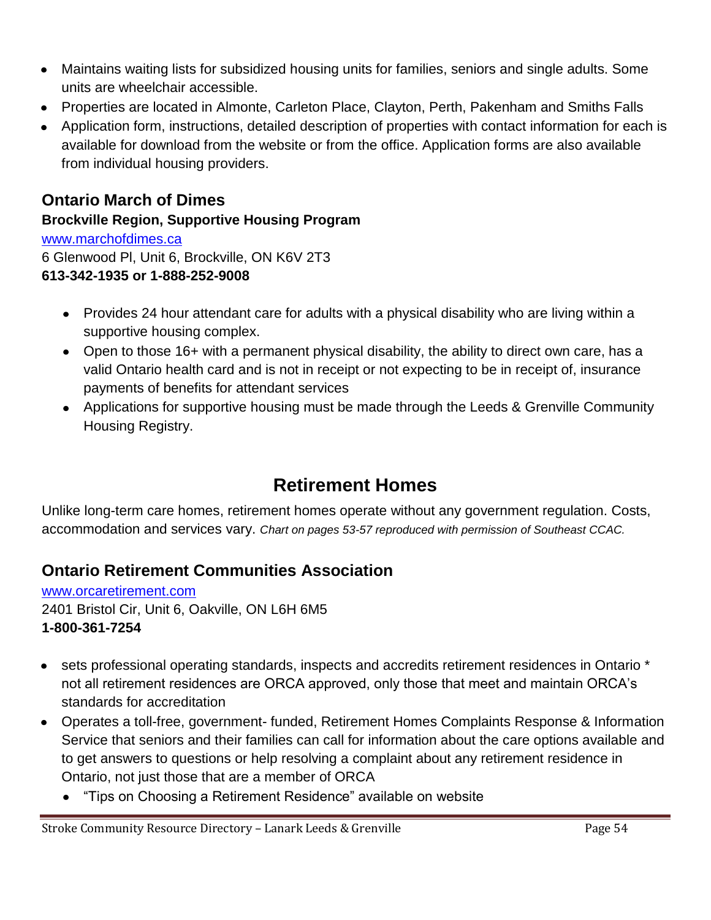- Maintains waiting lists for subsidized housing units for families, seniors and single adults. Some units are wheelchair accessible.
- Properties are located in Almonte, Carleton Place, Clayton, Perth, Pakenham and Smiths Falls
- Application form, instructions, detailed description of properties with contact information for each is available for download from the website or from the office. Application forms are also available from individual housing providers.

### Ontario March of Dimes

**Brockville Region, Supportive Housing Program**

www.marchofdimes.ca
6 Glenwood Pl, Unit 6, Brockville, ON K6V 2T3
**613-342-1935 or 1-888-252-9008**

- Provides 24 hour attendant care for adults with a physical disability who are living within a supportive housing complex.
- Open to those 16+ with a permanent physical disability, the ability to direct own care, has a valid Ontario health card and is not in receipt or not expecting to be in receipt of, insurance payments of benefits for attendant services
- Applications for supportive housing must be made through the Leeds & Grenville Community Housing Registry.

## Retirement Homes

Unlike long-term care homes, retirement homes operate without any government regulation. Costs, accommodation and services vary. *Chart on pages 53-57 reproduced with permission of Southeast CCAC.*

### Ontario Retirement Communities Association

www.orcaretirement.com
2401 Bristol Cir, Unit 6, Oakville, ON L6H 6M5
**1-800-361-7254**

- sets professional operating standards, inspects and accredits retirement residences in Ontario * not all retirement residences are ORCA approved, only those that meet and maintain ORCA's standards for accreditation
- Operates a toll-free, government- funded, Retirement Homes Complaints Response & Information Service that seniors and their families can call for information about the care options available and to get answers to questions or help resolving a complaint about any retirement residence in Ontario, not just those that are a member of ORCA
  - "Tips on Choosing a Retirement Residence" available on website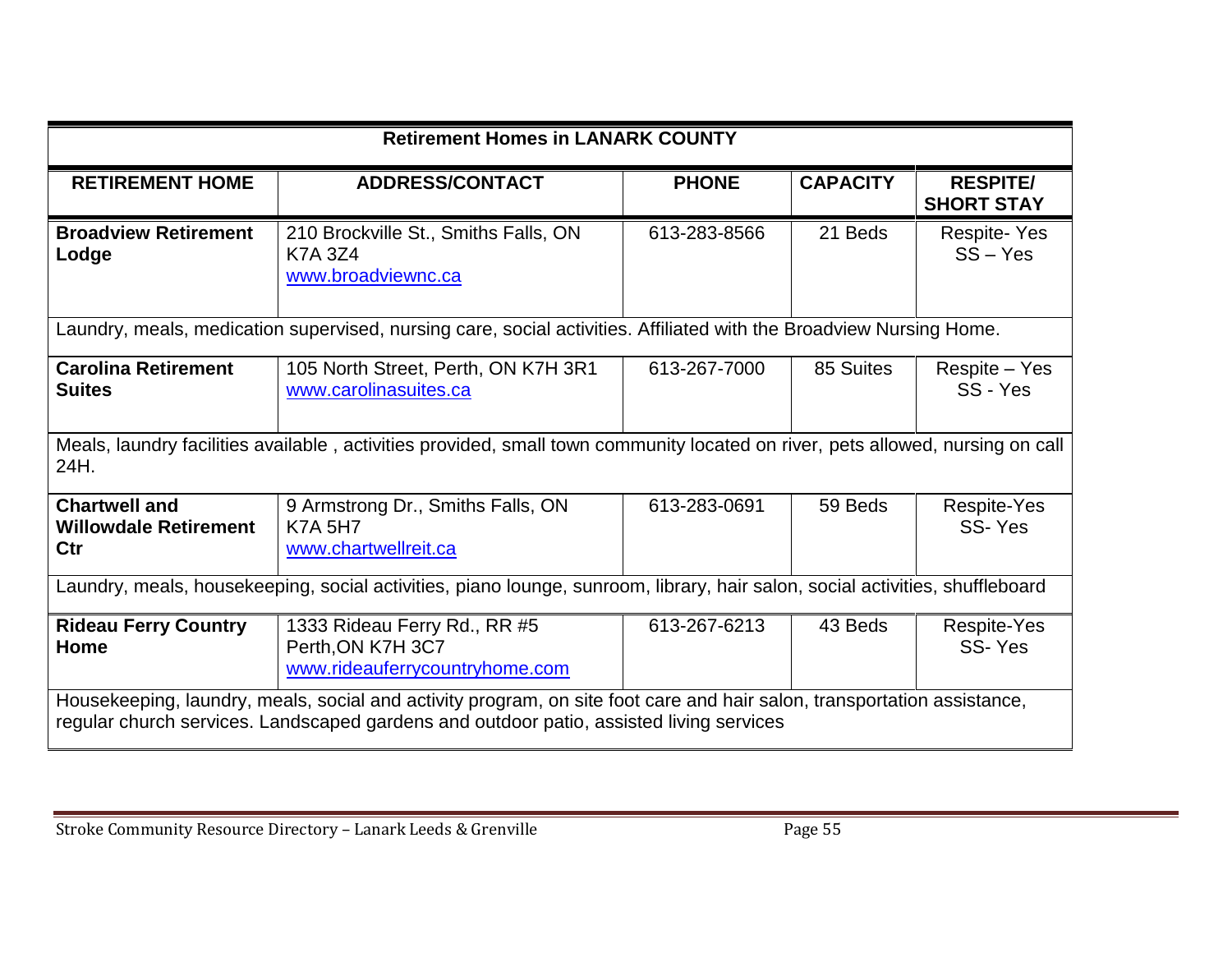| Retirement Homes in LANARK COUNTY | | | | |
|---|---|---|---|---|
| **RETIREMENT HOME** | **ADDRESS/CONTACT** | **PHONE** | **CAPACITY** | **RESPITE/ SHORT STAY** |
| **Broadview Retirement Lodge** | 210 Brockville St., Smiths Falls, ON K7A 3Z4 www.broadviewnc.ca | 613-283-8566 | 21 Beds | Respite- Yes SS – Yes |
| Laundry, meals, medication supervised, nursing care, social activities. Affiliated with the Broadview Nursing Home. | | | | |
| **Carolina Retirement Suites** | 105 North Street, Perth, ON K7H 3R1 www.carolinasuites.ca | 613-267-7000 | 85 Suites | Respite – Yes SS - Yes |
| Meals, laundry facilities available , activities provided, small town community located on river, pets allowed, nursing on call 24H. | | | | |
| **Chartwell and Willowdale Retirement Ctr** | 9 Armstrong Dr., Smiths Falls, ON K7A 5H7 www.chartwellreit.ca | 613-283-0691 | 59 Beds | Respite-Yes SS- Yes |
| Laundry, meals, housekeeping, social activities, piano lounge, sunroom, library, hair salon, social activities, shuffleboard | | | | |
| **Rideau Ferry Country Home** | 1333 Rideau Ferry Rd., RR #5 Perth,ON K7H 3C7 www.rideauferrycountryhome.com | 613-267-6213 | 43 Beds | Respite-Yes SS- Yes |
| Housekeeping, laundry, meals, social and activity program, on site foot care and hair salon, transportation assistance, regular church services. Landscaped gardens and outdoor patio, assisted living services | | | | |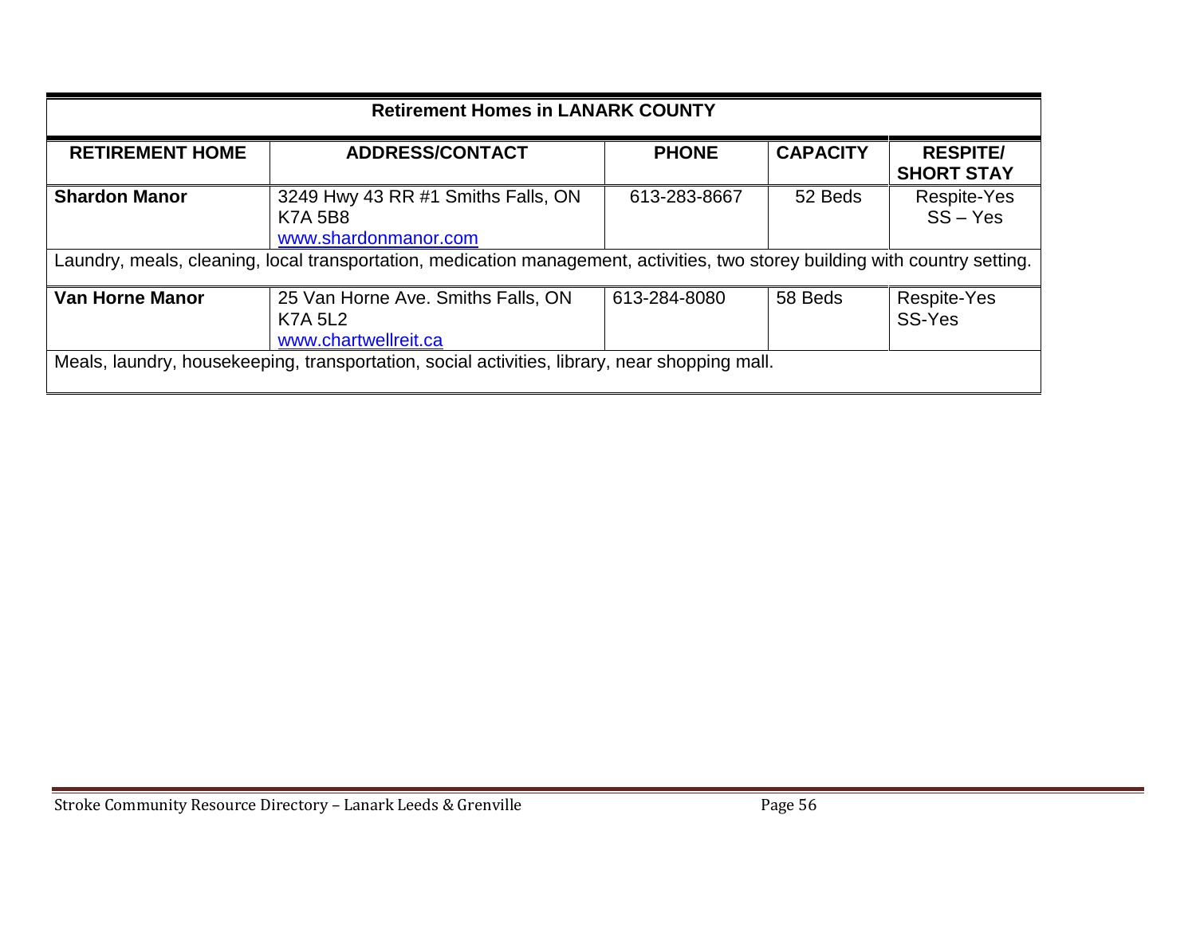| Retirement Homes in LANARK COUNTY | | | | |
|---|---|---|---|---|
| **RETIREMENT HOME** | **ADDRESS/CONTACT** | **PHONE** | **CAPACITY** | **RESPITE/ SHORT STAY** |
| **Shardon Manor** | 3249 Hwy 43 RR #1 Smiths Falls, ON K7A 5B8 www.shardonmanor.com | 613-283-8667 | 52 Beds | Respite-Yes SS – Yes |
| Laundry, meals, cleaning, local transportation, medication management, activities, two storey building with country setting. | | | | |
| **Van Horne Manor** | 25 Van Horne Ave. Smiths Falls, ON K7A 5L2 www.chartwellreit.ca | 613-284-8080 | 58 Beds | Respite-Yes SS-Yes |
| Meals, laundry, housekeeping, transportation, social activities, library, near shopping mall. | | | | |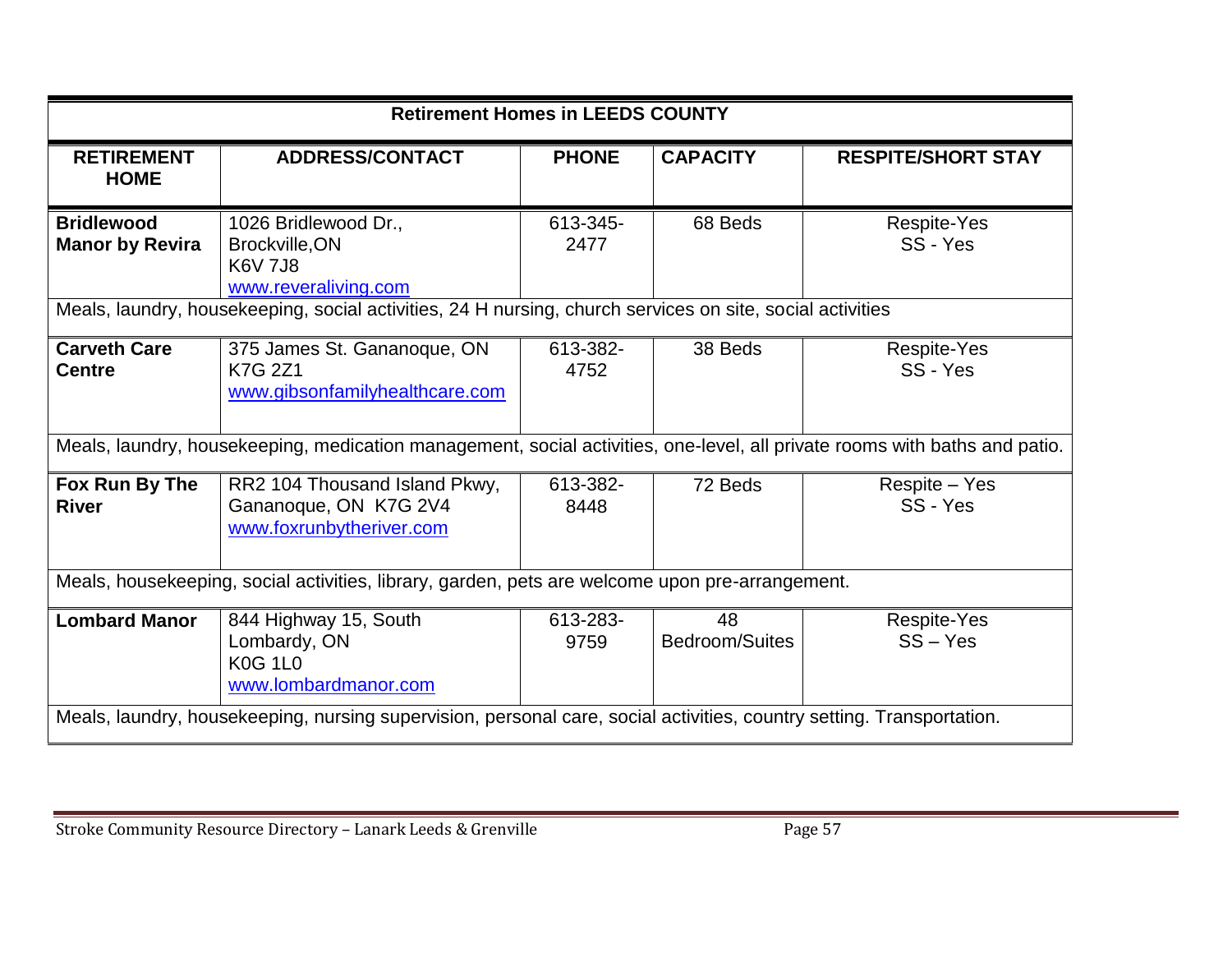| Retirement Homes in LEEDS COUNTY | | | | |
|---|---|---|---|---|
| **RETIREMENT HOME** | **ADDRESS/CONTACT** | **PHONE** | **CAPACITY** | **RESPITE/SHORT STAY** |
| **Bridlewood Manor by Revira** | 1026 Bridlewood Dr., Brockville,ON K6V 7J8 www.reveraliving.com | 613-345-2477 | 68 Beds | Respite-Yes SS - Yes |
| Meals, laundry, housekeeping, social activities, 24 H nursing, church services on site, social activities | | | | |
| **Carveth Care Centre** | 375 James St. Gananoque, ON K7G 2Z1 www.gibsonfamilyhealthcare.com | 613-382-4752 | 38 Beds | Respite-Yes SS - Yes |
| Meals, laundry, housekeeping, medication management, social activities, one-level, all private rooms with baths and patio. | | | | |
| **Fox Run By The River** | RR2 104 Thousand Island Pkwy, Gananoque, ON K7G 2V4 www.foxrunbytheriver.com | 613-382-8448 | 72 Beds | Respite – Yes SS - Yes |
| Meals, housekeeping, social activities, library, garden, pets are welcome upon pre-arrangement. | | | | |
| **Lombard Manor** | 844 Highway 15, South Lombardy, ON K0G 1L0 www.lombardmanor.com | 613-283-9759 | 48 Bedroom/Suites | Respite-Yes SS – Yes |
| Meals, laundry, housekeeping, nursing supervision, personal care, social activities, country setting. Transportation. | | | | |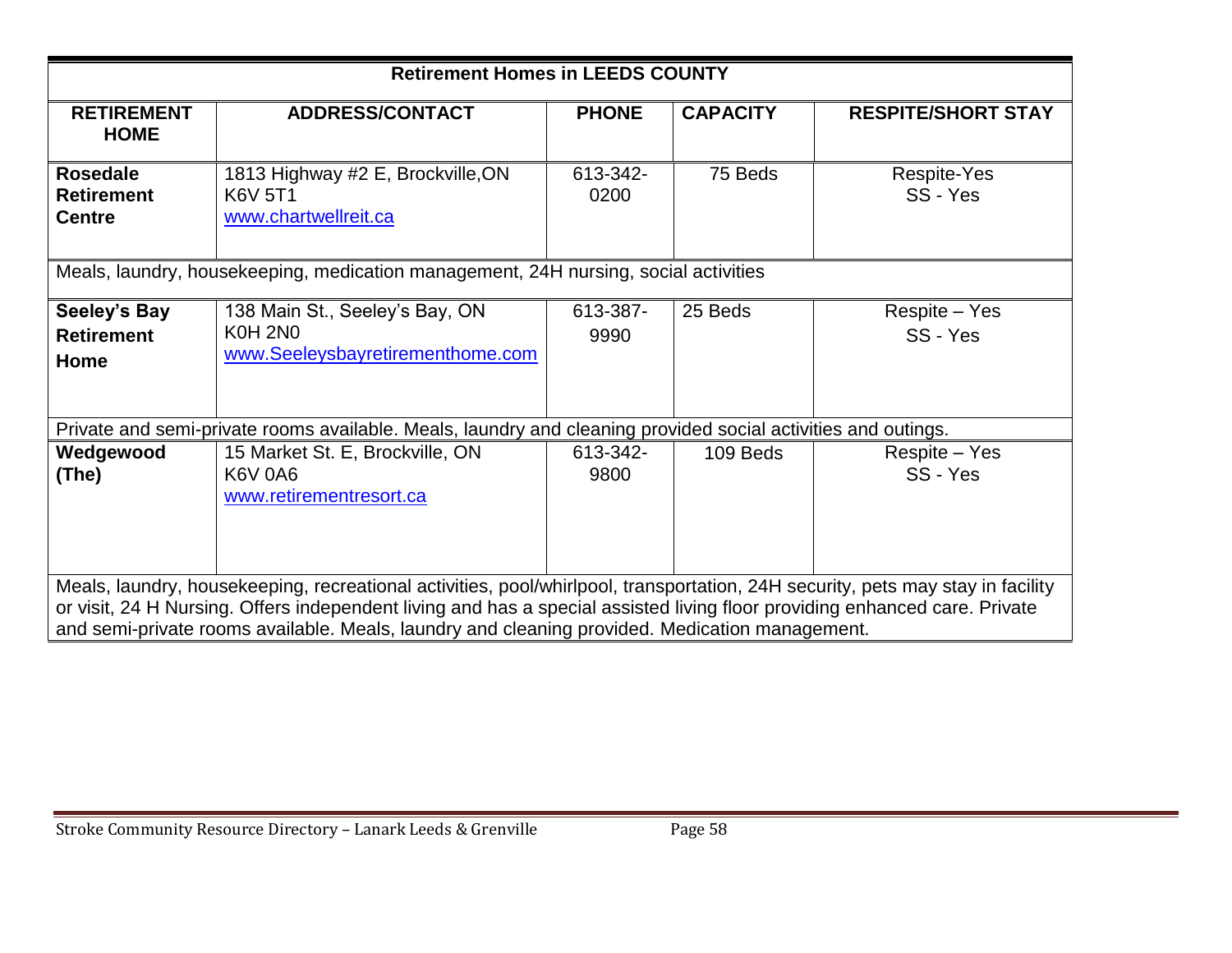| Retirement Homes in LEEDS COUNTY | | | | |
|---|---|---|---|---|
| **RETIREMENT HOME** | **ADDRESS/CONTACT** | **PHONE** | **CAPACITY** | **RESPITE/SHORT STAY** |
| **Rosedale Retirement Centre** | 1813 Highway #2 E, Brockville,ON K6V 5T1 www.chartwellreit.ca | 613-342-0200 | 75 Beds | Respite-Yes SS - Yes |
| Meals, laundry, housekeeping, medication management, 24H nursing, social activities | | | | |
| **Seeley's Bay Retirement Home** | 138 Main St., Seeley's Bay, ON K0H 2N0 www.Seeleysbayretirementhome.com | 613-387-9990 | 25 Beds | Respite – Yes SS - Yes |
| Private and semi-private rooms available. Meals, laundry and cleaning provided social activities and outings. | | | | |
| **Wedgewood (The)** | 15 Market St. E, Brockville, ON K6V 0A6 www.retirementresort.ca | 613-342-9800 | 109 Beds | Respite – Yes SS - Yes |
| Meals, laundry, housekeeping, recreational activities, pool/whirlpool, transportation, 24H security, pets may stay in facility or visit, 24 H Nursing. Offers independent living and has a special assisted living floor providing enhanced care. Private and semi-private rooms available. Meals, laundry and cleaning provided. Medication management. | | | | |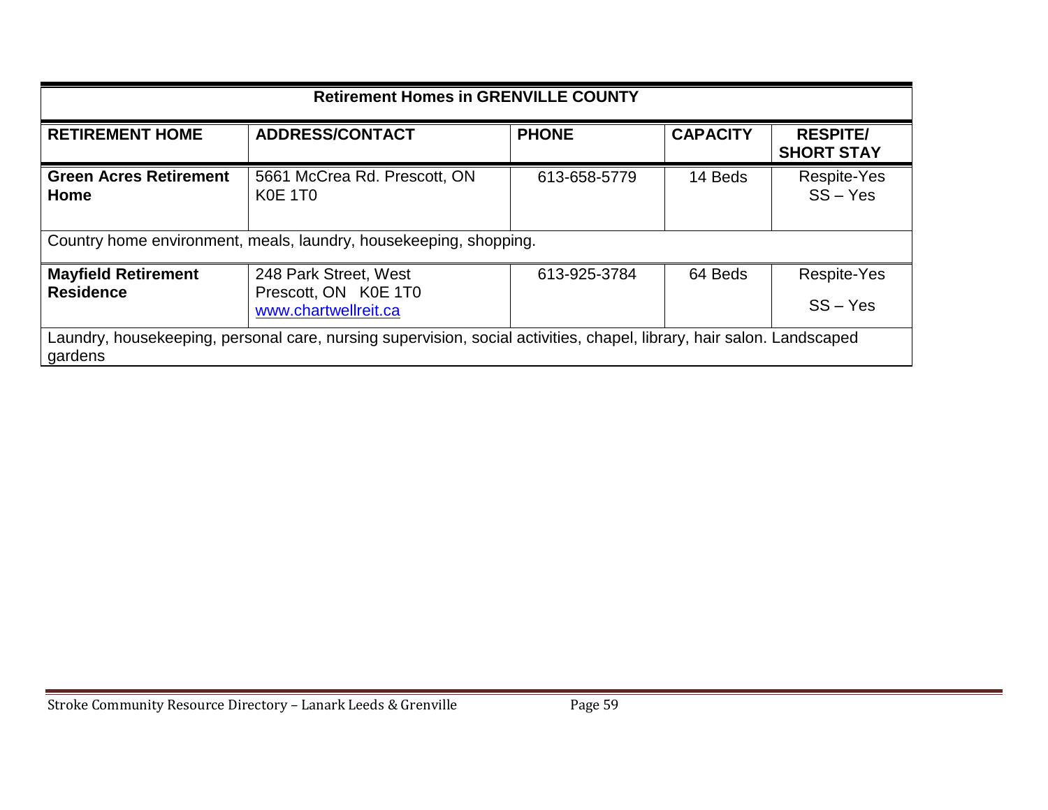| Retirement Homes in GRENVILLE COUNTY | | | | |
|---|---|---|---|---|
| **RETIREMENT HOME** | **ADDRESS/CONTACT** | **PHONE** | **CAPACITY** | **RESPITE/ SHORT STAY** |
| **Green Acres Retirement Home** | 5661 McCrea Rd. Prescott, ON K0E 1T0 | 613-658-5779 | 14 Beds | Respite-Yes<br>SS – Yes |
| Country home environment, meals, laundry, housekeeping, shopping. | | | | |
| **Mayfield Retirement Residence** | 248 Park Street, West<br>Prescott, ON K0E 1T0<br>www.chartwellreit.ca | 613-925-3784 | 64 Beds | Respite-Yes<br>SS – Yes |
| Laundry, housekeeping, personal care, nursing supervision, social activities, chapel, library, hair salon. Landscaped gardens | | | | |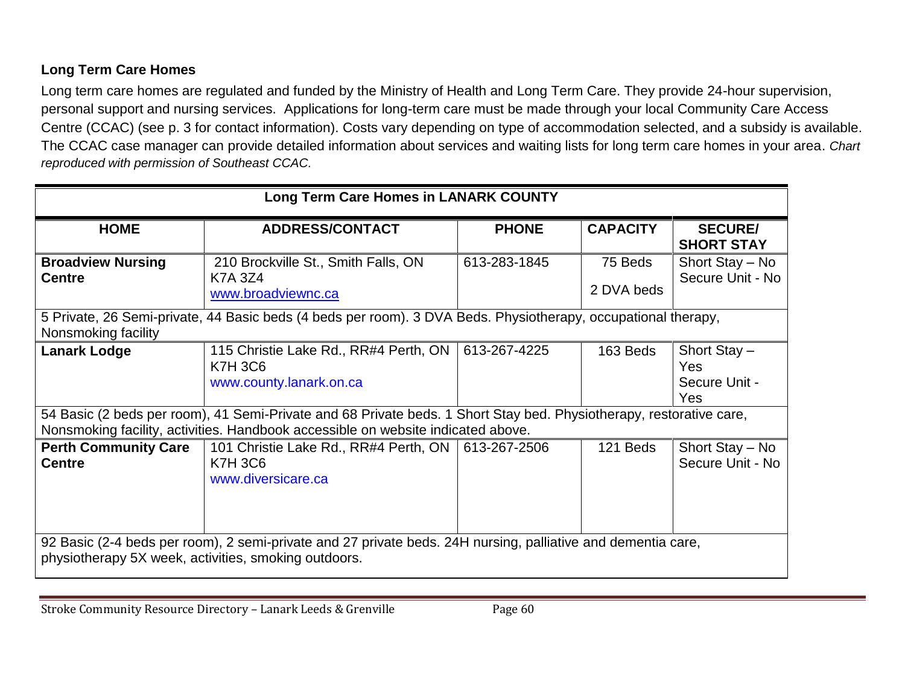## Long Term Care Homes

Long term care homes are regulated and funded by the Ministry of Health and Long Term Care. They provide 24-hour supervision, personal support and nursing services. Applications for long-term care must be made through your local Community Care Access Centre (CCAC) (see p. 3 for contact information). Costs vary depending on type of accommodation selected, and a subsidy is available. The CCAC case manager can provide detailed information about services and waiting lists for long term care homes in your area. *Chart reproduced with permission of Southeast CCAC.*

| Long Term Care Homes in LANARK COUNTY | | | | |
|---|---|---|---|---|
| **HOME** | **ADDRESS/CONTACT** | **PHONE** | **CAPACITY** | **SECURE/ SHORT STAY** |
| **Broadview Nursing Centre** | 210 Brockville St., Smith Falls, ON K7A 3Z4 www.broadviewnc.ca | 613-283-1845 | 75 Beds 2 DVA beds | Short Stay – No Secure Unit - No |
| 5 Private, 26 Semi-private, 44 Basic beds (4 beds per room). 3 DVA Beds. Physiotherapy, occupational therapy, Nonsmoking facility | | | | |
| **Lanark Lodge** | 115 Christie Lake Rd., RR#4 Perth, ON K7H 3C6 www.county.lanark.on.ca | 613-267-4225 | 163 Beds | Short Stay – Yes Secure Unit - Yes |
| 54 Basic (2 beds per room), 41 Semi-Private and 68 Private beds. 1 Short Stay bed. Physiotherapy, restorative care, Nonsmoking facility, activities. Handbook accessible on website indicated above. | | | | |
| **Perth Community Care Centre** | 101 Christie Lake Rd., RR#4 Perth, ON K7H 3C6 www.diversicare.ca | 613-267-2506 | 121 Beds | Short Stay – No Secure Unit - No |
| 92 Basic (2-4 beds per room), 2 semi-private and 27 private beds. 24H nursing, palliative and dementia care, physiotherapy 5X week, activities, smoking outdoors. | | | | |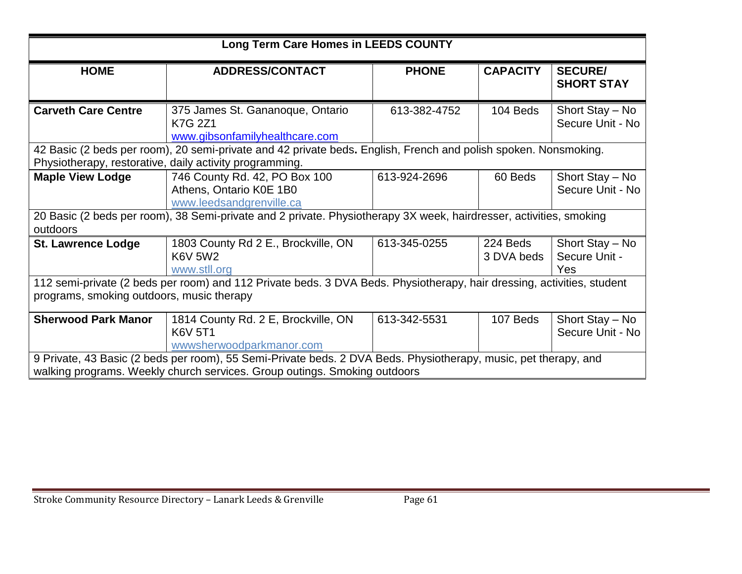| Long Term Care Homes in LEEDS COUNTY | | | | |
|---|---|---|---|---|
| **HOME** | **ADDRESS/CONTACT** | **PHONE** | **CAPACITY** | **SECURE/ SHORT STAY** |
| **Carveth Care Centre** | 375 James St. Gananoque, Ontario K7G 2Z1 www.gibsonfamilyhealthcare.com | 613-382-4752 | 104 Beds | Short Stay – No Secure Unit - No |
| 42 Basic (2 beds per room), 20 semi-private and 42 private beds**.** English, French and polish spoken. Nonsmoking. Physiotherapy, restorative, daily activity programming. | | | | |
| **Maple View Lodge** | 746 County Rd. 42, PO Box 100 Athens, Ontario K0E 1B0 www.leedsandgrenville.ca | 613-924-2696 | 60 Beds | Short Stay – No Secure Unit - No |
| 20 Basic (2 beds per room), 38 Semi-private and 2 private. Physiotherapy 3X week, hairdresser, activities, smoking outdoors | | | | |
| **St. Lawrence Lodge** | 1803 County Rd 2 E., Brockville, ON K6V 5W2 www.stll.org | 613-345-0255 | 224 Beds 3 DVA beds | Short Stay – No Secure Unit - Yes |
| 112 semi-private (2 beds per room) and 112 Private beds. 3 DVA Beds. Physiotherapy, hair dressing, activities, student programs, smoking outdoors, music therapy | | | | |
| **Sherwood Park Manor** | 1814 County Rd. 2 E, Brockville, ON K6V 5T1 wwwsherwoodparkmanor.com | 613-342-5531 | 107 Beds | Short Stay – No Secure Unit - No |
| 9 Private, 43 Basic (2 beds per room), 55 Semi-Private beds. 2 DVA Beds. Physiotherapy, music, pet therapy, and walking programs. Weekly church services. Group outings. Smoking outdoors | | | | |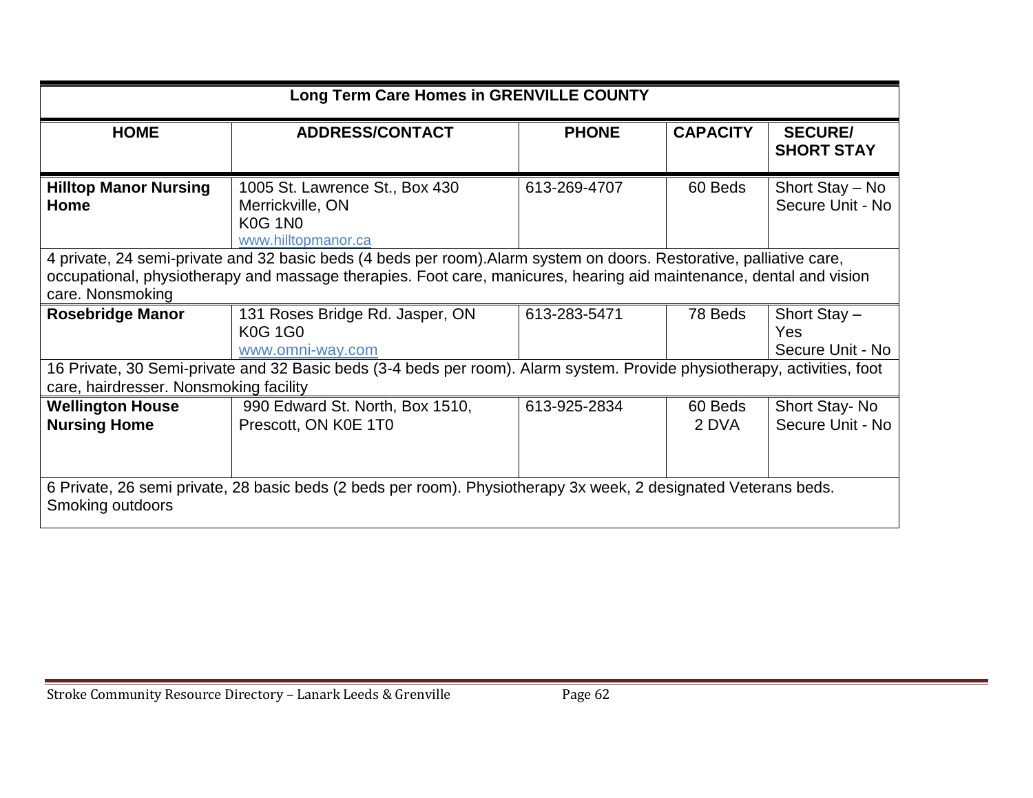| Long Term Care Homes in GRENVILLE COUNTY | | | | |
|---|---|---|---|---|
| **HOME** | **ADDRESS/CONTACT** | **PHONE** | **CAPACITY** | **SECURE/ SHORT STAY** |
| **Hilltop Manor Nursing Home** | 1005 St. Lawrence St., Box 430<br>Merrickville, ON<br>K0G 1N0<br>www.hilltopmanor.ca | 613-269-4707 | 60 Beds | Short Stay – No<br>Secure Unit - No |
| 4 private, 24 semi-private and 32 basic beds (4 beds per room).Alarm system on doors. Restorative, palliative care, occupational, physiotherapy and massage therapies. Foot care, manicures, hearing aid maintenance, dental and vision care. Nonsmoking | | | | |
| **Rosebridge Manor** | 131 Roses Bridge Rd. Jasper, ON<br>K0G 1G0<br>www.omni-way.com | 613-283-5471 | 78 Beds | Short Stay – Yes<br>Secure Unit - No |
| 16 Private, 30 Semi-private and 32 Basic beds (3-4 beds per room). Alarm system. Provide physiotherapy, activities, foot care, hairdresser. Nonsmoking facility | | | | |
| **Wellington House Nursing Home** | 990 Edward St. North, Box 1510,<br>Prescott, ON K0E 1T0 | 613-925-2834 | 60 Beds<br>2 DVA | Short Stay- No<br>Secure Unit - No |
| 6 Private, 26 semi private, 28 basic beds (2 beds per room). Physiotherapy 3x week, 2 designated Veterans beds. Smoking outdoors | | | | |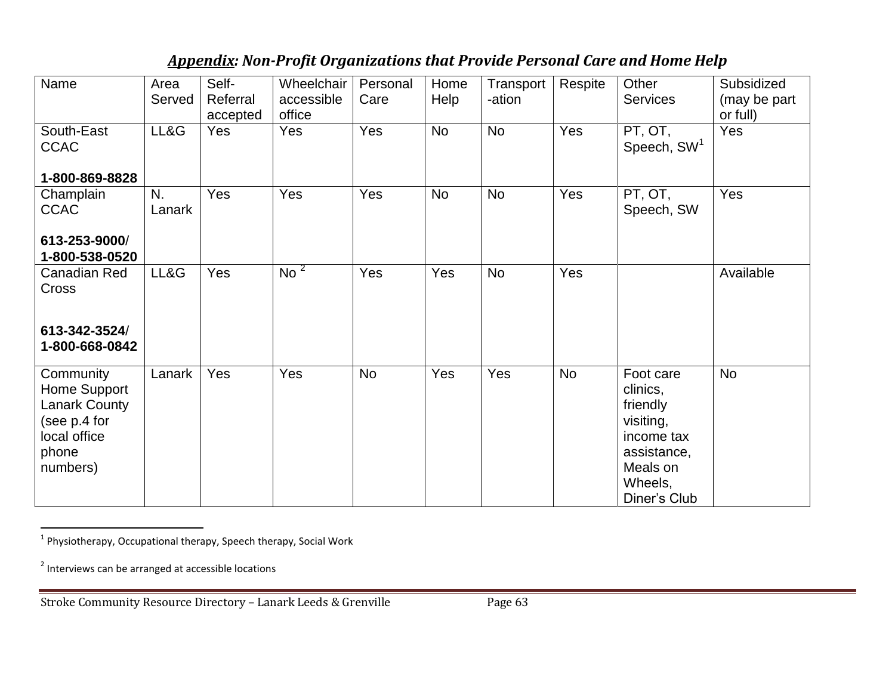## *Appendix: Non-Profit Organizations that Provide Personal Care and Home Help*

| Name | Area Served | Self-Referral accepted | Wheelchair accessible office | Personal Care | Home Help | Transport-ation | Respite | Other Services | Subsidized (may be part or full) |
|---|---|---|---|---|---|---|---|---|---|
| South-East CCAC<br><br>**1-800-869-8828** | LL&G | Yes | Yes | Yes | No | No | Yes | PT, OT, Speech, SW[1] | Yes |
| Champlain CCAC<br><br>**613-253-9000/ 1-800-538-0520** | N. Lanark | Yes | Yes | Yes | No | No | Yes | PT, OT, Speech, SW | Yes |
| Canadian Red Cross<br><br>**613-342-3524/ 1-800-668-0842** | LL&G | Yes | No [2] | Yes | Yes | No | Yes | | Available |
| Community Home Support Lanark County (see p.4 for local office phone numbers) | Lanark | Yes | Yes | No | Yes | Yes | No | Foot care clinics, friendly visiting, income tax assistance, Meals on Wheels, Diner's Club | No |

[1] Physiotherapy, Occupational therapy, Speech therapy, Social Work

[2] Interviews can be arranged at accessible locations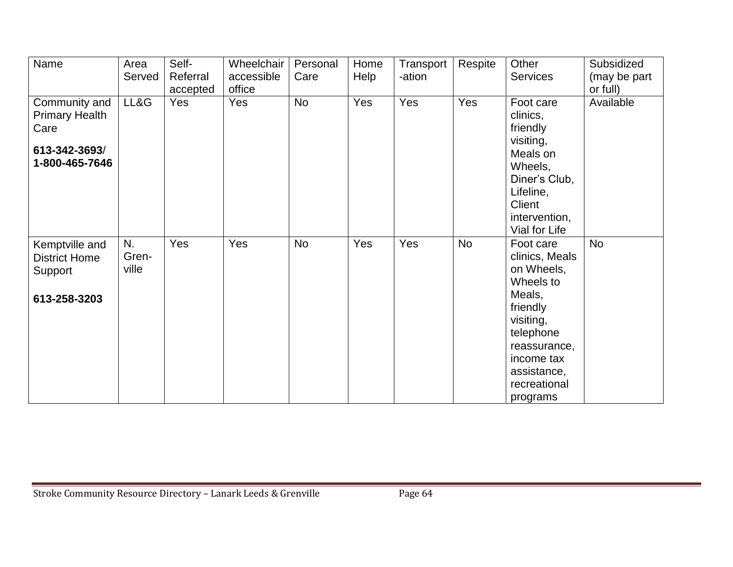| Name | Area Served | Self-Referral accepted | Wheelchair accessible office | Personal Care | Home Help | Transport-ation | Respite | Other Services | Subsidized (may be part or full) |
|---|---|---|---|---|---|---|---|---|---|
| Community and Primary Health Care<br><br>**613-342-3693/ 1-800-465-7646** | LL&G | Yes | Yes | No | Yes | Yes | Yes | Foot care clinics, friendly visiting, Meals on Wheels, Diner's Club, Lifeline, Client intervention, Vial for Life | Available |
| Kemptville and District Home Support<br><br>**613-258-3203** | N. Gren-ville | Yes | Yes | No | Yes | Yes | No | Foot care clinics, Meals on Wheels, Wheels to Meals, friendly visiting, telephone reassurance, income tax assistance, recreational programs | No |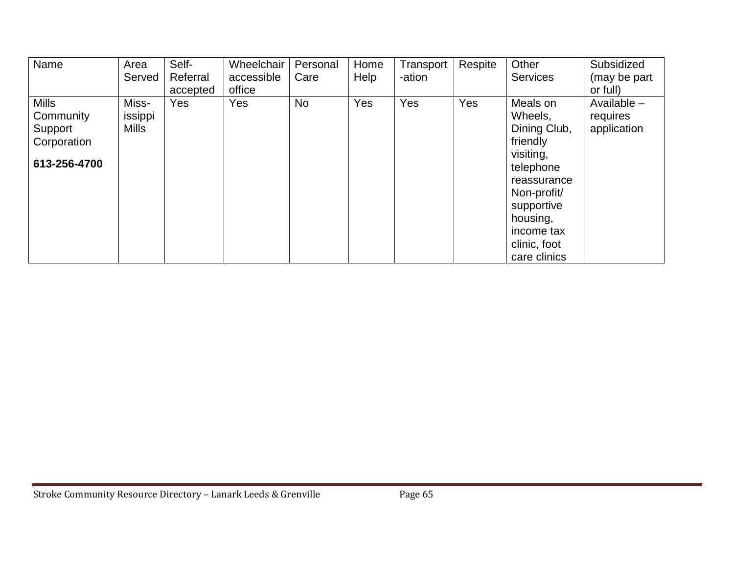| Name | Area Served | Self-Referral accepted | Wheelchair accessible office | Personal Care | Home Help | Transport-ation | Respite | Other Services | Subsidized (may be part or full) |
|---|---|---|---|---|---|---|---|---|---|
| Mills Community Support Corporation **613-256-4700** | Miss-issippi Mills | Yes | Yes | No | Yes | Yes | Yes | Meals on Wheels, Dining Club, friendly visiting, telephone reassurance Non-profit/ supportive housing, income tax clinic, foot care clinics | Available – requires application |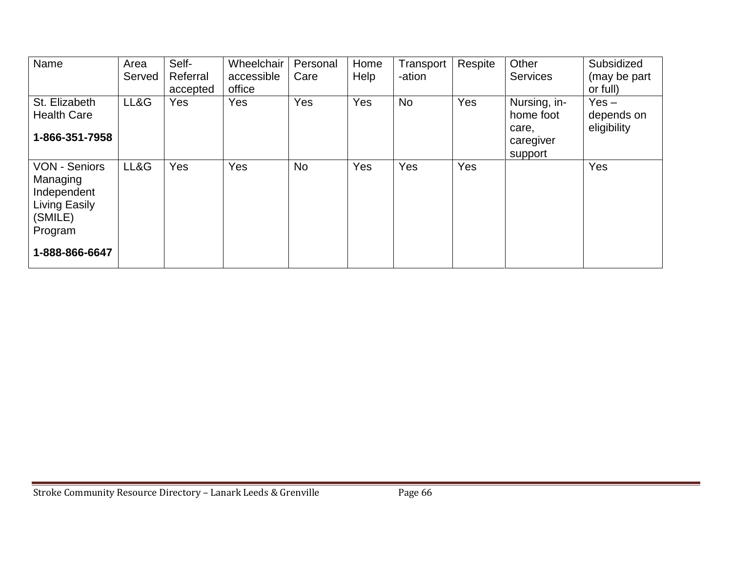| Name | Area Served | Self-Referral accepted | Wheelchair accessible office | Personal Care | Home Help | Transport-ation | Respite | Other Services | Subsidized (may be part or full) |
|---|---|---|---|---|---|---|---|---|---|
| St. Elizabeth Health Care **1-866-351-7958** | LL&G | Yes | Yes | Yes | Yes | No | Yes | Nursing, in-home foot care, caregiver support | Yes – depends on eligibility |
| VON - Seniors Managing Independent Living Easily (SMILE) Program **1-888-866-6647** | LL&G | Yes | Yes | No | Yes | Yes | Yes | | Yes |